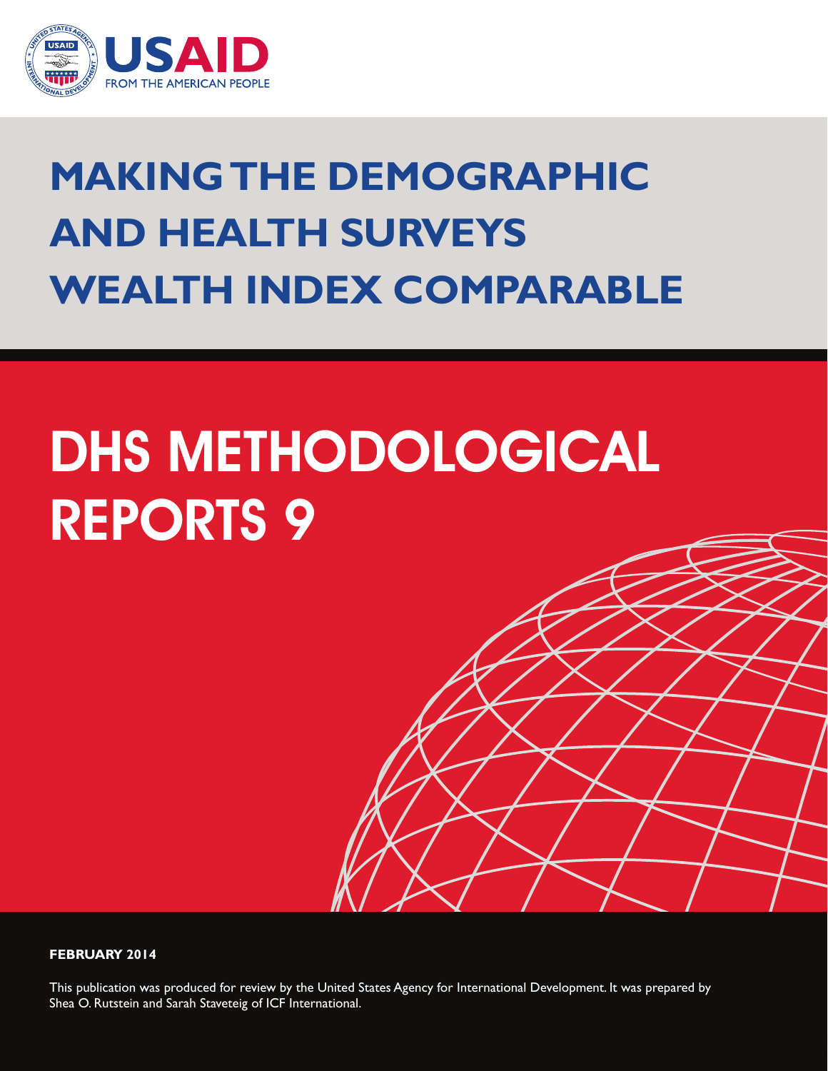USAID

FROM THE AMERICAN PEOPLE

# MAKING THE DEMOGRAPHIC AND HEALTH SURVEYS WEALTH INDEX COMPARABLE

# DHS METHODOLOGICAL REPORTS 9

**FEBRUARY 2014**

This publication was produced for review by the United States Agency for International Development. It was prepared by Shea O. Rutstein and Sarah Staveteig of ICF International.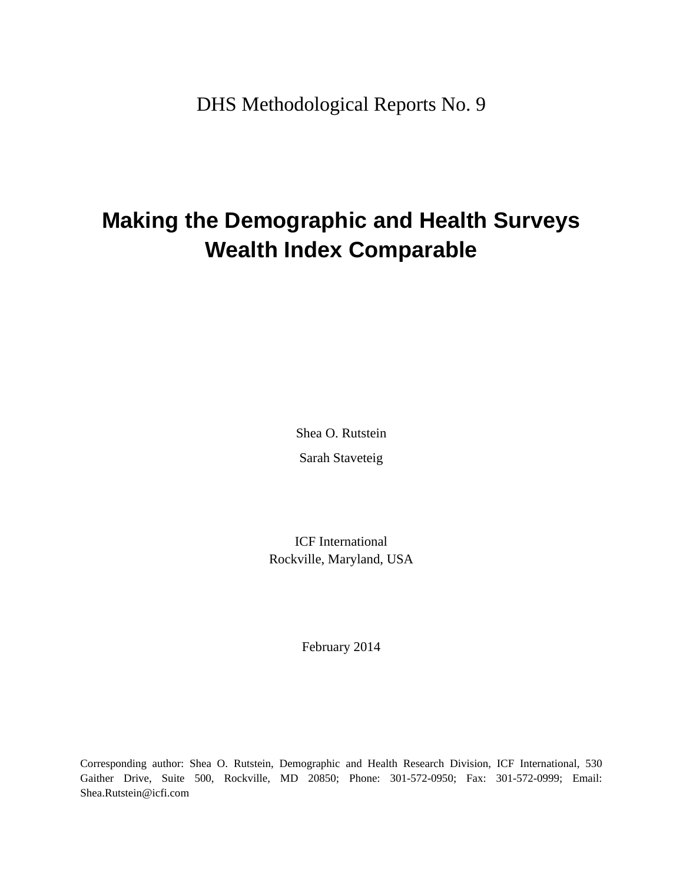DHS Methodological Reports No. 9

# Making the Demographic and Health Surveys Wealth Index Comparable

Shea O. Rutstein

Sarah Staveteig

ICF International
Rockville, Maryland, USA

February 2014

Corresponding author: Shea O. Rutstein, Demographic and Health Research Division, ICF International, 530 Gaither Drive, Suite 500, Rockville, MD 20850; Phone: 301-572-0950; Fax: 301-572-0999; Email: Shea.Rutstein@icfi.com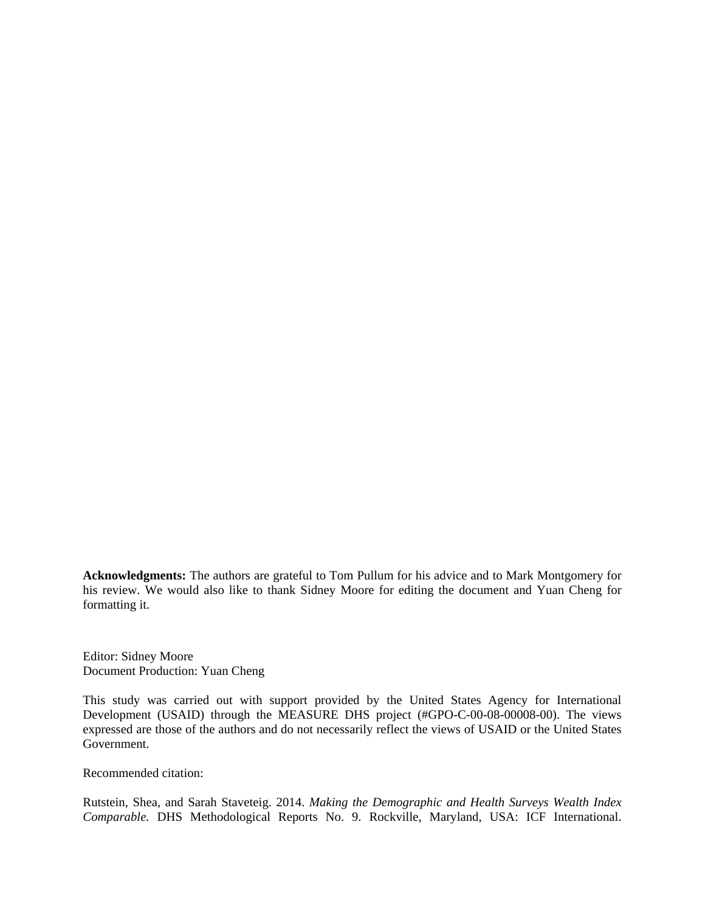**Acknowledgments:** The authors are grateful to Tom Pullum for his advice and to Mark Montgomery for his review. We would also like to thank Sidney Moore for editing the document and Yuan Cheng for formatting it.

Editor: Sidney Moore
Document Production: Yuan Cheng

This study was carried out with support provided by the United States Agency for International Development (USAID) through the MEASURE DHS project (#GPO-C-00-08-00008-00). The views expressed are those of the authors and do not necessarily reflect the views of USAID or the United States Government.

Recommended citation:

Rutstein, Shea, and Sarah Staveteig. 2014. *Making the Demographic and Health Surveys Wealth Index Comparable.* DHS Methodological Reports No. 9. Rockville, Maryland, USA: ICF International.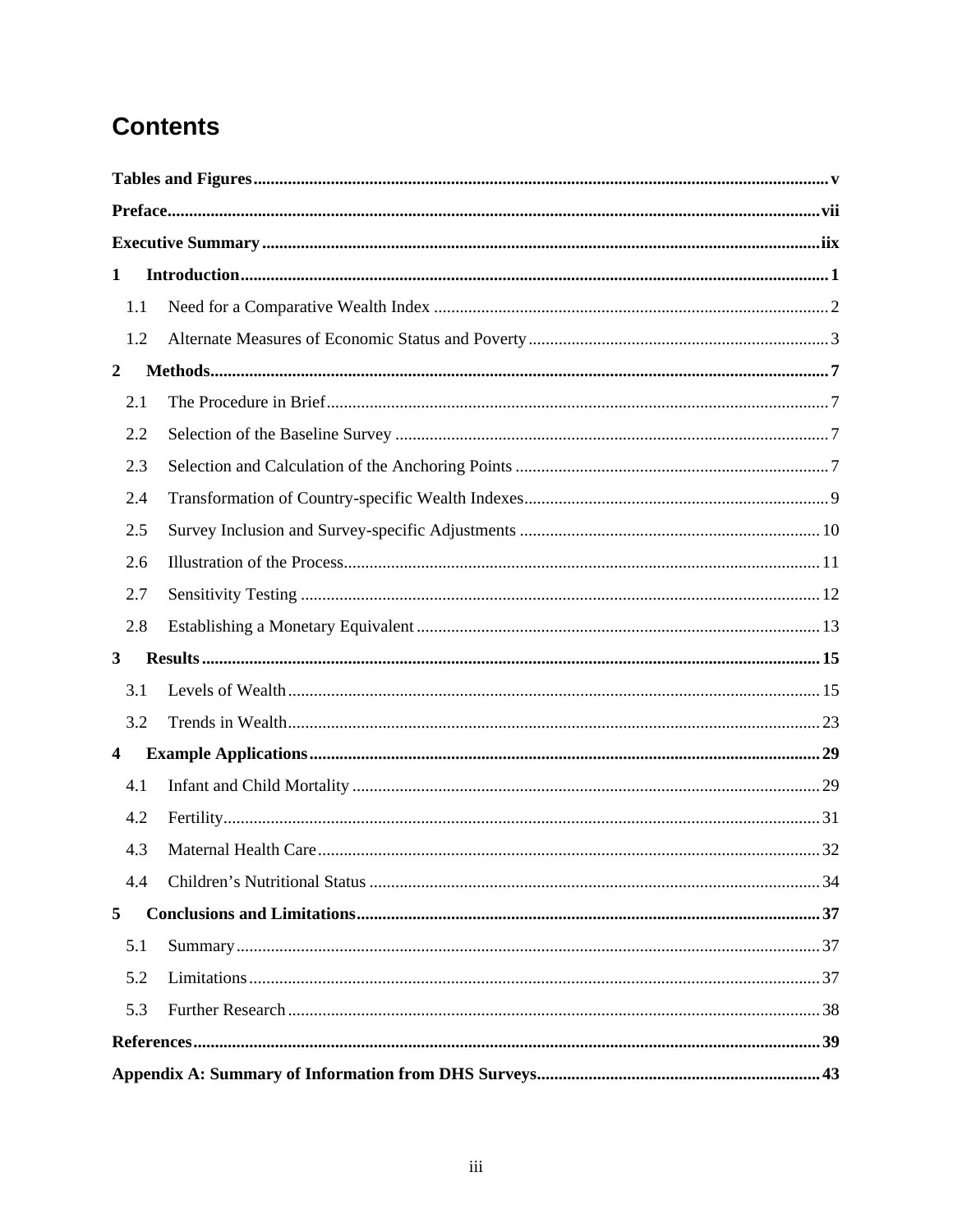# Contents

**Tables and Figures** ..... v

**Preface** ..... vii

**Executive Summary** ..... iix

**1 Introduction** ..... 1

- 1.1 Need for a Comparative Wealth Index ..... 2
- 1.2 Alternate Measures of Economic Status and Poverty ..... 3

**2 Methods** ..... 7

- 2.1 The Procedure in Brief ..... 7
- 2.2 Selection of the Baseline Survey ..... 7
- 2.3 Selection and Calculation of the Anchoring Points ..... 7
- 2.4 Transformation of Country-specific Wealth Indexes ..... 9
- 2.5 Survey Inclusion and Survey-specific Adjustments ..... 10
- 2.6 Illustration of the Process ..... 11
- 2.7 Sensitivity Testing ..... 12
- 2.8 Establishing a Monetary Equivalent ..... 13

**3 Results** ..... 15

- 3.1 Levels of Wealth ..... 15
- 3.2 Trends in Wealth ..... 23

**4 Example Applications** ..... 29

- 4.1 Infant and Child Mortality ..... 29
- 4.2 Fertility ..... 31
- 4.3 Maternal Health Care ..... 32
- 4.4 Children's Nutritional Status ..... 34

**5 Conclusions and Limitations** ..... 37

- 5.1 Summary ..... 37
- 5.2 Limitations ..... 37
- 5.3 Further Research ..... 38

**References** ..... 39

**Appendix A: Summary of Information from DHS Surveys** ..... 43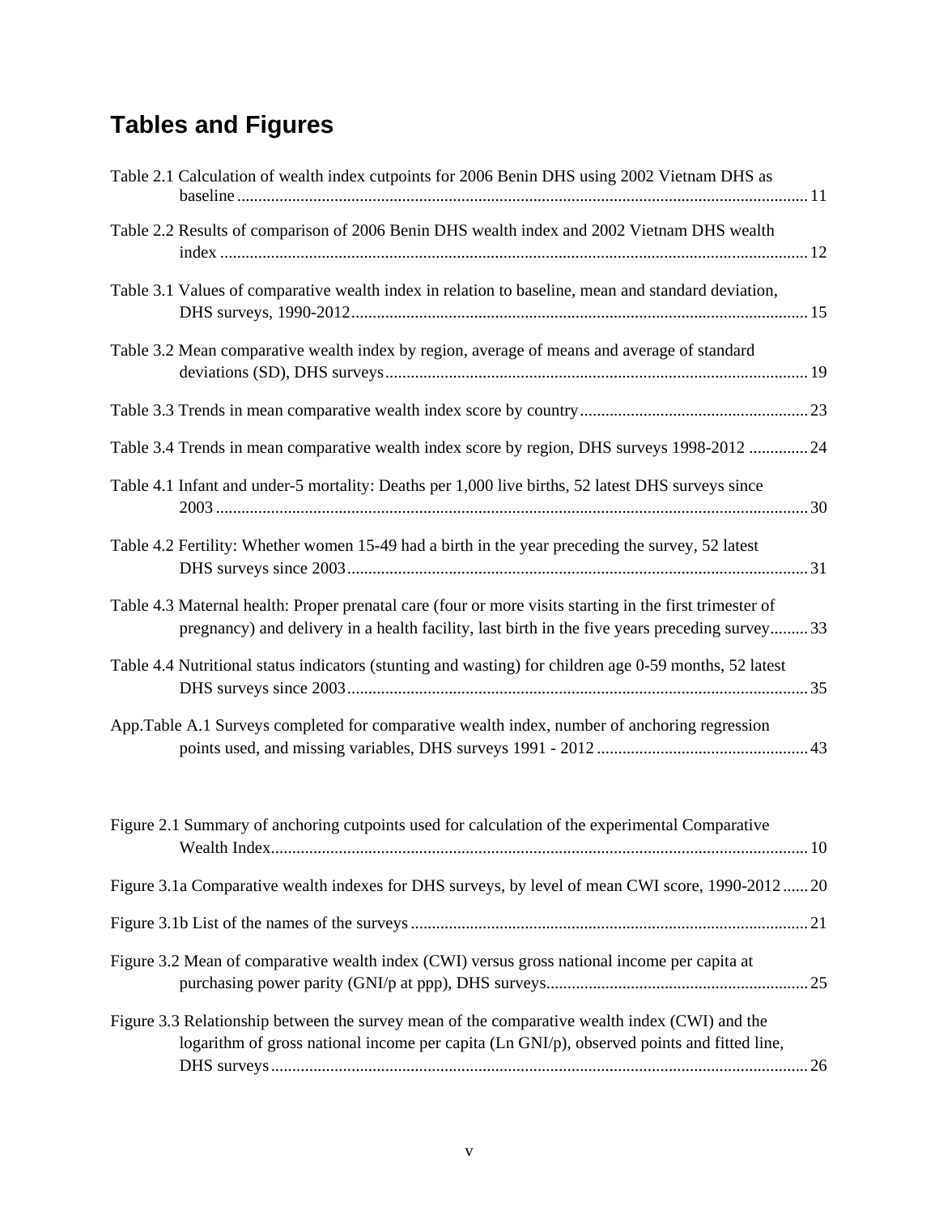# Tables and Figures

Table 2.1 Calculation of wealth index cutpoints for 2006 Benin DHS using 2002 Vietnam DHS as baseline ....... 11

Table 2.2 Results of comparison of 2006 Benin DHS wealth index and 2002 Vietnam DHS wealth index ....... 12

Table 3.1 Values of comparative wealth index in relation to baseline, mean and standard deviation, DHS surveys, 1990-2012 ....... 15

Table 3.2 Mean comparative wealth index by region, average of means and average of standard deviations (SD), DHS surveys ....... 19

Table 3.3 Trends in mean comparative wealth index score by country ....... 23

Table 3.4 Trends in mean comparative wealth index score by region, DHS surveys 1998-2012 ....... 24

Table 4.1 Infant and under-5 mortality: Deaths per 1,000 live births, 52 latest DHS surveys since 2003 ....... 30

Table 4.2 Fertility: Whether women 15-49 had a birth in the year preceding the survey, 52 latest DHS surveys since 2003 ....... 31

Table 4.3 Maternal health: Proper prenatal care (four or more visits starting in the first trimester of pregnancy) and delivery in a health facility, last birth in the five years preceding survey ....... 33

Table 4.4 Nutritional status indicators (stunting and wasting) for children age 0-59 months, 52 latest DHS surveys since 2003 ....... 35

App.Table A.1 Surveys completed for comparative wealth index, number of anchoring regression points used, and missing variables, DHS surveys 1991 - 2012 ....... 43

Figure 2.1 Summary of anchoring cutpoints used for calculation of the experimental Comparative Wealth Index ....... 10

Figure 3.1a Comparative wealth indexes for DHS surveys, by level of mean CWI score, 1990-2012 ....... 20

Figure 3.1b List of the names of the surveys ....... 21

Figure 3.2 Mean of comparative wealth index (CWI) versus gross national income per capita at purchasing power parity (GNI/p at ppp), DHS surveys ....... 25

Figure 3.3 Relationship between the survey mean of the comparative wealth index (CWI) and the logarithm of gross national income per capita (Ln GNI/p), observed points and fitted line, DHS surveys ....... 26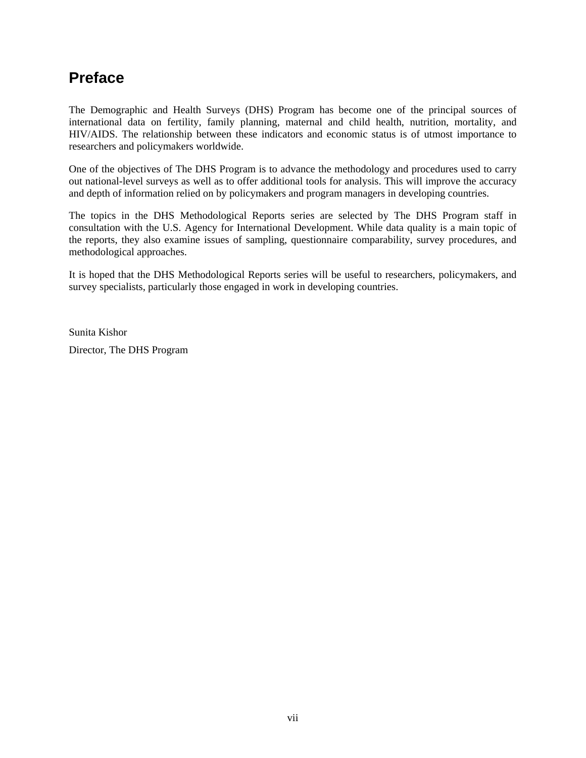# Preface

The Demographic and Health Surveys (DHS) Program has become one of the principal sources of international data on fertility, family planning, maternal and child health, nutrition, mortality, and HIV/AIDS. The relationship between these indicators and economic status is of utmost importance to researchers and policymakers worldwide.

One of the objectives of The DHS Program is to advance the methodology and procedures used to carry out national-level surveys as well as to offer additional tools for analysis. This will improve the accuracy and depth of information relied on by policymakers and program managers in developing countries.

The topics in the DHS Methodological Reports series are selected by The DHS Program staff in consultation with the U.S. Agency for International Development. While data quality is a main topic of the reports, they also examine issues of sampling, questionnaire comparability, survey procedures, and methodological approaches.

It is hoped that the DHS Methodological Reports series will be useful to researchers, policymakers, and survey specialists, particularly those engaged in work in developing countries.

Sunita Kishor

Director, The DHS Program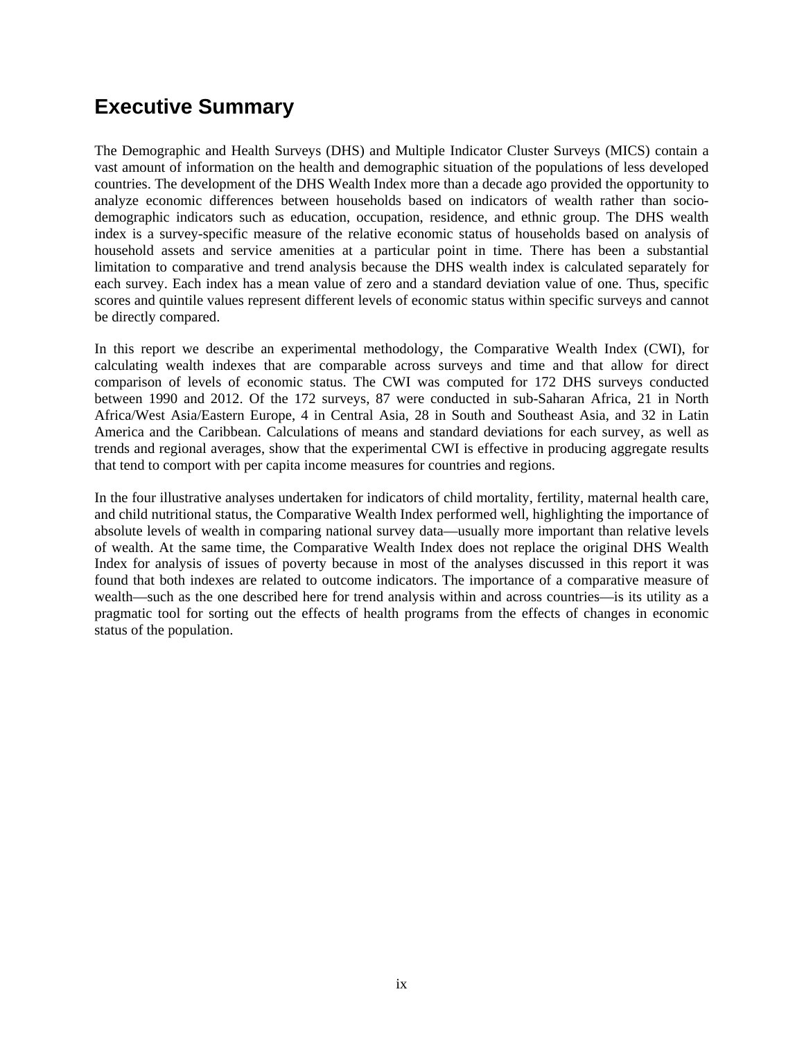# Executive Summary

The Demographic and Health Surveys (DHS) and Multiple Indicator Cluster Surveys (MICS) contain a vast amount of information on the health and demographic situation of the populations of less developed countries. The development of the DHS Wealth Index more than a decade ago provided the opportunity to analyze economic differences between households based on indicators of wealth rather than socio-demographic indicators such as education, occupation, residence, and ethnic group. The DHS wealth index is a survey-specific measure of the relative economic status of households based on analysis of household assets and service amenities at a particular point in time. There has been a substantial limitation to comparative and trend analysis because the DHS wealth index is calculated separately for each survey. Each index has a mean value of zero and a standard deviation value of one. Thus, specific scores and quintile values represent different levels of economic status within specific surveys and cannot be directly compared.

In this report we describe an experimental methodology, the Comparative Wealth Index (CWI), for calculating wealth indexes that are comparable across surveys and time and that allow for direct comparison of levels of economic status. The CWI was computed for 172 DHS surveys conducted between 1990 and 2012. Of the 172 surveys, 87 were conducted in sub-Saharan Africa, 21 in North Africa/West Asia/Eastern Europe, 4 in Central Asia, 28 in South and Southeast Asia, and 32 in Latin America and the Caribbean. Calculations of means and standard deviations for each survey, as well as trends and regional averages, show that the experimental CWI is effective in producing aggregate results that tend to comport with per capita income measures for countries and regions.

In the four illustrative analyses undertaken for indicators of child mortality, fertility, maternal health care, and child nutritional status, the Comparative Wealth Index performed well, highlighting the importance of absolute levels of wealth in comparing national survey data—usually more important than relative levels of wealth. At the same time, the Comparative Wealth Index does not replace the original DHS Wealth Index for analysis of issues of poverty because in most of the analyses discussed in this report it was found that both indexes are related to outcome indicators. The importance of a comparative measure of wealth—such as the one described here for trend analysis within and across countries—is its utility as a pragmatic tool for sorting out the effects of health programs from the effects of changes in economic status of the population.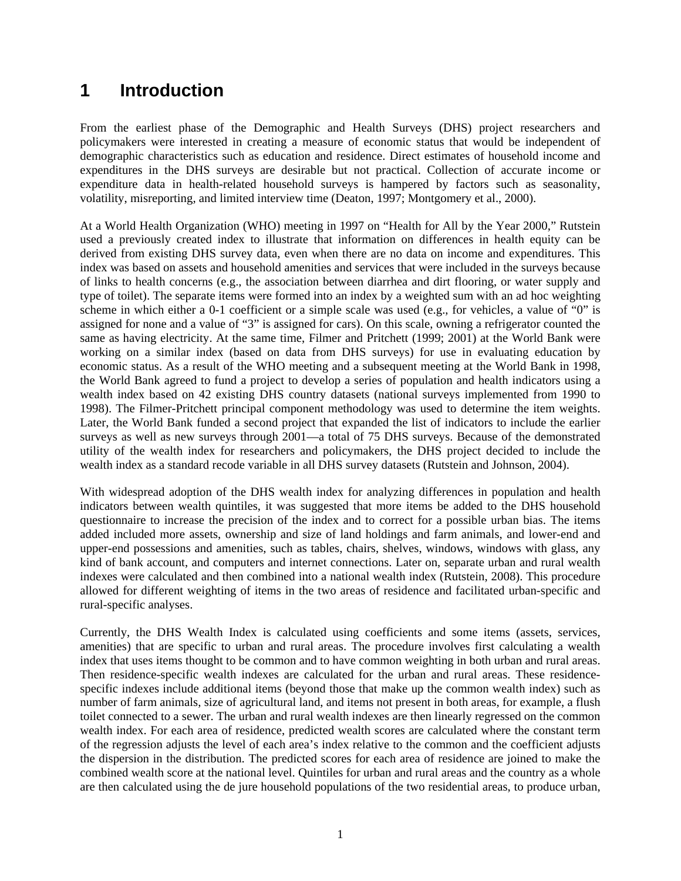# 1 Introduction

From the earliest phase of the Demographic and Health Surveys (DHS) project researchers and policymakers were interested in creating a measure of economic status that would be independent of demographic characteristics such as education and residence. Direct estimates of household income and expenditures in the DHS surveys are desirable but not practical. Collection of accurate income or expenditure data in health-related household surveys is hampered by factors such as seasonality, volatility, misreporting, and limited interview time (Deaton, 1997; Montgomery et al., 2000).

At a World Health Organization (WHO) meeting in 1997 on "Health for All by the Year 2000," Rutstein used a previously created index to illustrate that information on differences in health equity can be derived from existing DHS survey data, even when there are no data on income and expenditures. This index was based on assets and household amenities and services that were included in the surveys because of links to health concerns (e.g., the association between diarrhea and dirt flooring, or water supply and type of toilet). The separate items were formed into an index by a weighted sum with an ad hoc weighting scheme in which either a 0-1 coefficient or a simple scale was used (e.g., for vehicles, a value of "0" is assigned for none and a value of "3" is assigned for cars). On this scale, owning a refrigerator counted the same as having electricity. At the same time, Filmer and Pritchett (1999; 2001) at the World Bank were working on a similar index (based on data from DHS surveys) for use in evaluating education by economic status. As a result of the WHO meeting and a subsequent meeting at the World Bank in 1998, the World Bank agreed to fund a project to develop a series of population and health indicators using a wealth index based on 42 existing DHS country datasets (national surveys implemented from 1990 to 1998). The Filmer-Pritchett principal component methodology was used to determine the item weights. Later, the World Bank funded a second project that expanded the list of indicators to include the earlier surveys as well as new surveys through 2001—a total of 75 DHS surveys. Because of the demonstrated utility of the wealth index for researchers and policymakers, the DHS project decided to include the wealth index as a standard recode variable in all DHS survey datasets (Rutstein and Johnson, 2004).

With widespread adoption of the DHS wealth index for analyzing differences in population and health indicators between wealth quintiles, it was suggested that more items be added to the DHS household questionnaire to increase the precision of the index and to correct for a possible urban bias. The items added included more assets, ownership and size of land holdings and farm animals, and lower-end and upper-end possessions and amenities, such as tables, chairs, shelves, windows, windows with glass, any kind of bank account, and computers and internet connections. Later on, separate urban and rural wealth indexes were calculated and then combined into a national wealth index (Rutstein, 2008). This procedure allowed for different weighting of items in the two areas of residence and facilitated urban-specific and rural-specific analyses.

Currently, the DHS Wealth Index is calculated using coefficients and some items (assets, services, amenities) that are specific to urban and rural areas. The procedure involves first calculating a wealth index that uses items thought to be common and to have common weighting in both urban and rural areas. Then residence-specific wealth indexes are calculated for the urban and rural areas. These residence-specific indexes include additional items (beyond those that make up the common wealth index) such as number of farm animals, size of agricultural land, and items not present in both areas, for example, a flush toilet connected to a sewer. The urban and rural wealth indexes are then linearly regressed on the common wealth index. For each area of residence, predicted wealth scores are calculated where the constant term of the regression adjusts the level of each area's index relative to the common and the coefficient adjusts the dispersion in the distribution. The predicted scores for each area of residence are joined to make the combined wealth score at the national level. Quintiles for urban and rural areas and the country as a whole are then calculated using the de jure household populations of the two residential areas, to produce urban,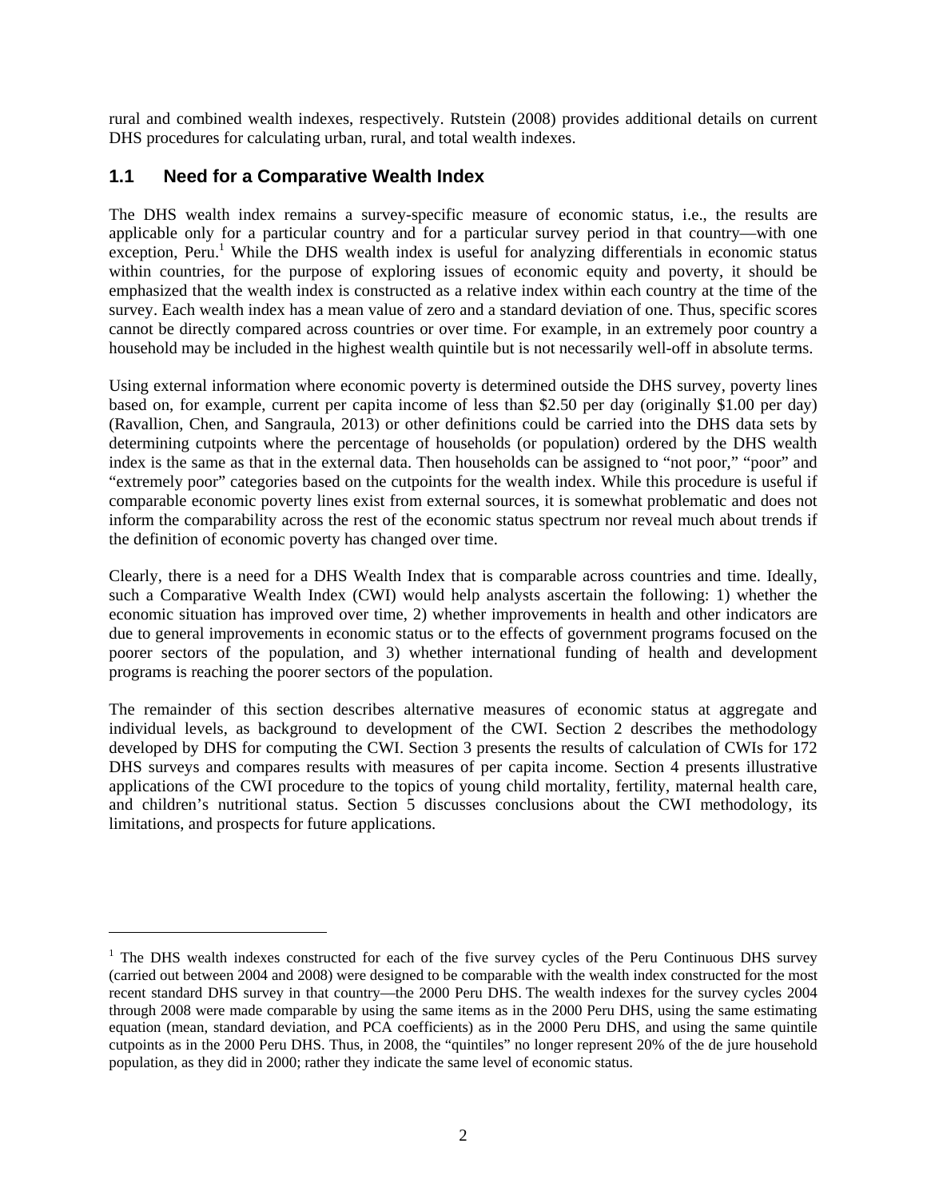rural and combined wealth indexes, respectively. Rutstein (2008) provides additional details on current DHS procedures for calculating urban, rural, and total wealth indexes.

## 1.1 Need for a Comparative Wealth Index

The DHS wealth index remains a survey-specific measure of economic status, i.e., the results are applicable only for a particular country and for a particular survey period in that country—with one exception, Peru.[1] While the DHS wealth index is useful for analyzing differentials in economic status within countries, for the purpose of exploring issues of economic equity and poverty, it should be emphasized that the wealth index is constructed as a relative index within each country at the time of the survey. Each wealth index has a mean value of zero and a standard deviation of one. Thus, specific scores cannot be directly compared across countries or over time. For example, in an extremely poor country a household may be included in the highest wealth quintile but is not necessarily well-off in absolute terms.

Using external information where economic poverty is determined outside the DHS survey, poverty lines based on, for example, current per capita income of less than $2.50 per day (originally $1.00 per day) (Ravallion, Chen, and Sangraula, 2013) or other definitions could be carried into the DHS data sets by determining cutpoints where the percentage of households (or population) ordered by the DHS wealth index is the same as that in the external data. Then households can be assigned to "not poor," "poor" and "extremely poor" categories based on the cutpoints for the wealth index. While this procedure is useful if comparable economic poverty lines exist from external sources, it is somewhat problematic and does not inform the comparability across the rest of the economic status spectrum nor reveal much about trends if the definition of economic poverty has changed over time.

Clearly, there is a need for a DHS Wealth Index that is comparable across countries and time. Ideally, such a Comparative Wealth Index (CWI) would help analysts ascertain the following: 1) whether the economic situation has improved over time, 2) whether improvements in health and other indicators are due to general improvements in economic status or to the effects of government programs focused on the poorer sectors of the population, and 3) whether international funding of health and development programs is reaching the poorer sectors of the population.

The remainder of this section describes alternative measures of economic status at aggregate and individual levels, as background to development of the CWI. Section 2 describes the methodology developed by DHS for computing the CWI. Section 3 presents the results of calculation of CWIs for 172 DHS surveys and compares results with measures of per capita income. Section 4 presents illustrative applications of the CWI procedure to the topics of young child mortality, fertility, maternal health care, and children's nutritional status. Section 5 discusses conclusions about the CWI methodology, its limitations, and prospects for future applications.

---

[1] The DHS wealth indexes constructed for each of the five survey cycles of the Peru Continuous DHS survey (carried out between 2004 and 2008) were designed to be comparable with the wealth index constructed for the most recent standard DHS survey in that country—the 2000 Peru DHS. The wealth indexes for the survey cycles 2004 through 2008 were made comparable by using the same items as in the 2000 Peru DHS, using the same estimating equation (mean, standard deviation, and PCA coefficients) as in the 2000 Peru DHS, and using the same quintile cutpoints as in the 2000 Peru DHS. Thus, in 2008, the "quintiles" no longer represent 20% of the de jure household population, as they did in 2000; rather they indicate the same level of economic status.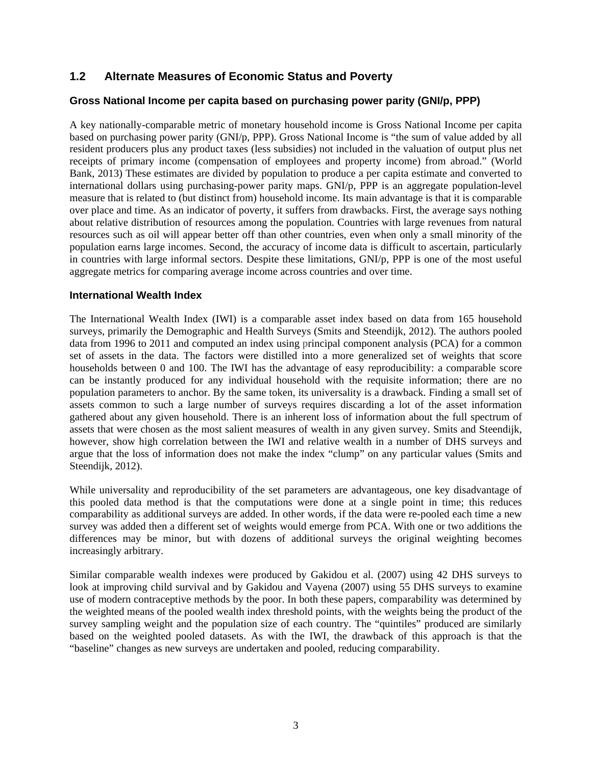## 1.2 Alternate Measures of Economic Status and Poverty

### Gross National Income per capita based on purchasing power parity (GNI/p, PPP)

A key nationally-comparable metric of monetary household income is Gross National Income per capita based on purchasing power parity (GNI/p, PPP). Gross National Income is "the sum of value added by all resident producers plus any product taxes (less subsidies) not included in the valuation of output plus net receipts of primary income (compensation of employees and property income) from abroad." (World Bank, 2013) These estimates are divided by population to produce a per capita estimate and converted to international dollars using purchasing-power parity maps. GNI/p, PPP is an aggregate population-level measure that is related to (but distinct from) household income. Its main advantage is that it is comparable over place and time. As an indicator of poverty, it suffers from drawbacks. First, the average says nothing about relative distribution of resources among the population. Countries with large revenues from natural resources such as oil will appear better off than other countries, even when only a small minority of the population earns large incomes. Second, the accuracy of income data is difficult to ascertain, particularly in countries with large informal sectors. Despite these limitations, GNI/p, PPP is one of the most useful aggregate metrics for comparing average income across countries and over time.

### International Wealth Index

The International Wealth Index (IWI) is a comparable asset index based on data from 165 household surveys, primarily the Demographic and Health Surveys (Smits and Steendijk, 2012). The authors pooled data from 1996 to 2011 and computed an index using principal component analysis (PCA) for a common set of assets in the data. The factors were distilled into a more generalized set of weights that score households between 0 and 100. The IWI has the advantage of easy reproducibility: a comparable score can be instantly produced for any individual household with the requisite information; there are no population parameters to anchor. By the same token, its universality is a drawback. Finding a small set of assets common to such a large number of surveys requires discarding a lot of the asset information gathered about any given household. There is an inherent loss of information about the full spectrum of assets that were chosen as the most salient measures of wealth in any given survey. Smits and Steendijk, however, show high correlation between the IWI and relative wealth in a number of DHS surveys and argue that the loss of information does not make the index "clump" on any particular values (Smits and Steendijk, 2012).

While universality and reproducibility of the set parameters are advantageous, one key disadvantage of this pooled data method is that the computations were done at a single point in time; this reduces comparability as additional surveys are added. In other words, if the data were re-pooled each time a new survey was added then a different set of weights would emerge from PCA. With one or two additions the differences may be minor, but with dozens of additional surveys the original weighting becomes increasingly arbitrary.

Similar comparable wealth indexes were produced by Gakidou et al. (2007) using 42 DHS surveys to look at improving child survival and by Gakidou and Vayena (2007) using 55 DHS surveys to examine use of modern contraceptive methods by the poor. In both these papers, comparability was determined by the weighted means of the pooled wealth index threshold points, with the weights being the product of the survey sampling weight and the population size of each country. The "quintiles" produced are similarly based on the weighted pooled datasets. As with the IWI, the drawback of this approach is that the "baseline" changes as new surveys are undertaken and pooled, reducing comparability.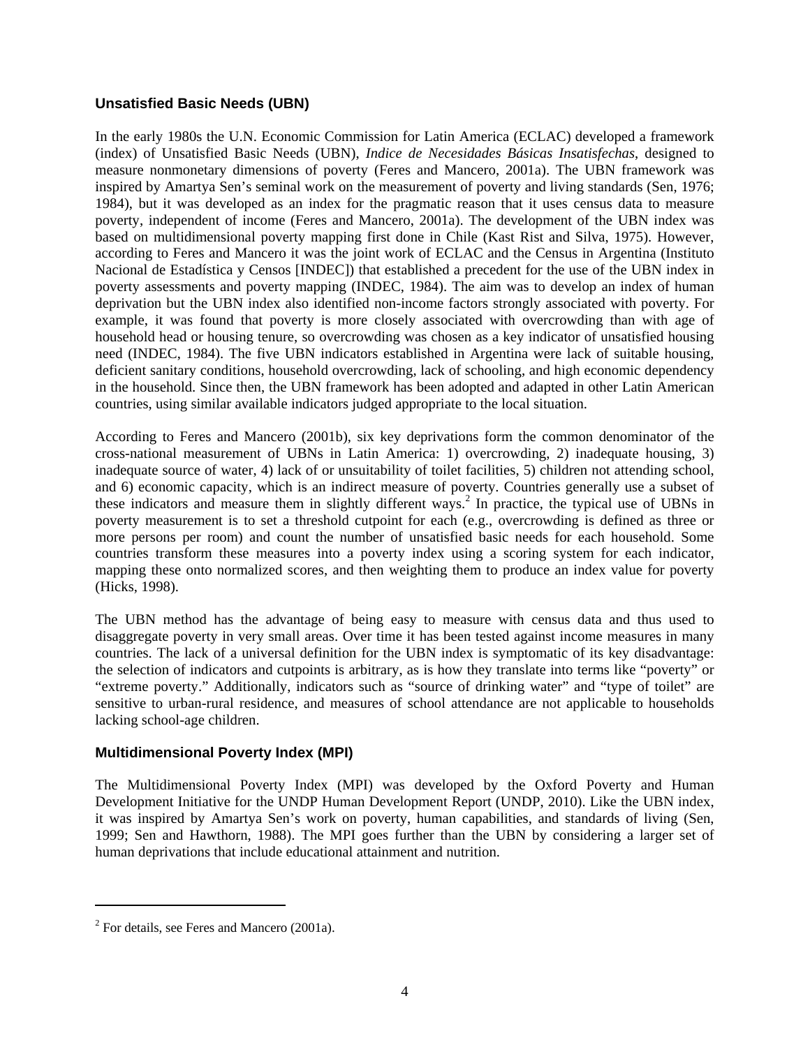## Unsatisfied Basic Needs (UBN)

In the early 1980s the U.N. Economic Commission for Latin America (ECLAC) developed a framework (index) of Unsatisfied Basic Needs (UBN), *Indice de Necesidades Básicas Insatisfechas*, designed to measure nonmonetary dimensions of poverty (Feres and Mancero, 2001a). The UBN framework was inspired by Amartya Sen's seminal work on the measurement of poverty and living standards (Sen, 1976; 1984), but it was developed as an index for the pragmatic reason that it uses census data to measure poverty, independent of income (Feres and Mancero, 2001a). The development of the UBN index was based on multidimensional poverty mapping first done in Chile (Kast Rist and Silva, 1975). However, according to Feres and Mancero it was the joint work of ECLAC and the Census in Argentina (Instituto Nacional de Estadística y Censos [INDEC]) that established a precedent for the use of the UBN index in poverty assessments and poverty mapping (INDEC, 1984). The aim was to develop an index of human deprivation but the UBN index also identified non-income factors strongly associated with poverty. For example, it was found that poverty is more closely associated with overcrowding than with age of household head or housing tenure, so overcrowding was chosen as a key indicator of unsatisfied housing need (INDEC, 1984). The five UBN indicators established in Argentina were lack of suitable housing, deficient sanitary conditions, household overcrowding, lack of schooling, and high economic dependency in the household. Since then, the UBN framework has been adopted and adapted in other Latin American countries, using similar available indicators judged appropriate to the local situation.

According to Feres and Mancero (2001b), six key deprivations form the common denominator of the cross-national measurement of UBNs in Latin America: 1) overcrowding, 2) inadequate housing, 3) inadequate source of water, 4) lack of or unsuitability of toilet facilities, 5) children not attending school, and 6) economic capacity, which is an indirect measure of poverty. Countries generally use a subset of these indicators and measure them in slightly different ways.[2] In practice, the typical use of UBNs in poverty measurement is to set a threshold cutpoint for each (e.g., overcrowding is defined as three or more persons per room) and count the number of unsatisfied basic needs for each household. Some countries transform these measures into a poverty index using a scoring system for each indicator, mapping these onto normalized scores, and then weighting them to produce an index value for poverty (Hicks, 1998).

The UBN method has the advantage of being easy to measure with census data and thus used to disaggregate poverty in very small areas. Over time it has been tested against income measures in many countries. The lack of a universal definition for the UBN index is symptomatic of its key disadvantage: the selection of indicators and cutpoints is arbitrary, as is how they translate into terms like "poverty" or "extreme poverty." Additionally, indicators such as "source of drinking water" and "type of toilet" are sensitive to urban-rural residence, and measures of school attendance are not applicable to households lacking school-age children.

## Multidimensional Poverty Index (MPI)

The Multidimensional Poverty Index (MPI) was developed by the Oxford Poverty and Human Development Initiative for the UNDP Human Development Report (UNDP, 2010). Like the UBN index, it was inspired by Amartya Sen's work on poverty, human capabilities, and standards of living (Sen, 1999; Sen and Hawthorn, 1988). The MPI goes further than the UBN by considering a larger set of human deprivations that include educational attainment and nutrition.

---

[2] For details, see Feres and Mancero (2001a).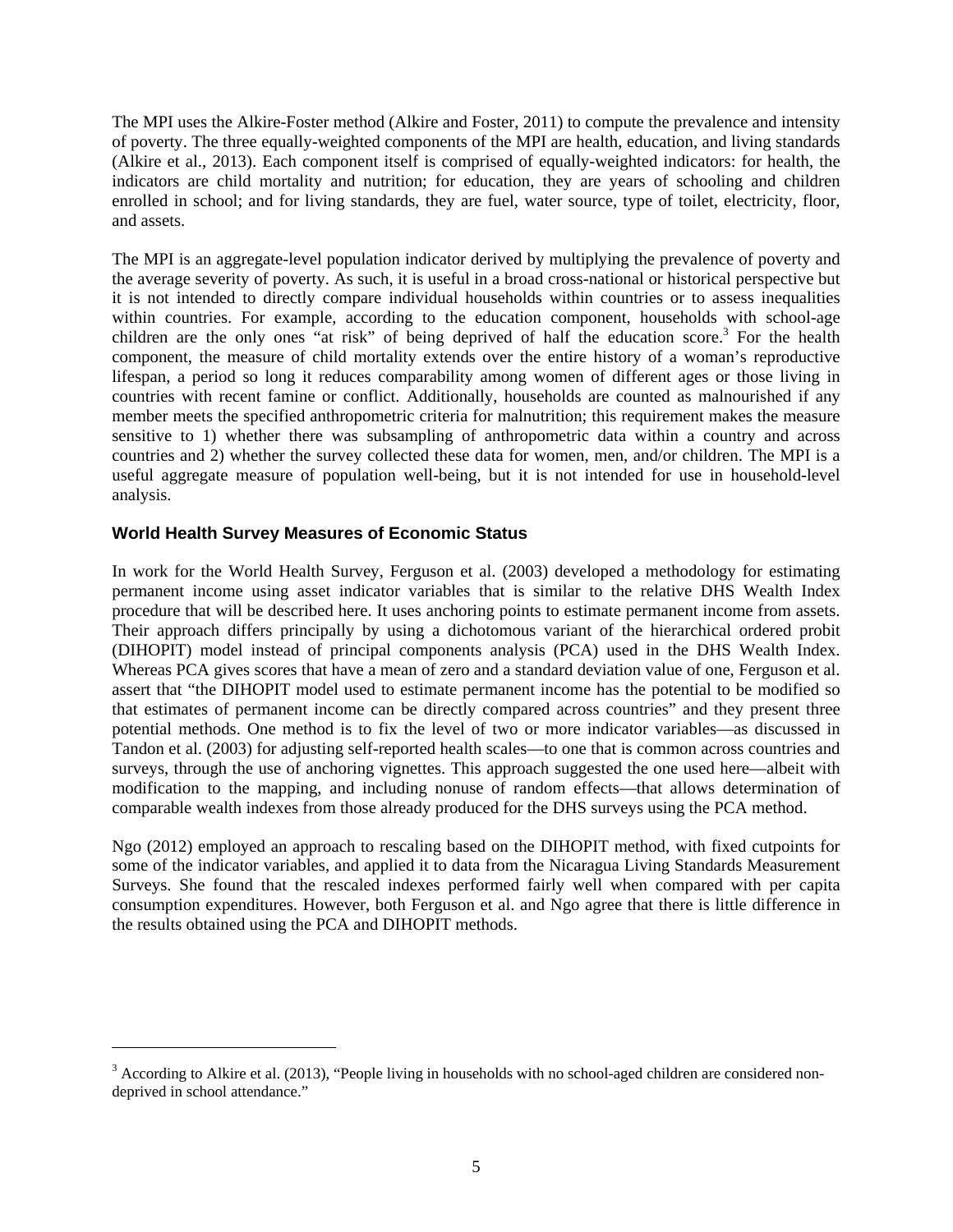The MPI uses the Alkire-Foster method (Alkire and Foster, 2011) to compute the prevalence and intensity of poverty. The three equally-weighted components of the MPI are health, education, and living standards (Alkire et al., 2013). Each component itself is comprised of equally-weighted indicators: for health, the indicators are child mortality and nutrition; for education, they are years of schooling and children enrolled in school; and for living standards, they are fuel, water source, type of toilet, electricity, floor, and assets.

The MPI is an aggregate-level population indicator derived by multiplying the prevalence of poverty and the average severity of poverty. As such, it is useful in a broad cross-national or historical perspective but it is not intended to directly compare individual households within countries or to assess inequalities within countries. For example, according to the education component, households with school-age children are the only ones "at risk" of being deprived of half the education score.[3] For the health component, the measure of child mortality extends over the entire history of a woman's reproductive lifespan, a period so long it reduces comparability among women of different ages or those living in countries with recent famine or conflict. Additionally, households are counted as malnourished if any member meets the specified anthropometric criteria for malnutrition; this requirement makes the measure sensitive to 1) whether there was subsampling of anthropometric data within a country and across countries and 2) whether the survey collected these data for women, men, and/or children. The MPI is a useful aggregate measure of population well-being, but it is not intended for use in household-level analysis.

### World Health Survey Measures of Economic Status

In work for the World Health Survey, Ferguson et al. (2003) developed a methodology for estimating permanent income using asset indicator variables that is similar to the relative DHS Wealth Index procedure that will be described here. It uses anchoring points to estimate permanent income from assets. Their approach differs principally by using a dichotomous variant of the hierarchical ordered probit (DIHOPIT) model instead of principal components analysis (PCA) used in the DHS Wealth Index. Whereas PCA gives scores that have a mean of zero and a standard deviation value of one, Ferguson et al. assert that "the DIHOPIT model used to estimate permanent income has the potential to be modified so that estimates of permanent income can be directly compared across countries" and they present three potential methods. One method is to fix the level of two or more indicator variables—as discussed in Tandon et al. (2003) for adjusting self-reported health scales—to one that is common across countries and surveys, through the use of anchoring vignettes. This approach suggested the one used here—albeit with modification to the mapping, and including nonuse of random effects—that allows determination of comparable wealth indexes from those already produced for the DHS surveys using the PCA method.

Ngo (2012) employed an approach to rescaling based on the DIHOPIT method, with fixed cutpoints for some of the indicator variables, and applied it to data from the Nicaragua Living Standards Measurement Surveys. She found that the rescaled indexes performed fairly well when compared with per capita consumption expenditures. However, both Ferguson et al. and Ngo agree that there is little difference in the results obtained using the PCA and DIHOPIT methods.

---

[3] According to Alkire et al. (2013), "People living in households with no school-aged children are considered non-deprived in school attendance."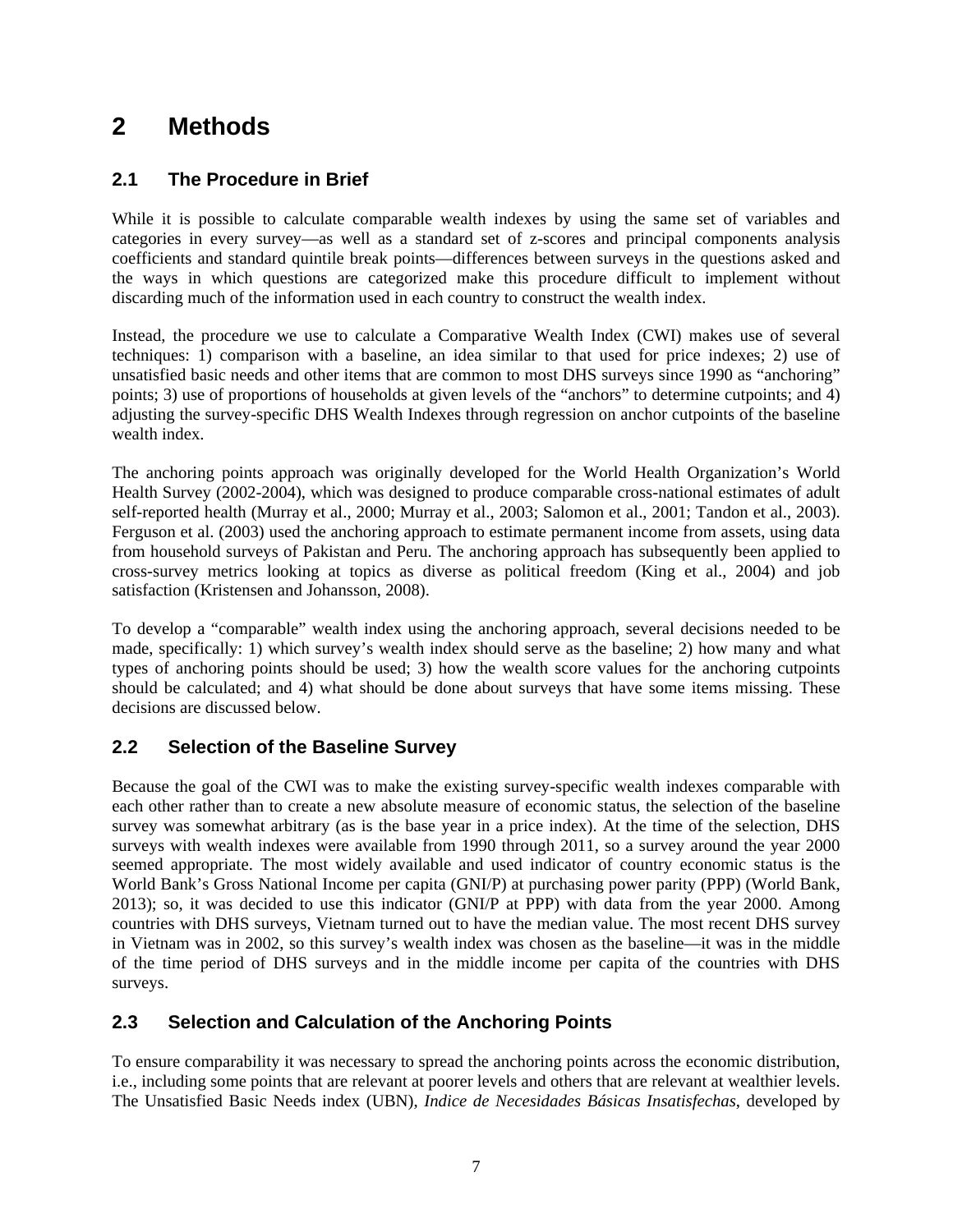# 2 Methods

## 2.1 The Procedure in Brief

While it is possible to calculate comparable wealth indexes by using the same set of variables and categories in every survey—as well as a standard set of z-scores and principal components analysis coefficients and standard quintile break points—differences between surveys in the questions asked and the ways in which questions are categorized make this procedure difficult to implement without discarding much of the information used in each country to construct the wealth index.

Instead, the procedure we use to calculate a Comparative Wealth Index (CWI) makes use of several techniques: 1) comparison with a baseline, an idea similar to that used for price indexes; 2) use of unsatisfied basic needs and other items that are common to most DHS surveys since 1990 as "anchoring" points; 3) use of proportions of households at given levels of the "anchors" to determine cutpoints; and 4) adjusting the survey-specific DHS Wealth Indexes through regression on anchor cutpoints of the baseline wealth index.

The anchoring points approach was originally developed for the World Health Organization's World Health Survey (2002-2004), which was designed to produce comparable cross-national estimates of adult self-reported health (Murray et al., 2000; Murray et al., 2003; Salomon et al., 2001; Tandon et al., 2003). Ferguson et al. (2003) used the anchoring approach to estimate permanent income from assets, using data from household surveys of Pakistan and Peru. The anchoring approach has subsequently been applied to cross-survey metrics looking at topics as diverse as political freedom (King et al., 2004) and job satisfaction (Kristensen and Johansson, 2008).

To develop a "comparable" wealth index using the anchoring approach, several decisions needed to be made, specifically: 1) which survey's wealth index should serve as the baseline; 2) how many and what types of anchoring points should be used; 3) how the wealth score values for the anchoring cutpoints should be calculated; and 4) what should be done about surveys that have some items missing. These decisions are discussed below.

## 2.2 Selection of the Baseline Survey

Because the goal of the CWI was to make the existing survey-specific wealth indexes comparable with each other rather than to create a new absolute measure of economic status, the selection of the baseline survey was somewhat arbitrary (as is the base year in a price index). At the time of the selection, DHS surveys with wealth indexes were available from 1990 through 2011, so a survey around the year 2000 seemed appropriate. The most widely available and used indicator of country economic status is the World Bank's Gross National Income per capita (GNI/P) at purchasing power parity (PPP) (World Bank, 2013); so, it was decided to use this indicator (GNI/P at PPP) with data from the year 2000. Among countries with DHS surveys, Vietnam turned out to have the median value. The most recent DHS survey in Vietnam was in 2002, so this survey's wealth index was chosen as the baseline—it was in the middle of the time period of DHS surveys and in the middle income per capita of the countries with DHS surveys.

## 2.3 Selection and Calculation of the Anchoring Points

To ensure comparability it was necessary to spread the anchoring points across the economic distribution, i.e., including some points that are relevant at poorer levels and others that are relevant at wealthier levels. The Unsatisfied Basic Needs index (UBN), *Indice de Necesidades Básicas Insatisfechas*, developed by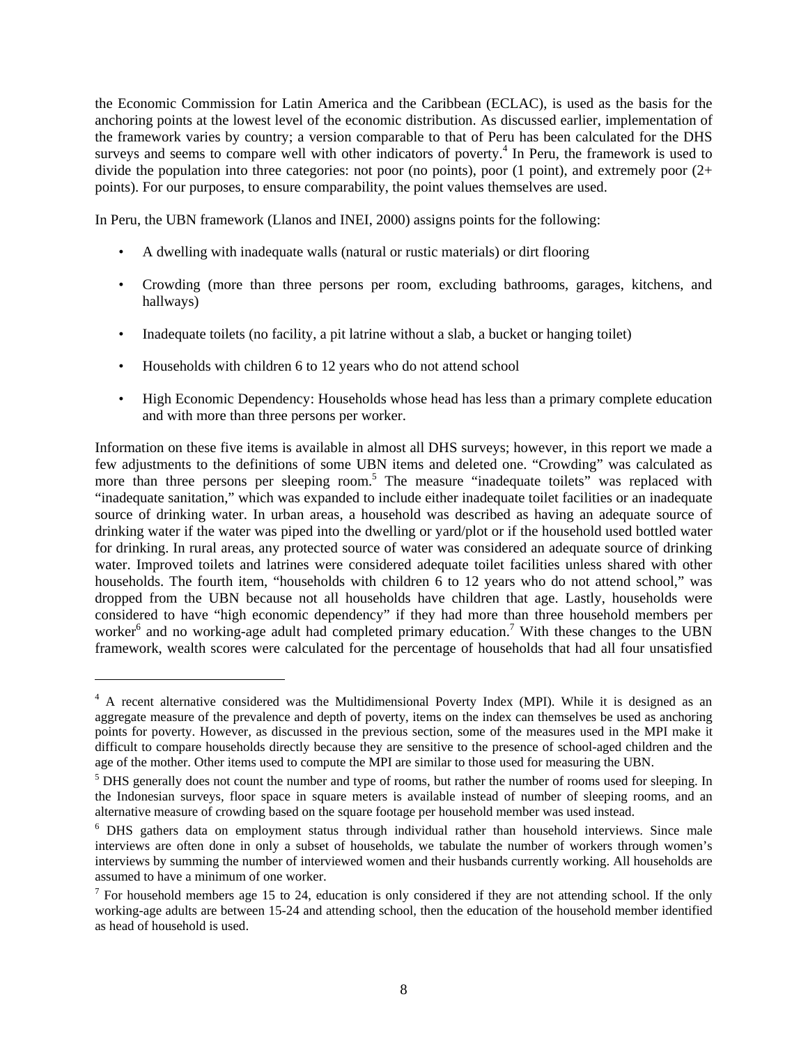the Economic Commission for Latin America and the Caribbean (ECLAC), is used as the basis for the anchoring points at the lowest level of the economic distribution. As discussed earlier, implementation of the framework varies by country; a version comparable to that of Peru has been calculated for the DHS surveys and seems to compare well with other indicators of poverty.[4] In Peru, the framework is used to divide the population into three categories: not poor (no points), poor (1 point), and extremely poor (2+ points). For our purposes, to ensure comparability, the point values themselves are used.

In Peru, the UBN framework (Llanos and INEI, 2000) assigns points for the following:

- A dwelling with inadequate walls (natural or rustic materials) or dirt flooring
- Crowding (more than three persons per room, excluding bathrooms, garages, kitchens, and hallways)
- Inadequate toilets (no facility, a pit latrine without a slab, a bucket or hanging toilet)
- Households with children 6 to 12 years who do not attend school
- High Economic Dependency: Households whose head has less than a primary complete education and with more than three persons per worker.

Information on these five items is available in almost all DHS surveys; however, in this report we made a few adjustments to the definitions of some UBN items and deleted one. "Crowding" was calculated as more than three persons per sleeping room.[5] The measure "inadequate toilets" was replaced with "inadequate sanitation," which was expanded to include either inadequate toilet facilities or an inadequate source of drinking water. In urban areas, a household was described as having an adequate source of drinking water if the water was piped into the dwelling or yard/plot or if the household used bottled water for drinking. In rural areas, any protected source of water was considered an adequate source of drinking water. Improved toilets and latrines were considered adequate toilet facilities unless shared with other households. The fourth item, "households with children 6 to 12 years who do not attend school," was dropped from the UBN because not all households have children that age. Lastly, households were considered to have "high economic dependency" if they had more than three household members per worker[6] and no working-age adult had completed primary education.[7] With these changes to the UBN framework, wealth scores were calculated for the percentage of households that had all four unsatisfied

---

[4] A recent alternative considered was the Multidimensional Poverty Index (MPI). While it is designed as an aggregate measure of the prevalence and depth of poverty, items on the index can themselves be used as anchoring points for poverty. However, as discussed in the previous section, some of the measures used in the MPI make it difficult to compare households directly because they are sensitive to the presence of school-aged children and the age of the mother. Other items used to compute the MPI are similar to those used for measuring the UBN.

[5] DHS generally does not count the number and type of rooms, but rather the number of rooms used for sleeping. In the Indonesian surveys, floor space in square meters is available instead of number of sleeping rooms, and an alternative measure of crowding based on the square footage per household member was used instead.

[6] DHS gathers data on employment status through individual rather than household interviews. Since male interviews are often done in only a subset of households, we tabulate the number of workers through women's interviews by summing the number of interviewed women and their husbands currently working. All households are assumed to have a minimum of one worker.

[7] For household members age 15 to 24, education is only considered if they are not attending school. If the only working-age adults are between 15-24 and attending school, then the education of the household member identified as head of household is used.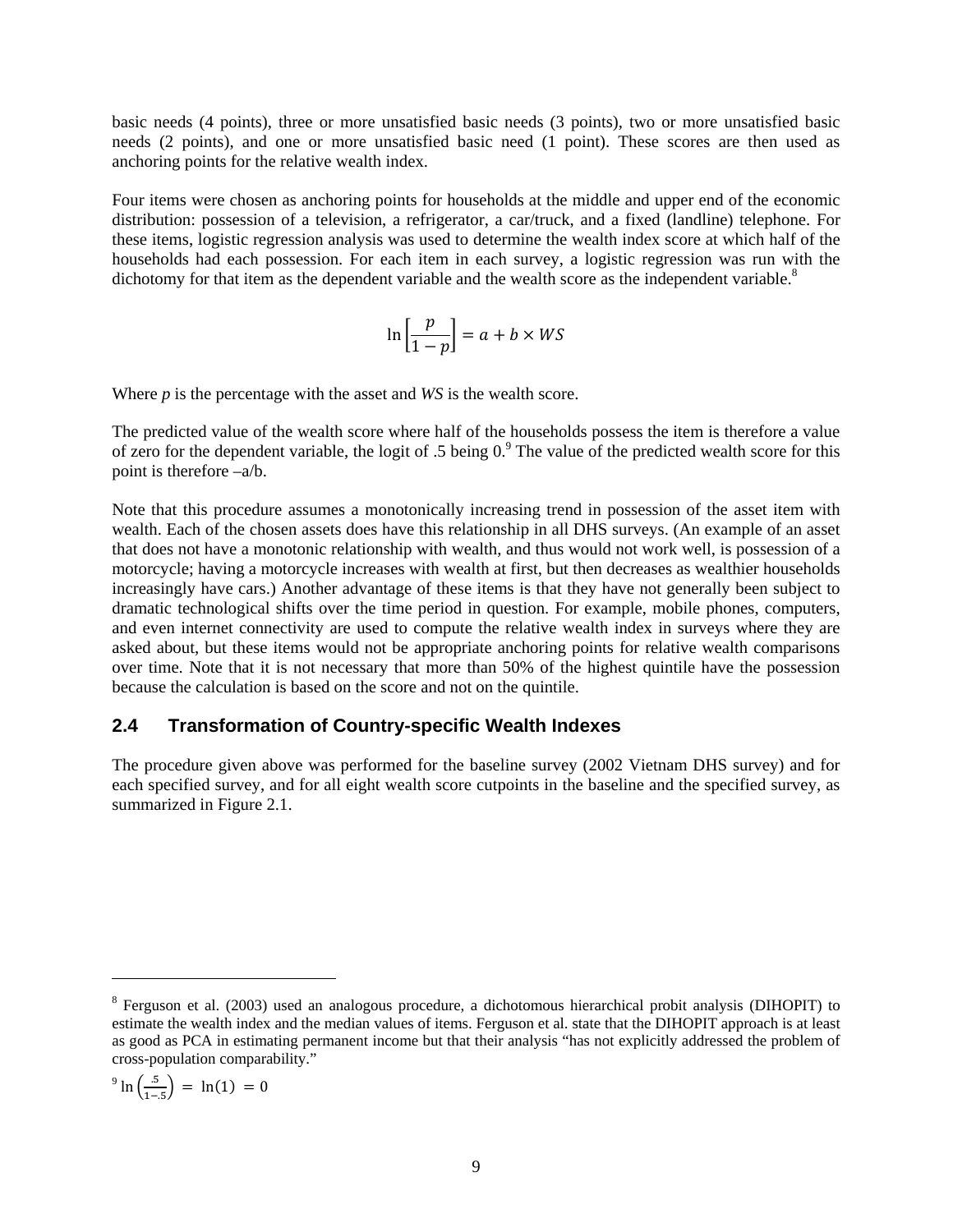basic needs (4 points), three or more unsatisfied basic needs (3 points), two or more unsatisfied basic needs (2 points), and one or more unsatisfied basic need (1 point). These scores are then used as anchoring points for the relative wealth index.

Four items were chosen as anchoring points for households at the middle and upper end of the economic distribution: possession of a television, a refrigerator, a car/truck, and a fixed (landline) telephone. For these items, logistic regression analysis was used to determine the wealth index score at which half of the households had each possession. For each item in each survey, a logistic regression was run with the dichotomy for that item as the dependent variable and the wealth score as the independent variable.[8]

$$\ln\left[\frac{p}{1-p}\right] = a + b \times WS$$

Where *p* is the percentage with the asset and *WS* is the wealth score.

The predicted value of the wealth score where half of the households possess the item is therefore a value of zero for the dependent variable, the logit of .5 being 0.[9] The value of the predicted wealth score for this point is therefore –a/b.

Note that this procedure assumes a monotonically increasing trend in possession of the asset item with wealth. Each of the chosen assets does have this relationship in all DHS surveys. (An example of an asset that does not have a monotonic relationship with wealth, and thus would not work well, is possession of a motorcycle; having a motorcycle increases with wealth at first, but then decreases as wealthier households increasingly have cars.) Another advantage of these items is that they have not generally been subject to dramatic technological shifts over the time period in question. For example, mobile phones, computers, and even internet connectivity are used to compute the relative wealth index in surveys where they are asked about, but these items would not be appropriate anchoring points for relative wealth comparisons over time. Note that it is not necessary that more than 50% of the highest quintile have the possession because the calculation is based on the score and not on the quintile.

## 2.4 Transformation of Country-specific Wealth Indexes

The procedure given above was performed for the baseline survey (2002 Vietnam DHS survey) and for each specified survey, and for all eight wealth score cutpoints in the baseline and the specified survey, as summarized in Figure 2.1.

---

[8] Ferguson et al. (2003) used an analogous procedure, a dichotomous hierarchical probit analysis (DIHOPIT) to estimate the wealth index and the median values of items. Ferguson et al. state that the DIHOPIT approach is at least as good as PCA in estimating permanent income but that their analysis "has not explicitly addressed the problem of cross-population comparability."

[9] $\ln\left(\frac{.5}{1-.5}\right) = \ln(1) = 0$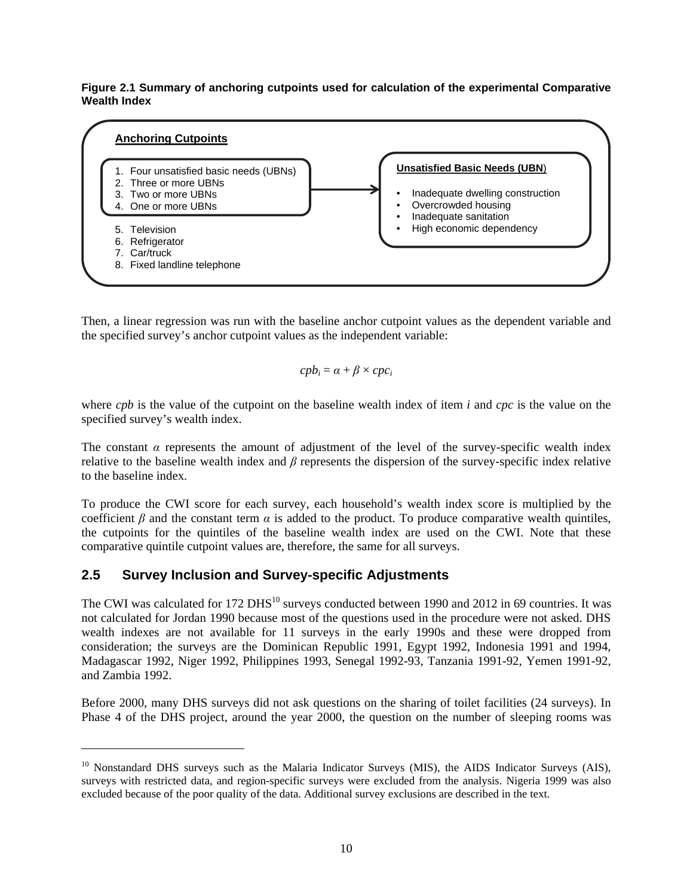**Figure 2.1 Summary of anchoring cutpoints used for calculation of the experimental Comparative Wealth Index**

**Anchoring Cutpoints**

1. Four unsatisfied basic needs (UBNs)
2. Three or more UBNs
3. Two or more UBNs
4. One or more UBNs
5. Television
6. Refrigerator
7. Car/truck
8. Fixed landline telephone

**Unsatisfied Basic Needs (UBN)**

- Inadequate dwelling construction
- Overcrowded housing
- Inadequate sanitation
- High economic dependency

Then, a linear regression was run with the baseline anchor cutpoint values as the dependent variable and the specified survey's anchor cutpoint values as the independent variable:

$$cpb_i = \alpha + \beta \times cpc_i$$

where *cpb* is the value of the cutpoint on the baseline wealth index of item *i* and *cpc* is the value on the specified survey's wealth index.

The constant $\alpha$ represents the amount of adjustment of the level of the survey-specific wealth index relative to the baseline wealth index and $\beta$ represents the dispersion of the survey-specific index relative to the baseline index.

To produce the CWI score for each survey, each household's wealth index score is multiplied by the coefficient $\beta$ and the constant term $\alpha$ is added to the product. To produce comparative wealth quintiles, the cutpoints for the quintiles of the baseline wealth index are used on the CWI. Note that these comparative quintile cutpoint values are, therefore, the same for all surveys.

## 2.5 Survey Inclusion and Survey-specific Adjustments

The CWI was calculated for 172 DHS[10] surveys conducted between 1990 and 2012 in 69 countries. It was not calculated for Jordan 1990 because most of the questions used in the procedure were not asked. DHS wealth indexes are not available for 11 surveys in the early 1990s and these were dropped from consideration; the surveys are the Dominican Republic 1991, Egypt 1992, Indonesia 1991 and 1994, Madagascar 1992, Niger 1992, Philippines 1993, Senegal 1992-93, Tanzania 1991-92, Yemen 1991-92, and Zambia 1992.

Before 2000, many DHS surveys did not ask questions on the sharing of toilet facilities (24 surveys). In Phase 4 of the DHS project, around the year 2000, the question on the number of sleeping rooms was

[10] Nonstandard DHS surveys such as the Malaria Indicator Surveys (MIS), the AIDS Indicator Surveys (AIS), surveys with restricted data, and region-specific surveys were excluded from the analysis. Nigeria 1999 was also excluded because of the poor quality of the data. Additional survey exclusions are described in the text.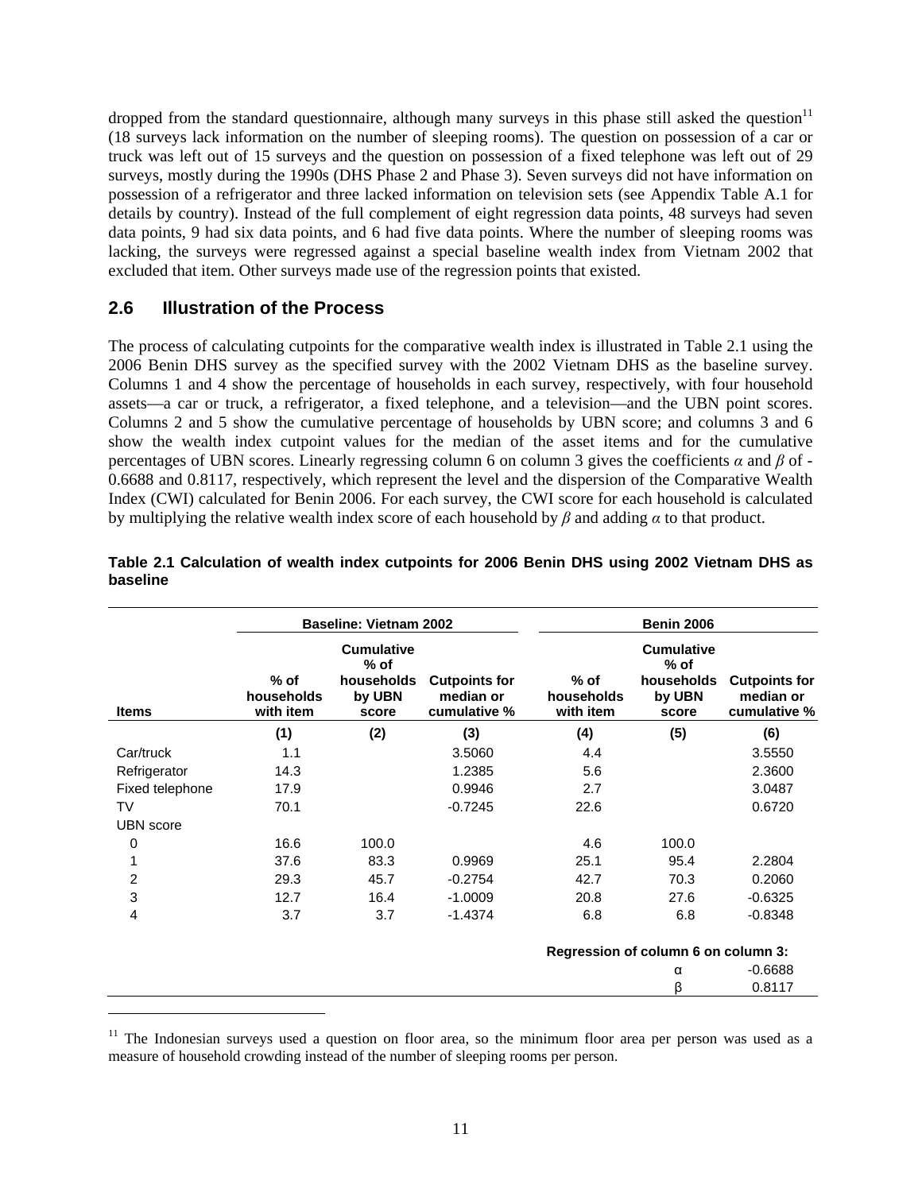dropped from the standard questionnaire, although many surveys in this phase still asked the question[11] (18 surveys lack information on the number of sleeping rooms). The question on possession of a car or truck was left out of 15 surveys and the question on possession of a fixed telephone was left out of 29 surveys, mostly during the 1990s (DHS Phase 2 and Phase 3). Seven surveys did not have information on possession of a refrigerator and three lacked information on television sets (see Appendix Table A.1 for details by country). Instead of the full complement of eight regression data points, 48 surveys had seven data points, 9 had six data points, and 6 had five data points. Where the number of sleeping rooms was lacking, the surveys were regressed against a special baseline wealth index from Vietnam 2002 that excluded that item. Other surveys made use of the regression points that existed.

## 2.6 Illustration of the Process

The process of calculating cutpoints for the comparative wealth index is illustrated in Table 2.1 using the 2006 Benin DHS survey as the specified survey with the 2002 Vietnam DHS as the baseline survey. Columns 1 and 4 show the percentage of households in each survey, respectively, with four household assets—a car or truck, a refrigerator, a fixed telephone, and a television—and the UBN point scores. Columns 2 and 5 show the cumulative percentage of households by UBN score; and columns 3 and 6 show the wealth index cutpoint values for the median of the asset items and for the cumulative percentages of UBN scores. Linearly regressing column 6 on column 3 gives the coefficients $\alpha$ and $\beta$ of -0.6688 and 0.8117, respectively, which represent the level and the dispersion of the Comparative Wealth Index (CWI) calculated for Benin 2006. For each survey, the CWI score for each household is calculated by multiplying the relative wealth index score of each household by $\beta$ and adding $\alpha$ to that product.

**Table 2.1 Calculation of wealth index cutpoints for 2006 Benin DHS using 2002 Vietnam DHS as baseline**

| | Baseline: Vietnam 2002 | | | Benin 2006 | | |
|---|---|---|---|---|---|---|
| **Items** | **% of households with item** | **Cumulative % of households by UBN score** | **Cutpoints for median or cumulative %** | **% of households with item** | **Cumulative % of households by UBN score** | **Cutpoints for median or cumulative %** |
| | **(1)** | **(2)** | **(3)** | **(4)** | **(5)** | **(6)** |
| Car/truck | 1.1 | | 3.5060 | 4.4 | | 3.5550 |
| Refrigerator | 14.3 | | 1.2385 | 5.6 | | 2.3600 |
| Fixed telephone | 17.9 | | 0.9946 | 2.7 | | 3.0487 |
| TV | 70.1 | | -0.7245 | 22.6 | | 0.6720 |
| UBN score | | | | | | |
| 0 | 16.6 | 100.0 | | 4.6 | 100.0 | |
| 1 | 37.6 | 83.3 | 0.9969 | 25.1 | 95.4 | 2.2804 |
| 2 | 29.3 | 45.7 | -0.2754 | 42.7 | 70.3 | 0.2060 |
| 3 | 12.7 | 16.4 | -1.0009 | 20.8 | 27.6 | -0.6325 |
| 4 | 3.7 | 3.7 | -1.4374 | 6.8 | 6.8 | -0.8348 |
| | | | | **Regression of column 6 on column 3:** | | |
| | | | | | α | -0.6688 |
| | | | | | β | 0.8117 |

[11] The Indonesian surveys used a question on floor area, so the minimum floor area per person was used as a measure of household crowding instead of the number of sleeping rooms per person.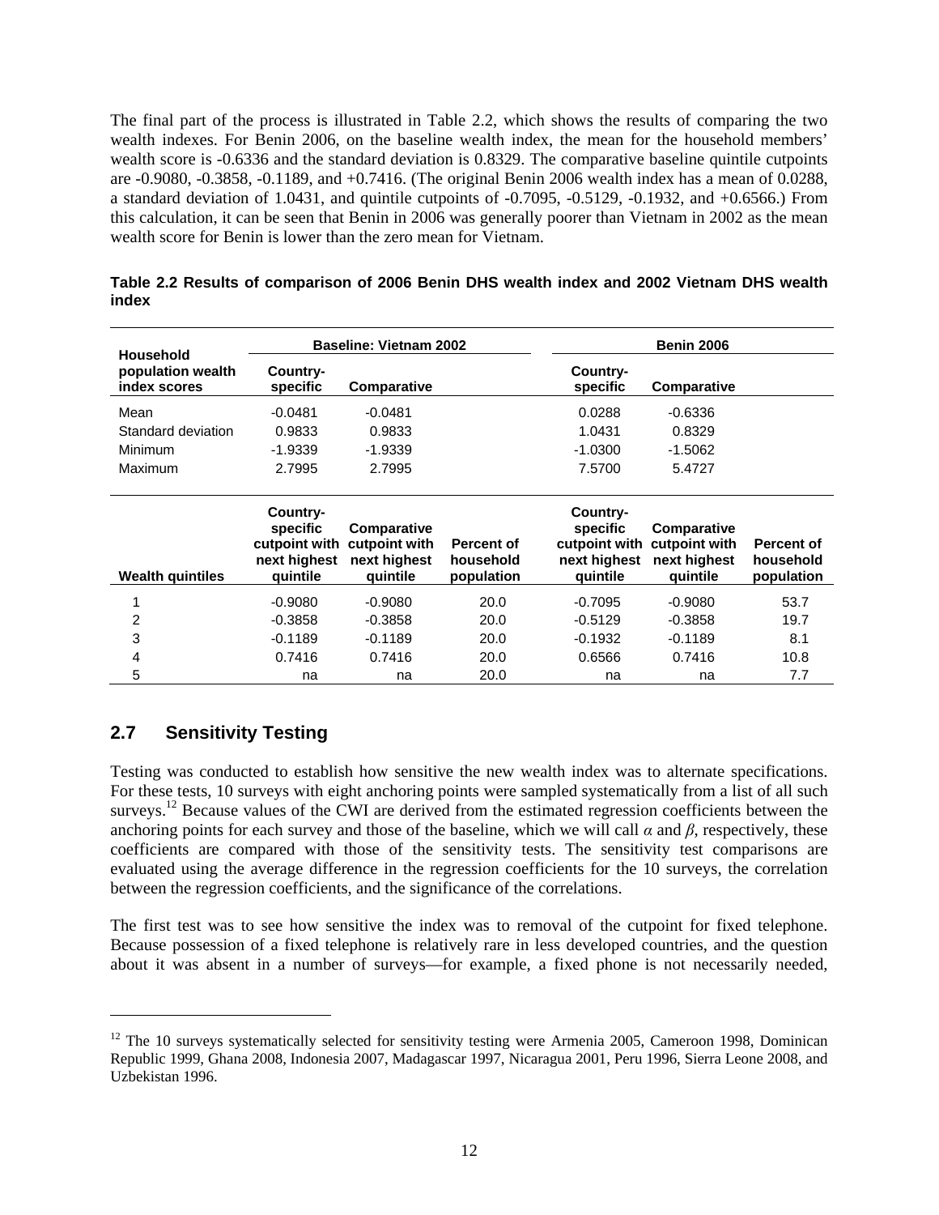The final part of the process is illustrated in Table 2.2, which shows the results of comparing the two wealth indexes. For Benin 2006, on the baseline wealth index, the mean for the household members' wealth score is -0.6336 and the standard deviation is 0.8329. The comparative baseline quintile cutpoints are -0.9080, -0.3858, -0.1189, and +0.7416. (The original Benin 2006 wealth index has a mean of 0.0288, a standard deviation of 1.0431, and quintile cutpoints of -0.7095, -0.5129, -0.1932, and +0.6566.) From this calculation, it can be seen that Benin in 2006 was generally poorer than Vietnam in 2002 as the mean wealth score for Benin is lower than the zero mean for Vietnam.

**Table 2.2 Results of comparison of 2006 Benin DHS wealth index and 2002 Vietnam DHS wealth index**

| Household population wealth index scores | Baseline: Vietnam 2002 | | | Benin 2006 | | |
|---|---|---|---|---|---|---|
| | Country-specific | Comparative | | Country-specific | Comparative | |
| Mean | -0.0481 | -0.0481 | | 0.0288 | -0.6336 | |
| Standard deviation | 0.9833 | 0.9833 | | 1.0431 | 0.8329 | |
| Minimum | -1.9339 | -1.9339 | | -1.0300 | -1.5062 | |
| Maximum | 2.7995 | 2.7995 | | 7.5700 | 5.4727 | |
| **Wealth quintiles** | **Country-specific cutpoint with next highest quintile** | **Comparative cutpoint with next highest quintile** | **Percent of household population** | **Country-specific cutpoint with next highest quintile** | **Comparative cutpoint with next highest quintile** | **Percent of household population** |
| 1 | -0.9080 | -0.9080 | 20.0 | -0.7095 | -0.9080 | 53.7 |
| 2 | -0.3858 | -0.3858 | 20.0 | -0.5129 | -0.3858 | 19.7 |
| 3 | -0.1189 | -0.1189 | 20.0 | -0.1932 | -0.1189 | 8.1 |
| 4 | 0.7416 | 0.7416 | 20.0 | 0.6566 | 0.7416 | 10.8 |
| 5 | na | na | 20.0 | na | na | 7.7 |

## 2.7 Sensitivity Testing

Testing was conducted to establish how sensitive the new wealth index was to alternate specifications. For these tests, 10 surveys with eight anchoring points were sampled systematically from a list of all such surveys.[12] Because values of the CWI are derived from the estimated regression coefficients between the anchoring points for each survey and those of the baseline, which we will call $\alpha$ and $\beta$, respectively, these coefficients are compared with those of the sensitivity tests. The sensitivity test comparisons are evaluated using the average difference in the regression coefficients for the 10 surveys, the correlation between the regression coefficients, and the significance of the correlations.

The first test was to see how sensitive the index was to removal of the cutpoint for fixed telephone. Because possession of a fixed telephone is relatively rare in less developed countries, and the question about it was absent in a number of surveys—for example, a fixed phone is not necessarily needed,

[12] The 10 surveys systematically selected for sensitivity testing were Armenia 2005, Cameroon 1998, Dominican Republic 1999, Ghana 2008, Indonesia 2007, Madagascar 1997, Nicaragua 2001, Peru 1996, Sierra Leone 2008, and Uzbekistan 1996.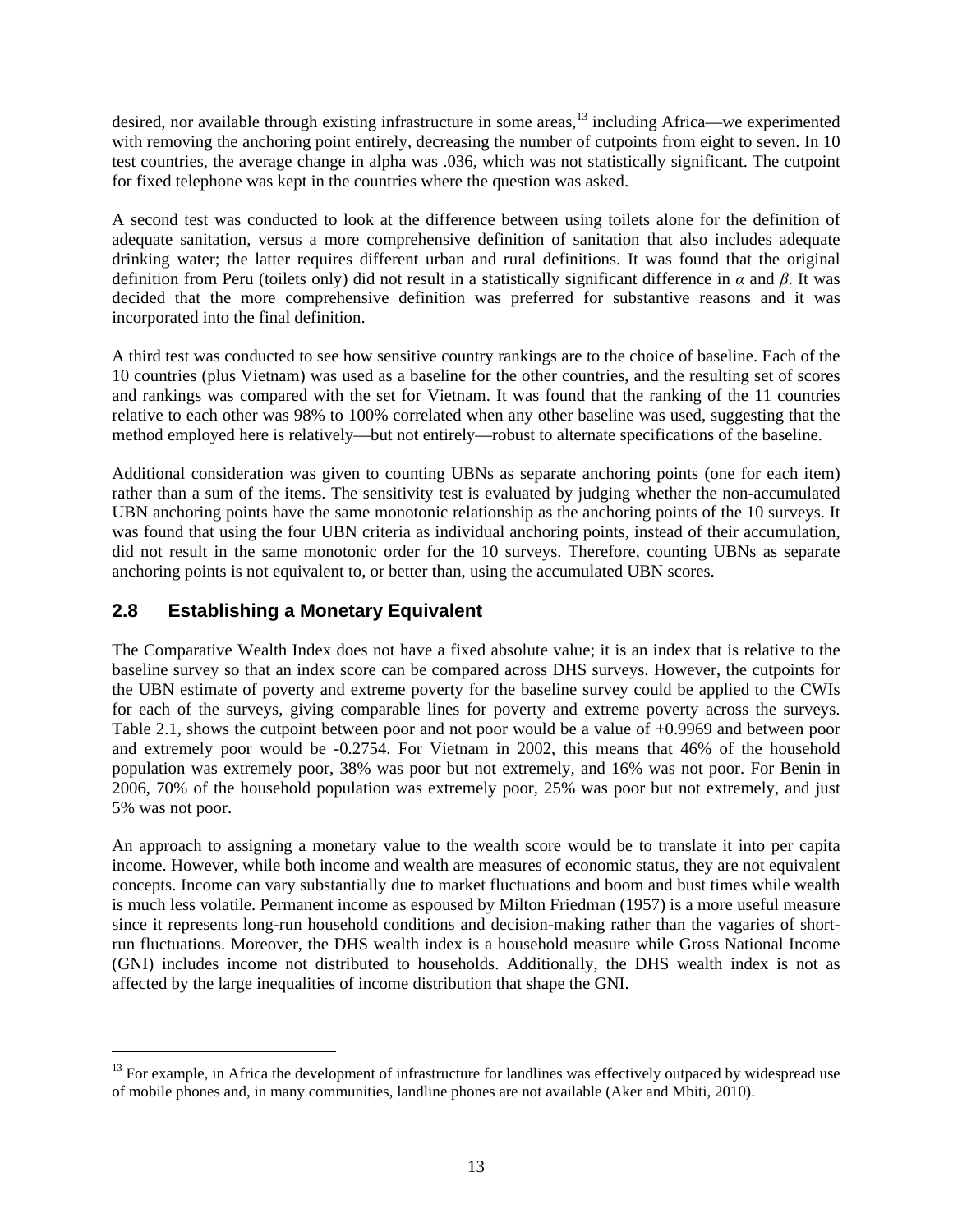desired, nor available through existing infrastructure in some areas,[13] including Africa—we experimented with removing the anchoring point entirely, decreasing the number of cutpoints from eight to seven. In 10 test countries, the average change in alpha was .036, which was not statistically significant. The cutpoint for fixed telephone was kept in the countries where the question was asked.

A second test was conducted to look at the difference between using toilets alone for the definition of adequate sanitation, versus a more comprehensive definition of sanitation that also includes adequate drinking water; the latter requires different urban and rural definitions. It was found that the original definition from Peru (toilets only) did not result in a statistically significant difference in $\alpha$ and $\beta$. It was decided that the more comprehensive definition was preferred for substantive reasons and it was incorporated into the final definition.

A third test was conducted to see how sensitive country rankings are to the choice of baseline. Each of the 10 countries (plus Vietnam) was used as a baseline for the other countries, and the resulting set of scores and rankings was compared with the set for Vietnam. It was found that the ranking of the 11 countries relative to each other was 98% to 100% correlated when any other baseline was used, suggesting that the method employed here is relatively—but not entirely—robust to alternate specifications of the baseline.

Additional consideration was given to counting UBNs as separate anchoring points (one for each item) rather than a sum of the items. The sensitivity test is evaluated by judging whether the non-accumulated UBN anchoring points have the same monotonic relationship as the anchoring points of the 10 surveys. It was found that using the four UBN criteria as individual anchoring points, instead of their accumulation, did not result in the same monotonic order for the 10 surveys. Therefore, counting UBNs as separate anchoring points is not equivalent to, or better than, using the accumulated UBN scores.

## 2.8 Establishing a Monetary Equivalent

The Comparative Wealth Index does not have a fixed absolute value; it is an index that is relative to the baseline survey so that an index score can be compared across DHS surveys. However, the cutpoints for the UBN estimate of poverty and extreme poverty for the baseline survey could be applied to the CWIs for each of the surveys, giving comparable lines for poverty and extreme poverty across the surveys. Table 2.1, shows the cutpoint between poor and not poor would be a value of +0.9969 and between poor and extremely poor would be -0.2754. For Vietnam in 2002, this means that 46% of the household population was extremely poor, 38% was poor but not extremely, and 16% was not poor. For Benin in 2006, 70% of the household population was extremely poor, 25% was poor but not extremely, and just 5% was not poor.

An approach to assigning a monetary value to the wealth score would be to translate it into per capita income. However, while both income and wealth are measures of economic status, they are not equivalent concepts. Income can vary substantially due to market fluctuations and boom and bust times while wealth is much less volatile. Permanent income as espoused by Milton Friedman (1957) is a more useful measure since it represents long-run household conditions and decision-making rather than the vagaries of short-run fluctuations. Moreover, the DHS wealth index is a household measure while Gross National Income (GNI) includes income not distributed to households. Additionally, the DHS wealth index is not as affected by the large inequalities of income distribution that shape the GNI.

[13] For example, in Africa the development of infrastructure for landlines was effectively outpaced by widespread use of mobile phones and, in many communities, landline phones are not available (Aker and Mbiti, 2010).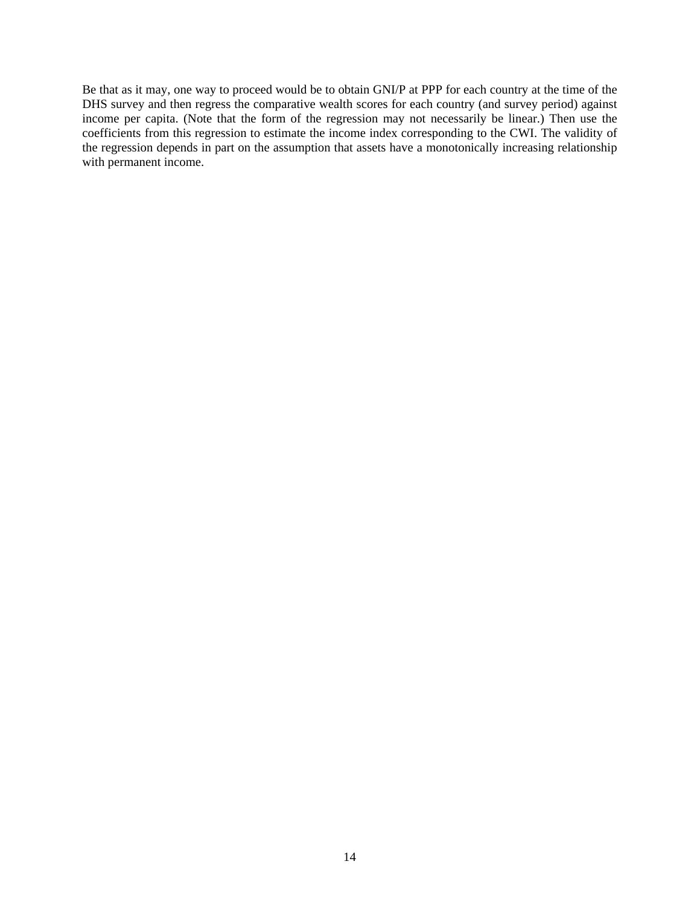Be that as it may, one way to proceed would be to obtain GNI/P at PPP for each country at the time of the DHS survey and then regress the comparative wealth scores for each country (and survey period) against income per capita. (Note that the form of the regression may not necessarily be linear.) Then use the coefficients from this regression to estimate the income index corresponding to the CWI. The validity of the regression depends in part on the assumption that assets have a monotonically increasing relationship with permanent income.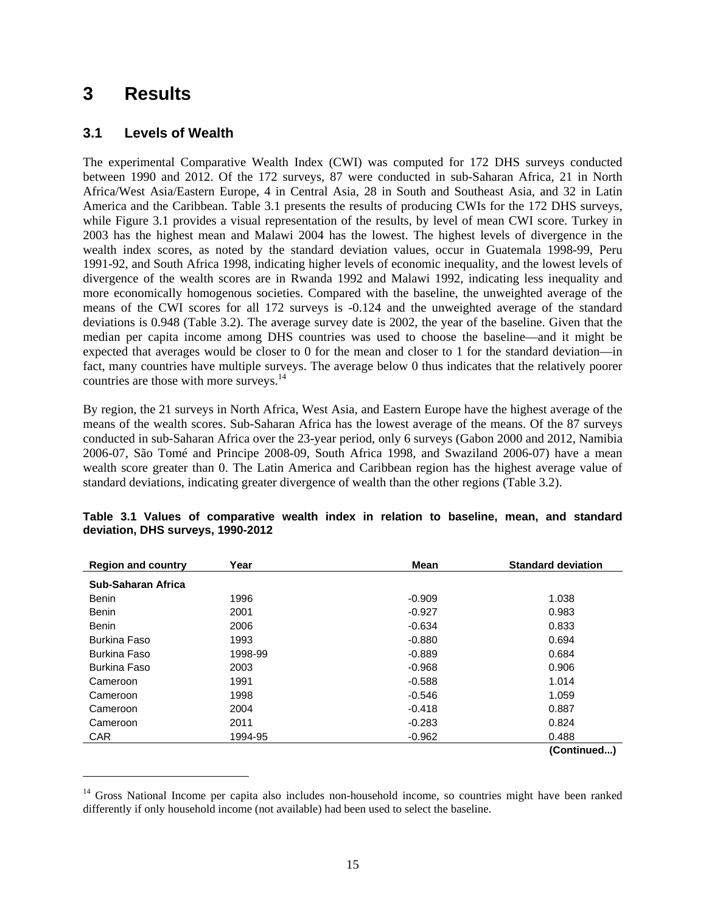# 3 Results

## 3.1 Levels of Wealth

The experimental Comparative Wealth Index (CWI) was computed for 172 DHS surveys conducted between 1990 and 2012. Of the 172 surveys, 87 were conducted in sub-Saharan Africa, 21 in North Africa/West Asia/Eastern Europe, 4 in Central Asia, 28 in South and Southeast Asia, and 32 in Latin America and the Caribbean. Table 3.1 presents the results of producing CWIs for the 172 DHS surveys, while Figure 3.1 provides a visual representation of the results, by level of mean CWI score. Turkey in 2003 has the highest mean and Malawi 2004 has the lowest. The highest levels of divergence in the wealth index scores, as noted by the standard deviation values, occur in Guatemala 1998-99, Peru 1991-92, and South Africa 1998, indicating higher levels of economic inequality, and the lowest levels of divergence of the wealth scores are in Rwanda 1992 and Malawi 1992, indicating less inequality and more economically homogenous societies. Compared with the baseline, the unweighted average of the means of the CWI scores for all 172 surveys is -0.124 and the unweighted average of the standard deviations is 0.948 (Table 3.2). The average survey date is 2002, the year of the baseline. Given that the median per capita income among DHS countries was used to choose the baseline—and it might be expected that averages would be closer to 0 for the mean and closer to 1 for the standard deviation—in fact, many countries have multiple surveys. The average below 0 thus indicates that the relatively poorer countries are those with more surveys.[14]

By region, the 21 surveys in North Africa, West Asia, and Eastern Europe have the highest average of the means of the wealth scores. Sub-Saharan Africa has the lowest average of the means. Of the 87 surveys conducted in sub-Saharan Africa over the 23-year period, only 6 surveys (Gabon 2000 and 2012, Namibia 2006-07, São Tomé and Principe 2008-09, South Africa 1998, and Swaziland 2006-07) have a mean wealth score greater than 0. The Latin America and Caribbean region has the highest average value of standard deviations, indicating greater divergence of wealth than the other regions (Table 3.2).

**Table 3.1 Values of comparative wealth index in relation to baseline, mean, and standard deviation, DHS surveys, 1990-2012**

| Region and country | Year | Mean | Standard deviation |
|---|---|---|---|
| **Sub-Saharan Africa** | | | |
| Benin | 1996 | -0.909 | 1.038 |
| Benin | 2001 | -0.927 | 0.983 |
| Benin | 2006 | -0.634 | 0.833 |
| Burkina Faso | 1993 | -0.880 | 0.694 |
| Burkina Faso | 1998-99 | -0.889 | 0.684 |
| Burkina Faso | 2003 | -0.968 | 0.906 |
| Cameroon | 1991 | -0.588 | 1.014 |
| Cameroon | 1998 | -0.546 | 1.059 |
| Cameroon | 2004 | -0.418 | 0.887 |
| Cameroon | 2011 | -0.283 | 0.824 |
| CAR | 1994-95 | -0.962 | 0.488 |

**(Continued...)**

[14] Gross National Income per capita also includes non-household income, so countries might have been ranked differently if only household income (not available) had been used to select the baseline.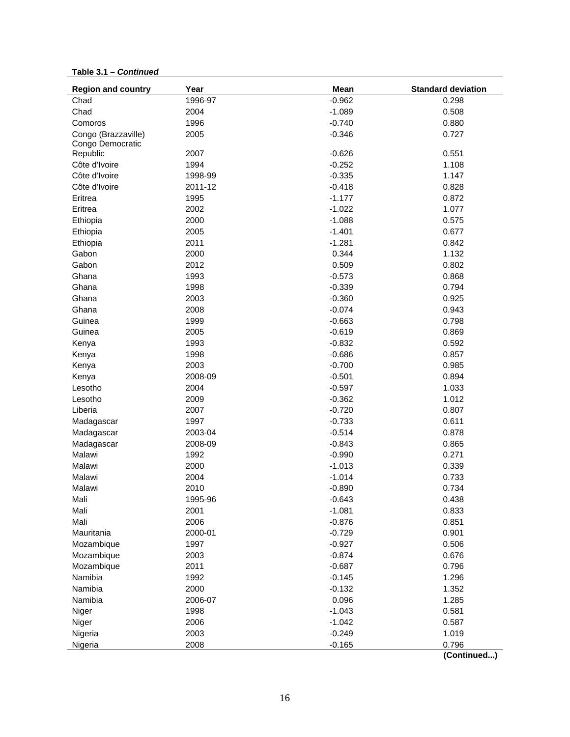**Table 3.1 – *Continued***

| Region and country | Year | Mean | Standard deviation |
|---|---|---|---|
| Chad | 1996-97 | -0.962 | 0.298 |
| Chad | 2004 | -1.089 | 0.508 |
| Comoros | 1996 | -0.740 | 0.880 |
| Congo (Brazzaville) | 2005 | -0.346 | 0.727 |
| Congo Democratic Republic | 2007 | -0.626 | 0.551 |
| Côte d'Ivoire | 1994 | -0.252 | 1.108 |
| Côte d'Ivoire | 1998-99 | -0.335 | 1.147 |
| Côte d'Ivoire | 2011-12 | -0.418 | 0.828 |
| Eritrea | 1995 | -1.177 | 0.872 |
| Eritrea | 2002 | -1.022 | 1.077 |
| Ethiopia | 2000 | -1.088 | 0.575 |
| Ethiopia | 2005 | -1.401 | 0.677 |
| Ethiopia | 2011 | -1.281 | 0.842 |
| Gabon | 2000 | 0.344 | 1.132 |
| Gabon | 2012 | 0.509 | 0.802 |
| Ghana | 1993 | -0.573 | 0.868 |
| Ghana | 1998 | -0.339 | 0.794 |
| Ghana | 2003 | -0.360 | 0.925 |
| Ghana | 2008 | -0.074 | 0.943 |
| Guinea | 1999 | -0.663 | 0.798 |
| Guinea | 2005 | -0.619 | 0.869 |
| Kenya | 1993 | -0.832 | 0.592 |
| Kenya | 1998 | -0.686 | 0.857 |
| Kenya | 2003 | -0.700 | 0.985 |
| Kenya | 2008-09 | -0.501 | 0.894 |
| Lesotho | 2004 | -0.597 | 1.033 |
| Lesotho | 2009 | -0.362 | 1.012 |
| Liberia | 2007 | -0.720 | 0.807 |
| Madagascar | 1997 | -0.733 | 0.611 |
| Madagascar | 2003-04 | -0.514 | 0.878 |
| Madagascar | 2008-09 | -0.843 | 0.865 |
| Malawi | 1992 | -0.990 | 0.271 |
| Malawi | 2000 | -1.013 | 0.339 |
| Malawi | 2004 | -1.014 | 0.733 |
| Malawi | 2010 | -0.890 | 0.734 |
| Mali | 1995-96 | -0.643 | 0.438 |
| Mali | 2001 | -1.081 | 0.833 |
| Mali | 2006 | -0.876 | 0.851 |
| Mauritania | 2000-01 | -0.729 | 0.901 |
| Mozambique | 1997 | -0.927 | 0.506 |
| Mozambique | 2003 | -0.874 | 0.676 |
| Mozambique | 2011 | -0.687 | 0.796 |
| Namibia | 1992 | -0.145 | 1.296 |
| Namibia | 2000 | -0.132 | 1.352 |
| Namibia | 2006-07 | 0.096 | 1.285 |
| Niger | 1998 | -1.043 | 0.581 |
| Niger | 2006 | -1.042 | 0.587 |
| Nigeria | 2003 | -0.249 | 1.019 |
| Nigeria | 2008 | -0.165 | 0.796 |

**(Continued...)**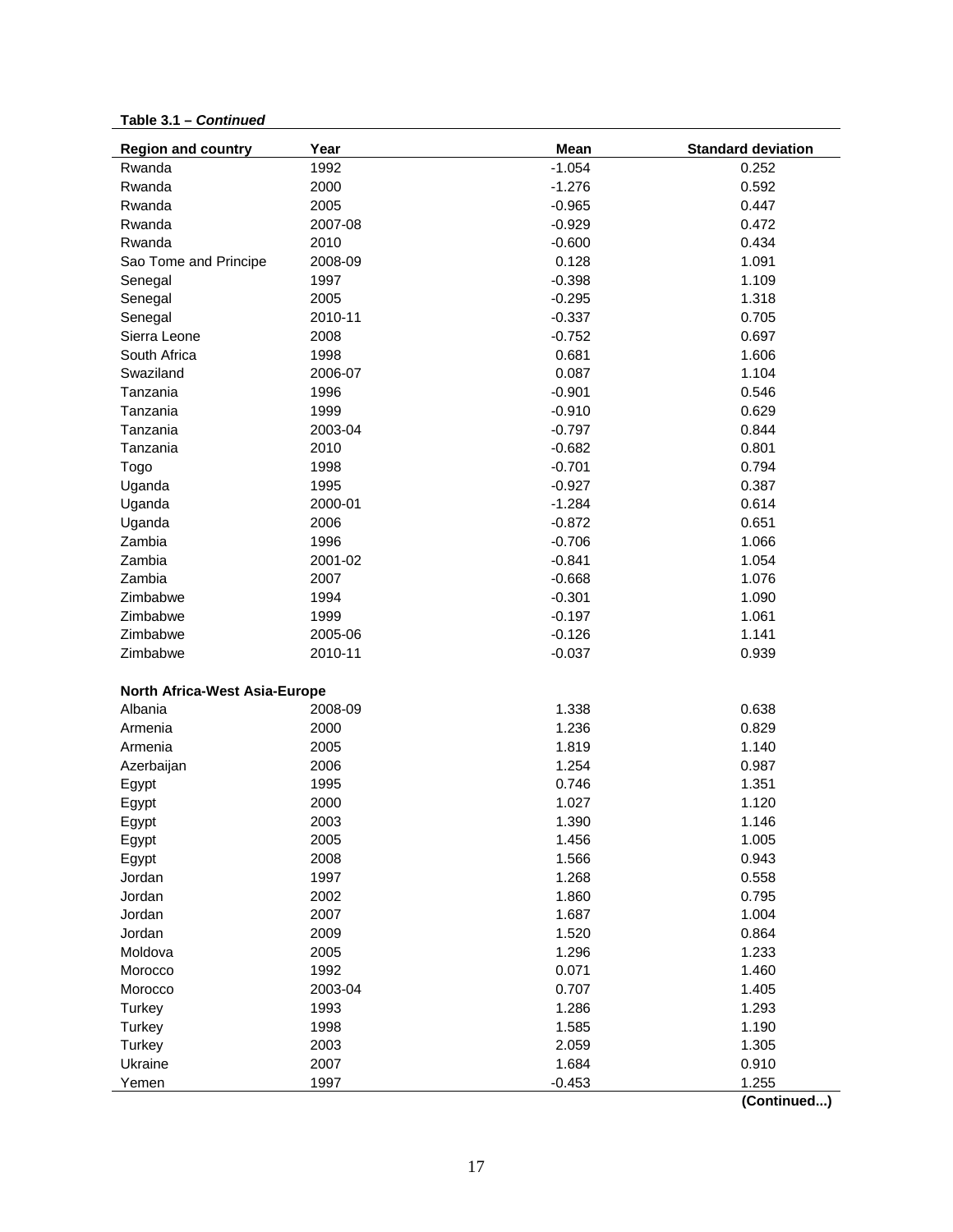**Table 3.1 – *Continued***

| Region and country | Year | Mean | Standard deviation |
|---|---|---|---|
| Rwanda | 1992 | -1.054 | 0.252 |
| Rwanda | 2000 | -1.276 | 0.592 |
| Rwanda | 2005 | -0.965 | 0.447 |
| Rwanda | 2007-08 | -0.929 | 0.472 |
| Rwanda | 2010 | -0.600 | 0.434 |
| Sao Tome and Principe | 2008-09 | 0.128 | 1.091 |
| Senegal | 1997 | -0.398 | 1.109 |
| Senegal | 2005 | -0.295 | 1.318 |
| Senegal | 2010-11 | -0.337 | 0.705 |
| Sierra Leone | 2008 | -0.752 | 0.697 |
| South Africa | 1998 | 0.681 | 1.606 |
| Swaziland | 2006-07 | 0.087 | 1.104 |
| Tanzania | 1996 | -0.901 | 0.546 |
| Tanzania | 1999 | -0.910 | 0.629 |
| Tanzania | 2003-04 | -0.797 | 0.844 |
| Tanzania | 2010 | -0.682 | 0.801 |
| Togo | 1998 | -0.701 | 0.794 |
| Uganda | 1995 | -0.927 | 0.387 |
| Uganda | 2000-01 | -1.284 | 0.614 |
| Uganda | 2006 | -0.872 | 0.651 |
| Zambia | 1996 | -0.706 | 1.066 |
| Zambia | 2001-02 | -0.841 | 1.054 |
| Zambia | 2007 | -0.668 | 1.076 |
| Zimbabwe | 1994 | -0.301 | 1.090 |
| Zimbabwe | 1999 | -0.197 | 1.061 |
| Zimbabwe | 2005-06 | -0.126 | 1.141 |
| Zimbabwe | 2010-11 | -0.037 | 0.939 |
| | | | |
| **North Africa-West Asia-Europe** | | | |
| Albania | 2008-09 | 1.338 | 0.638 |
| Armenia | 2000 | 1.236 | 0.829 |
| Armenia | 2005 | 1.819 | 1.140 |
| Azerbaijan | 2006 | 1.254 | 0.987 |
| Egypt | 1995 | 0.746 | 1.351 |
| Egypt | 2000 | 1.027 | 1.120 |
| Egypt | 2003 | 1.390 | 1.146 |
| Egypt | 2005 | 1.456 | 1.005 |
| Egypt | 2008 | 1.566 | 0.943 |
| Jordan | 1997 | 1.268 | 0.558 |
| Jordan | 2002 | 1.860 | 0.795 |
| Jordan | 2007 | 1.687 | 1.004 |
| Jordan | 2009 | 1.520 | 0.864 |
| Moldova | 2005 | 1.296 | 1.233 |
| Morocco | 1992 | 0.071 | 1.460 |
| Morocco | 2003-04 | 0.707 | 1.405 |
| Turkey | 1993 | 1.286 | 1.293 |
| Turkey | 1998 | 1.585 | 1.190 |
| Turkey | 2003 | 2.059 | 1.305 |
| Ukraine | 2007 | 1.684 | 0.910 |
| Yemen | 1997 | -0.453 | 1.255 |

**(Continued...)**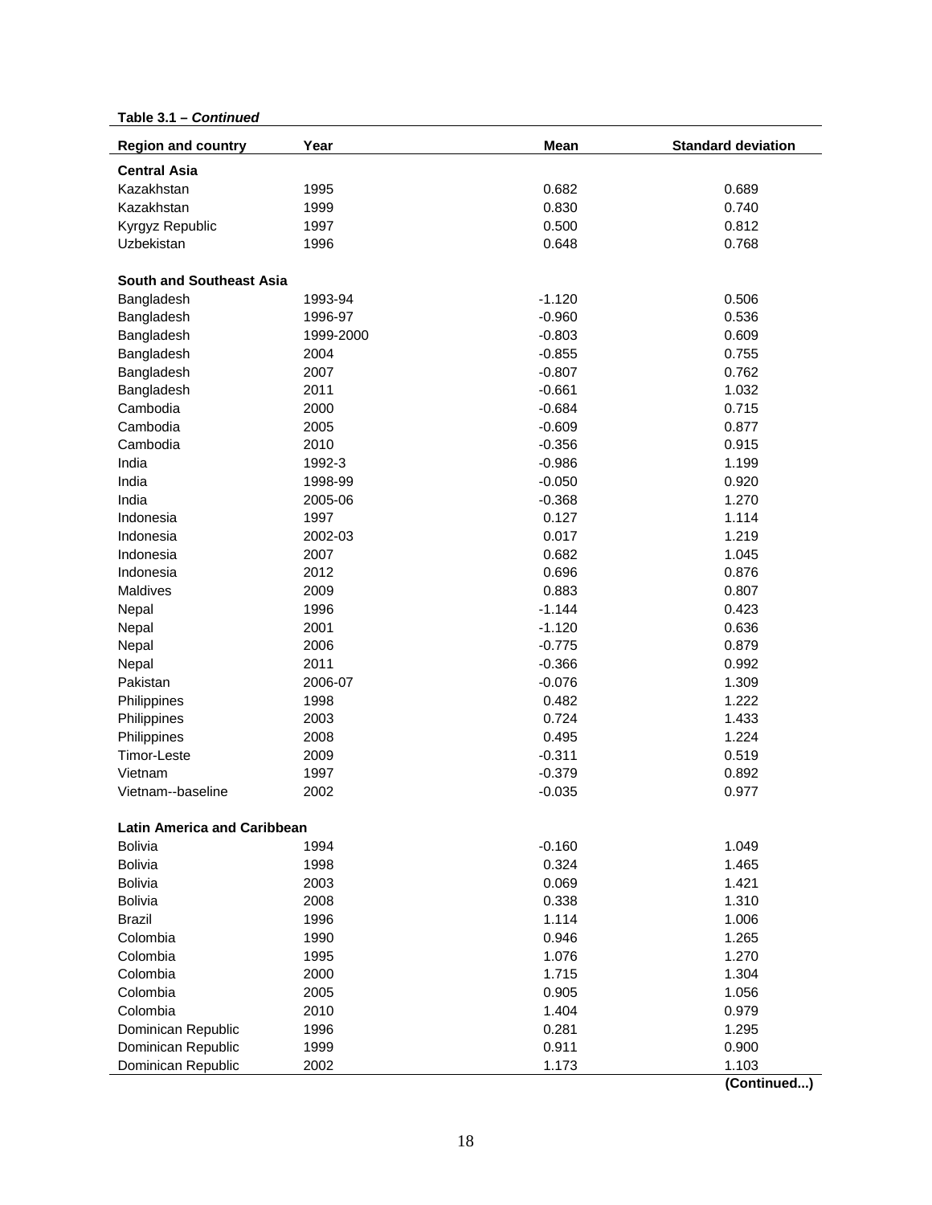**Table 3.1 – *Continued***

| Region and country | Year | Mean | Standard deviation |
|---|---|---|---|
| **Central Asia** | | | |
| Kazakhstan | 1995 | 0.682 | 0.689 |
| Kazakhstan | 1999 | 0.830 | 0.740 |
| Kyrgyz Republic | 1997 | 0.500 | 0.812 |
| Uzbekistan | 1996 | 0.648 | 0.768 |
| **South and Southeast Asia** | | | |
| Bangladesh | 1993-94 | -1.120 | 0.506 |
| Bangladesh | 1996-97 | -0.960 | 0.536 |
| Bangladesh | 1999-2000 | -0.803 | 0.609 |
| Bangladesh | 2004 | -0.855 | 0.755 |
| Bangladesh | 2007 | -0.807 | 0.762 |
| Bangladesh | 2011 | -0.661 | 1.032 |
| Cambodia | 2000 | -0.684 | 0.715 |
| Cambodia | 2005 | -0.609 | 0.877 |
| Cambodia | 2010 | -0.356 | 0.915 |
| India | 1992-3 | -0.986 | 1.199 |
| India | 1998-99 | -0.050 | 0.920 |
| India | 2005-06 | -0.368 | 1.270 |
| Indonesia | 1997 | 0.127 | 1.114 |
| Indonesia | 2002-03 | 0.017 | 1.219 |
| Indonesia | 2007 | 0.682 | 1.045 |
| Indonesia | 2012 | 0.696 | 0.876 |
| Maldives | 2009 | 0.883 | 0.807 |
| Nepal | 1996 | -1.144 | 0.423 |
| Nepal | 2001 | -1.120 | 0.636 |
| Nepal | 2006 | -0.775 | 0.879 |
| Nepal | 2011 | -0.366 | 0.992 |
| Pakistan | 2006-07 | -0.076 | 1.309 |
| Philippines | 1998 | 0.482 | 1.222 |
| Philippines | 2003 | 0.724 | 1.433 |
| Philippines | 2008 | 0.495 | 1.224 |
| Timor-Leste | 2009 | -0.311 | 0.519 |
| Vietnam | 1997 | -0.379 | 0.892 |
| Vietnam--baseline | 2002 | -0.035 | 0.977 |
| **Latin America and Caribbean** | | | |
| Bolivia | 1994 | -0.160 | 1.049 |
| Bolivia | 1998 | 0.324 | 1.465 |
| Bolivia | 2003 | 0.069 | 1.421 |
| Bolivia | 2008 | 0.338 | 1.310 |
| Brazil | 1996 | 1.114 | 1.006 |
| Colombia | 1990 | 0.946 | 1.265 |
| Colombia | 1995 | 1.076 | 1.270 |
| Colombia | 2000 | 1.715 | 1.304 |
| Colombia | 2005 | 0.905 | 1.056 |
| Colombia | 2010 | 1.404 | 0.979 |
| Dominican Republic | 1996 | 0.281 | 1.295 |
| Dominican Republic | 1999 | 0.911 | 0.900 |
| Dominican Republic | 2002 | 1.173 | 1.103 |

**(Continued...)**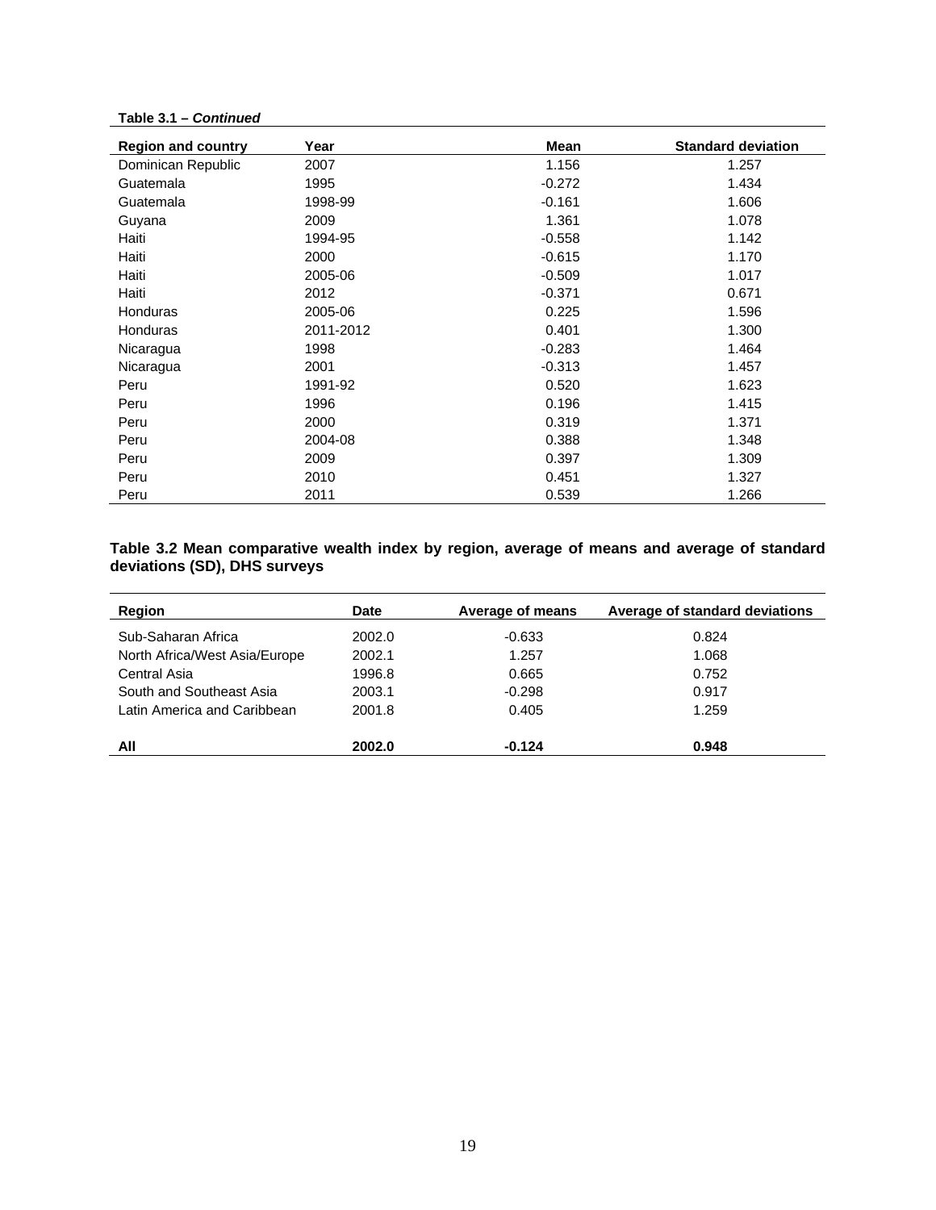**Table 3.1 – *Continued***

| Region and country | Year | Mean | Standard deviation |
|---|---|---|---|
| Dominican Republic | 2007 | 1.156 | 1.257 |
| Guatemala | 1995 | -0.272 | 1.434 |
| Guatemala | 1998-99 | -0.161 | 1.606 |
| Guyana | 2009 | 1.361 | 1.078 |
| Haiti | 1994-95 | -0.558 | 1.142 |
| Haiti | 2000 | -0.615 | 1.170 |
| Haiti | 2005-06 | -0.509 | 1.017 |
| Haiti | 2012 | -0.371 | 0.671 |
| Honduras | 2005-06 | 0.225 | 1.596 |
| Honduras | 2011-2012 | 0.401 | 1.300 |
| Nicaragua | 1998 | -0.283 | 1.464 |
| Nicaragua | 2001 | -0.313 | 1.457 |
| Peru | 1991-92 | 0.520 | 1.623 |
| Peru | 1996 | 0.196 | 1.415 |
| Peru | 2000 | 0.319 | 1.371 |
| Peru | 2004-08 | 0.388 | 1.348 |
| Peru | 2009 | 0.397 | 1.309 |
| Peru | 2010 | 0.451 | 1.327 |
| Peru | 2011 | 0.539 | 1.266 |

**Table 3.2 Mean comparative wealth index by region, average of means and average of standard deviations (SD), DHS surveys**

| Region | Date | Average of means | Average of standard deviations |
|---|---|---|---|
| Sub-Saharan Africa | 2002.0 | -0.633 | 0.824 |
| North Africa/West Asia/Europe | 2002.1 | 1.257 | 1.068 |
| Central Asia | 1996.8 | 0.665 | 0.752 |
| South and Southeast Asia | 2003.1 | -0.298 | 0.917 |
| Latin America and Caribbean | 2001.8 | 0.405 | 1.259 |
| **All** | **2002.0** | **-0.124** | **0.948** |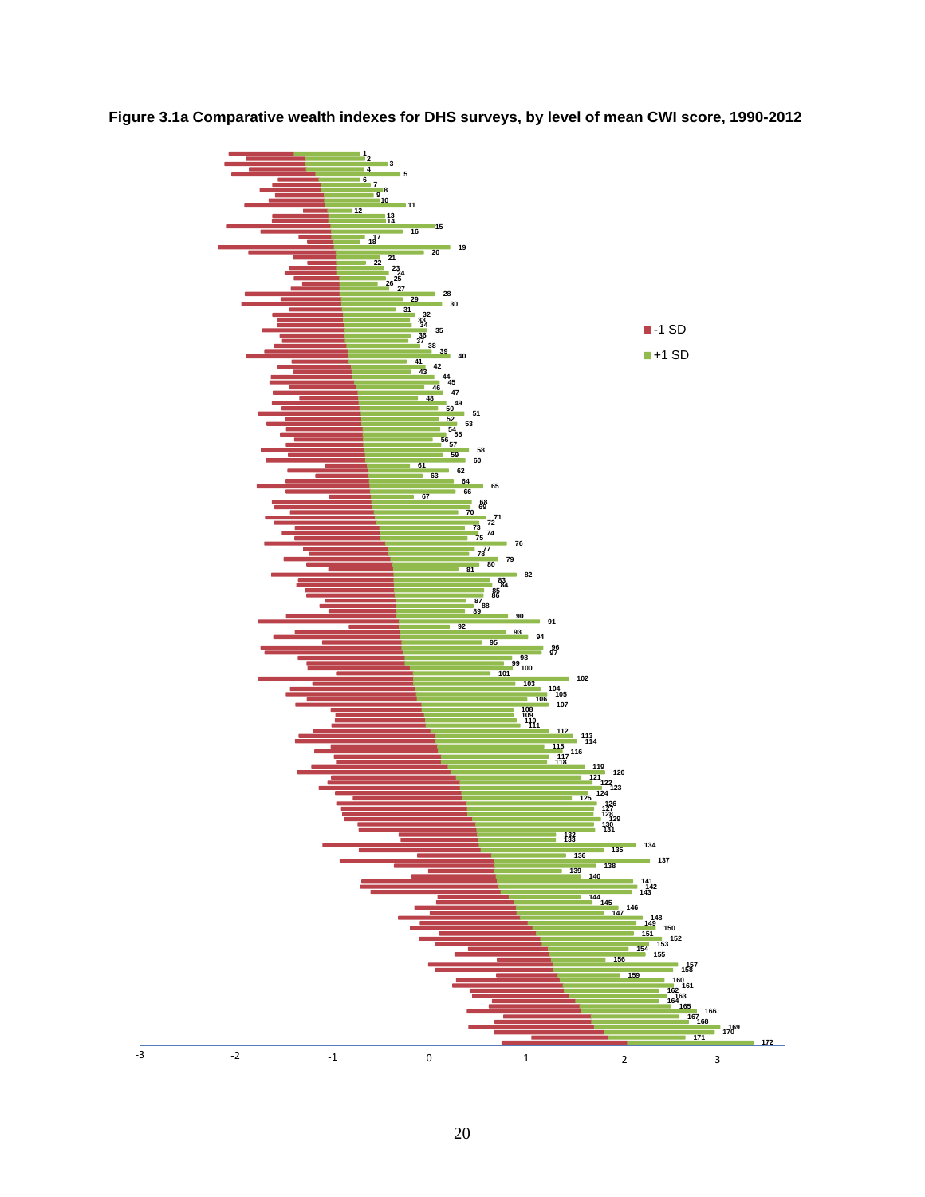**Figure 3.1a Comparative wealth indexes for DHS surveys, by level of mean CWI score, 1990-2012**

■ -1 SD

■ +1 SD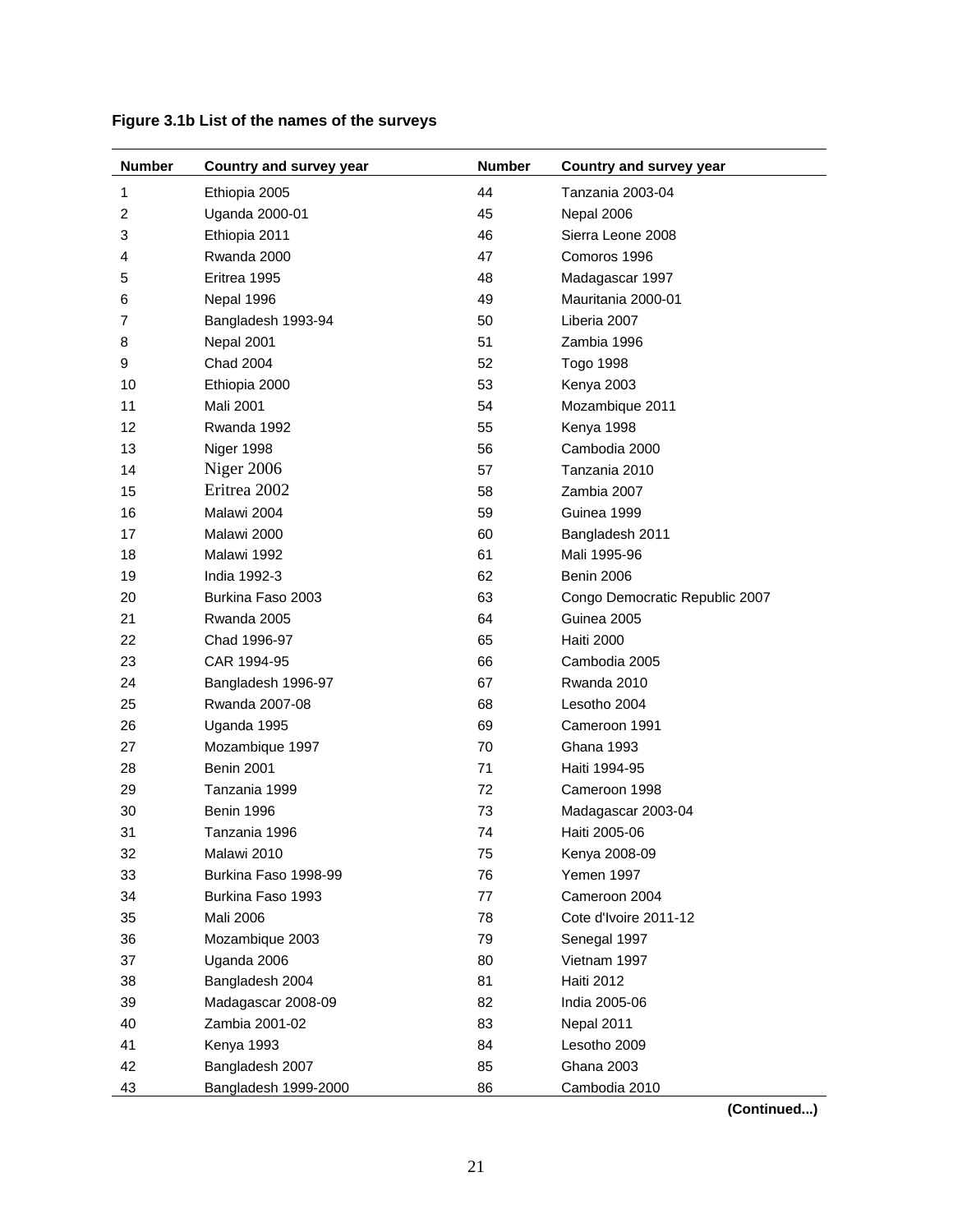**Figure 3.1b List of the names of the surveys**

| Number | Country and survey year | Number | Country and survey year |
|---|---|---|---|
| 1 | Ethiopia 2005 | 44 | Tanzania 2003-04 |
| 2 | Uganda 2000-01 | 45 | Nepal 2006 |
| 3 | Ethiopia 2011 | 46 | Sierra Leone 2008 |
| 4 | Rwanda 2000 | 47 | Comoros 1996 |
| 5 | Eritrea 1995 | 48 | Madagascar 1997 |
| 6 | Nepal 1996 | 49 | Mauritania 2000-01 |
| 7 | Bangladesh 1993-94 | 50 | Liberia 2007 |
| 8 | Nepal 2001 | 51 | Zambia 1996 |
| 9 | Chad 2004 | 52 | Togo 1998 |
| 10 | Ethiopia 2000 | 53 | Kenya 2003 |
| 11 | Mali 2001 | 54 | Mozambique 2011 |
| 12 | Rwanda 1992 | 55 | Kenya 1998 |
| 13 | Niger 1998 | 56 | Cambodia 2000 |
| 14 | Niger 2006 | 57 | Tanzania 2010 |
| 15 | Eritrea 2002 | 58 | Zambia 2007 |
| 16 | Malawi 2004 | 59 | Guinea 1999 |
| 17 | Malawi 2000 | 60 | Bangladesh 2011 |
| 18 | Malawi 1992 | 61 | Mali 1995-96 |
| 19 | India 1992-3 | 62 | Benin 2006 |
| 20 | Burkina Faso 2003 | 63 | Congo Democratic Republic 2007 |
| 21 | Rwanda 2005 | 64 | Guinea 2005 |
| 22 | Chad 1996-97 | 65 | Haiti 2000 |
| 23 | CAR 1994-95 | 66 | Cambodia 2005 |
| 24 | Bangladesh 1996-97 | 67 | Rwanda 2010 |
| 25 | Rwanda 2007-08 | 68 | Lesotho 2004 |
| 26 | Uganda 1995 | 69 | Cameroon 1991 |
| 27 | Mozambique 1997 | 70 | Ghana 1993 |
| 28 | Benin 2001 | 71 | Haiti 1994-95 |
| 29 | Tanzania 1999 | 72 | Cameroon 1998 |
| 30 | Benin 1996 | 73 | Madagascar 2003-04 |
| 31 | Tanzania 1996 | 74 | Haiti 2005-06 |
| 32 | Malawi 2010 | 75 | Kenya 2008-09 |
| 33 | Burkina Faso 1998-99 | 76 | Yemen 1997 |
| 34 | Burkina Faso 1993 | 77 | Cameroon 2004 |
| 35 | Mali 2006 | 78 | Cote d'Ivoire 2011-12 |
| 36 | Mozambique 2003 | 79 | Senegal 1997 |
| 37 | Uganda 2006 | 80 | Vietnam 1997 |
| 38 | Bangladesh 2004 | 81 | Haiti 2012 |
| 39 | Madagascar 2008-09 | 82 | India 2005-06 |
| 40 | Zambia 2001-02 | 83 | Nepal 2011 |
| 41 | Kenya 1993 | 84 | Lesotho 2009 |
| 42 | Bangladesh 2007 | 85 | Ghana 2003 |
| 43 | Bangladesh 1999-2000 | 86 | Cambodia 2010 |

**(Continued...)**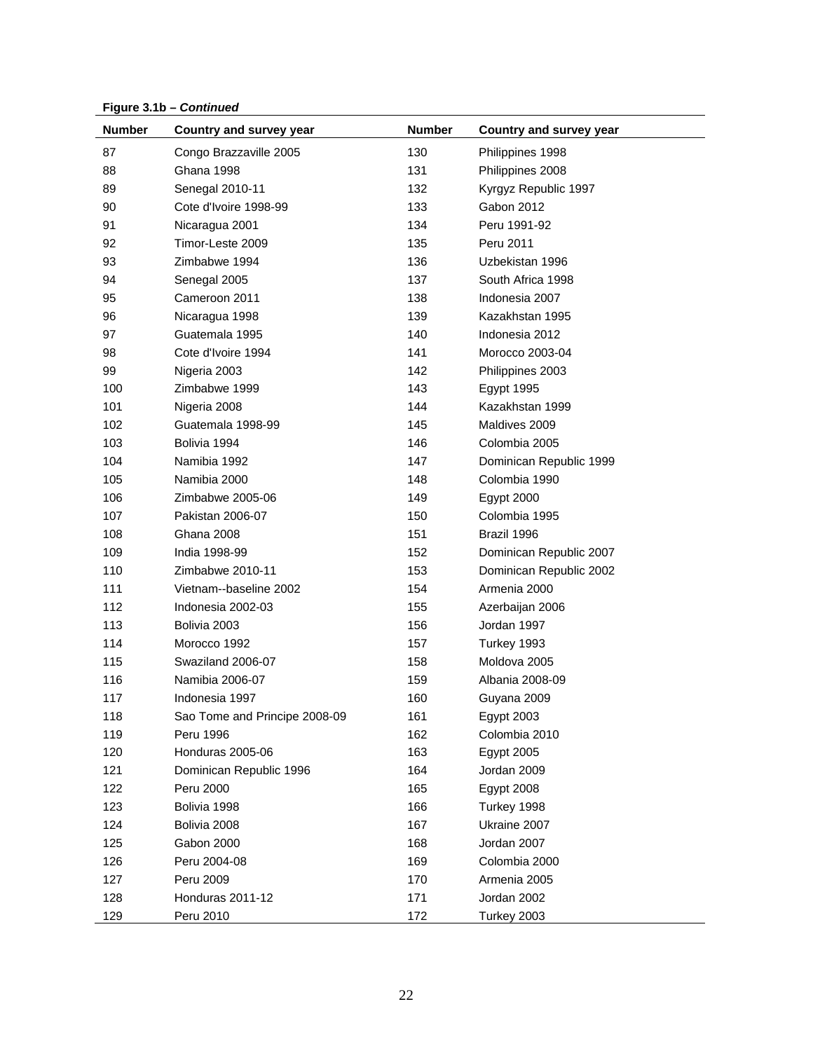**Figure 3.1b – *Continued***

| Number | Country and survey year | Number | Country and survey year |
|---|---|---|---|
| 87 | Congo Brazzaville 2005 | 130 | Philippines 1998 |
| 88 | Ghana 1998 | 131 | Philippines 2008 |
| 89 | Senegal 2010-11 | 132 | Kyrgyz Republic 1997 |
| 90 | Cote d'Ivoire 1998-99 | 133 | Gabon 2012 |
| 91 | Nicaragua 2001 | 134 | Peru 1991-92 |
| 92 | Timor-Leste 2009 | 135 | Peru 2011 |
| 93 | Zimbabwe 1994 | 136 | Uzbekistan 1996 |
| 94 | Senegal 2005 | 137 | South Africa 1998 |
| 95 | Cameroon 2011 | 138 | Indonesia 2007 |
| 96 | Nicaragua 1998 | 139 | Kazakhstan 1995 |
| 97 | Guatemala 1995 | 140 | Indonesia 2012 |
| 98 | Cote d'Ivoire 1994 | 141 | Morocco 2003-04 |
| 99 | Nigeria 2003 | 142 | Philippines 2003 |
| 100 | Zimbabwe 1999 | 143 | Egypt 1995 |
| 101 | Nigeria 2008 | 144 | Kazakhstan 1999 |
| 102 | Guatemala 1998-99 | 145 | Maldives 2009 |
| 103 | Bolivia 1994 | 146 | Colombia 2005 |
| 104 | Namibia 1992 | 147 | Dominican Republic 1999 |
| 105 | Namibia 2000 | 148 | Colombia 1990 |
| 106 | Zimbabwe 2005-06 | 149 | Egypt 2000 |
| 107 | Pakistan 2006-07 | 150 | Colombia 1995 |
| 108 | Ghana 2008 | 151 | Brazil 1996 |
| 109 | India 1998-99 | 152 | Dominican Republic 2007 |
| 110 | Zimbabwe 2010-11 | 153 | Dominican Republic 2002 |
| 111 | Vietnam--baseline 2002 | 154 | Armenia 2000 |
| 112 | Indonesia 2002-03 | 155 | Azerbaijan 2006 |
| 113 | Bolivia 2003 | 156 | Jordan 1997 |
| 114 | Morocco 1992 | 157 | Turkey 1993 |
| 115 | Swaziland 2006-07 | 158 | Moldova 2005 |
| 116 | Namibia 2006-07 | 159 | Albania 2008-09 |
| 117 | Indonesia 1997 | 160 | Guyana 2009 |
| 118 | Sao Tome and Principe 2008-09 | 161 | Egypt 2003 |
| 119 | Peru 1996 | 162 | Colombia 2010 |
| 120 | Honduras 2005-06 | 163 | Egypt 2005 |
| 121 | Dominican Republic 1996 | 164 | Jordan 2009 |
| 122 | Peru 2000 | 165 | Egypt 2008 |
| 123 | Bolivia 1998 | 166 | Turkey 1998 |
| 124 | Bolivia 2008 | 167 | Ukraine 2007 |
| 125 | Gabon 2000 | 168 | Jordan 2007 |
| 126 | Peru 2004-08 | 169 | Colombia 2000 |
| 127 | Peru 2009 | 170 | Armenia 2005 |
| 128 | Honduras 2011-12 | 171 | Jordan 2002 |
| 129 | Peru 2010 | 172 | Turkey 2003 |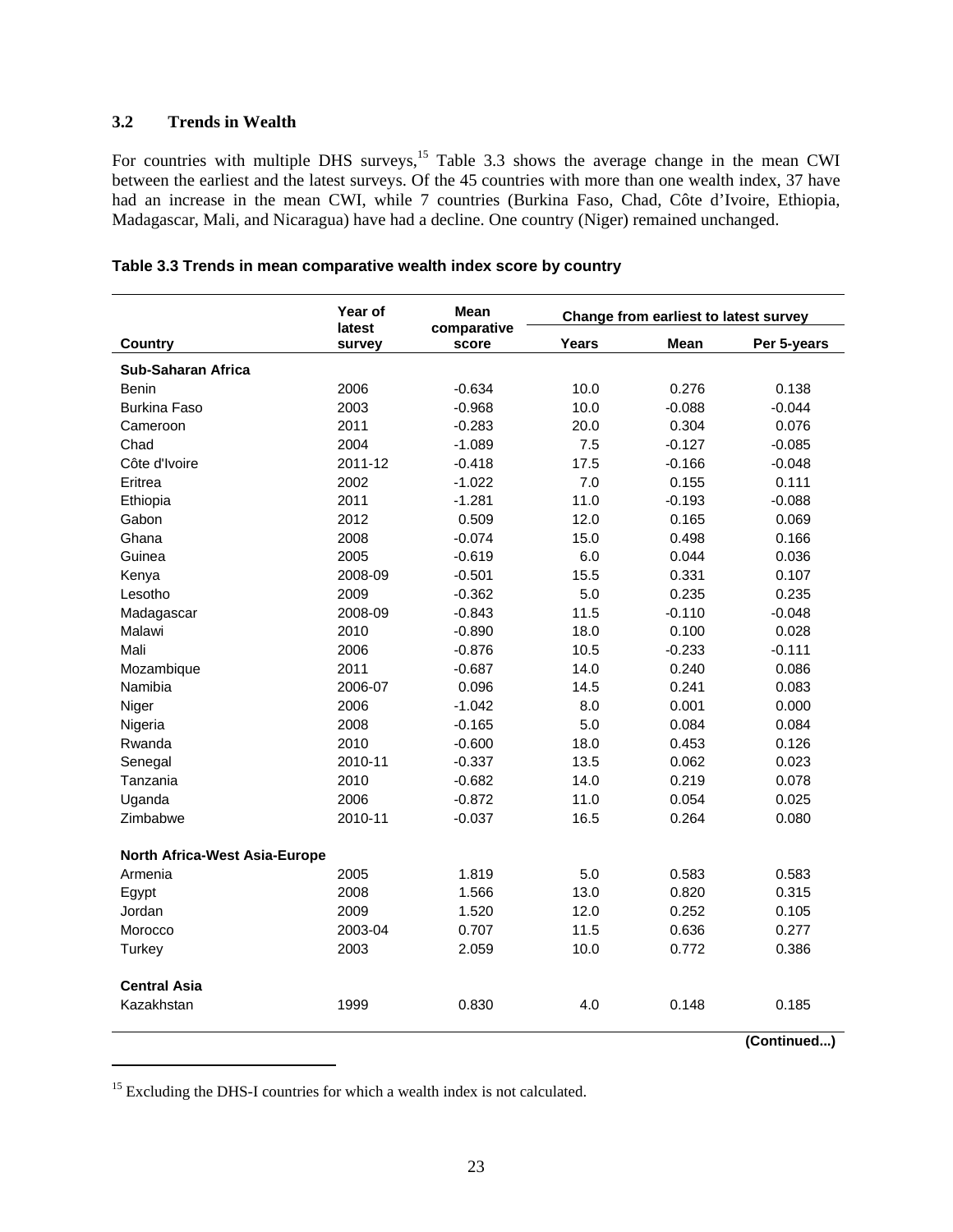### 3.2 Trends in Wealth

For countries with multiple DHS surveys,[15] Table 3.3 shows the average change in the mean CWI between the earliest and the latest surveys. Of the 45 countries with more than one wealth index, 37 have had an increase in the mean CWI, while 7 countries (Burkina Faso, Chad, Côte d'Ivoire, Ethiopia, Madagascar, Mali, and Nicaragua) have had a decline. One country (Niger) remained unchanged.

**Table 3.3 Trends in mean comparative wealth index score by country**

| Country | Year of latest survey | Mean comparative score | Change from earliest to latest survey | | |
|---|---|---|---|---|---|
| | | | Years | Mean | Per 5-years |
| **Sub-Saharan Africa** | | | | | |
| Benin | 2006 | -0.634 | 10.0 | 0.276 | 0.138 |
| Burkina Faso | 2003 | -0.968 | 10.0 | -0.088 | -0.044 |
| Cameroon | 2011 | -0.283 | 20.0 | 0.304 | 0.076 |
| Chad | 2004 | -1.089 | 7.5 | -0.127 | -0.085 |
| Côte d'Ivoire | 2011-12 | -0.418 | 17.5 | -0.166 | -0.048 |
| Eritrea | 2002 | -1.022 | 7.0 | 0.155 | 0.111 |
| Ethiopia | 2011 | -1.281 | 11.0 | -0.193 | -0.088 |
| Gabon | 2012 | 0.509 | 12.0 | 0.165 | 0.069 |
| Ghana | 2008 | -0.074 | 15.0 | 0.498 | 0.166 |
| Guinea | 2005 | -0.619 | 6.0 | 0.044 | 0.036 |
| Kenya | 2008-09 | -0.501 | 15.5 | 0.331 | 0.107 |
| Lesotho | 2009 | -0.362 | 5.0 | 0.235 | 0.235 |
| Madagascar | 2008-09 | -0.843 | 11.5 | -0.110 | -0.048 |
| Malawi | 2010 | -0.890 | 18.0 | 0.100 | 0.028 |
| Mali | 2006 | -0.876 | 10.5 | -0.233 | -0.111 |
| Mozambique | 2011 | -0.687 | 14.0 | 0.240 | 0.086 |
| Namibia | 2006-07 | 0.096 | 14.5 | 0.241 | 0.083 |
| Niger | 2006 | -1.042 | 8.0 | 0.001 | 0.000 |
| Nigeria | 2008 | -0.165 | 5.0 | 0.084 | 0.084 |
| Rwanda | 2010 | -0.600 | 18.0 | 0.453 | 0.126 |
| Senegal | 2010-11 | -0.337 | 13.5 | 0.062 | 0.023 |
| Tanzania | 2010 | -0.682 | 14.0 | 0.219 | 0.078 |
| Uganda | 2006 | -0.872 | 11.0 | 0.054 | 0.025 |
| Zimbabwe | 2010-11 | -0.037 | 16.5 | 0.264 | 0.080 |
| **North Africa-West Asia-Europe** | | | | | |
| Armenia | 2005 | 1.819 | 5.0 | 0.583 | 0.583 |
| Egypt | 2008 | 1.566 | 13.0 | 0.820 | 0.315 |
| Jordan | 2009 | 1.520 | 12.0 | 0.252 | 0.105 |
| Morocco | 2003-04 | 0.707 | 11.5 | 0.636 | 0.277 |
| Turkey | 2003 | 2.059 | 10.0 | 0.772 | 0.386 |
| **Central Asia** | | | | | |
| Kazakhstan | 1999 | 0.830 | 4.0 | 0.148 | 0.185 |

**(Continued...)**

[15] Excluding the DHS-I countries for which a wealth index is not calculated.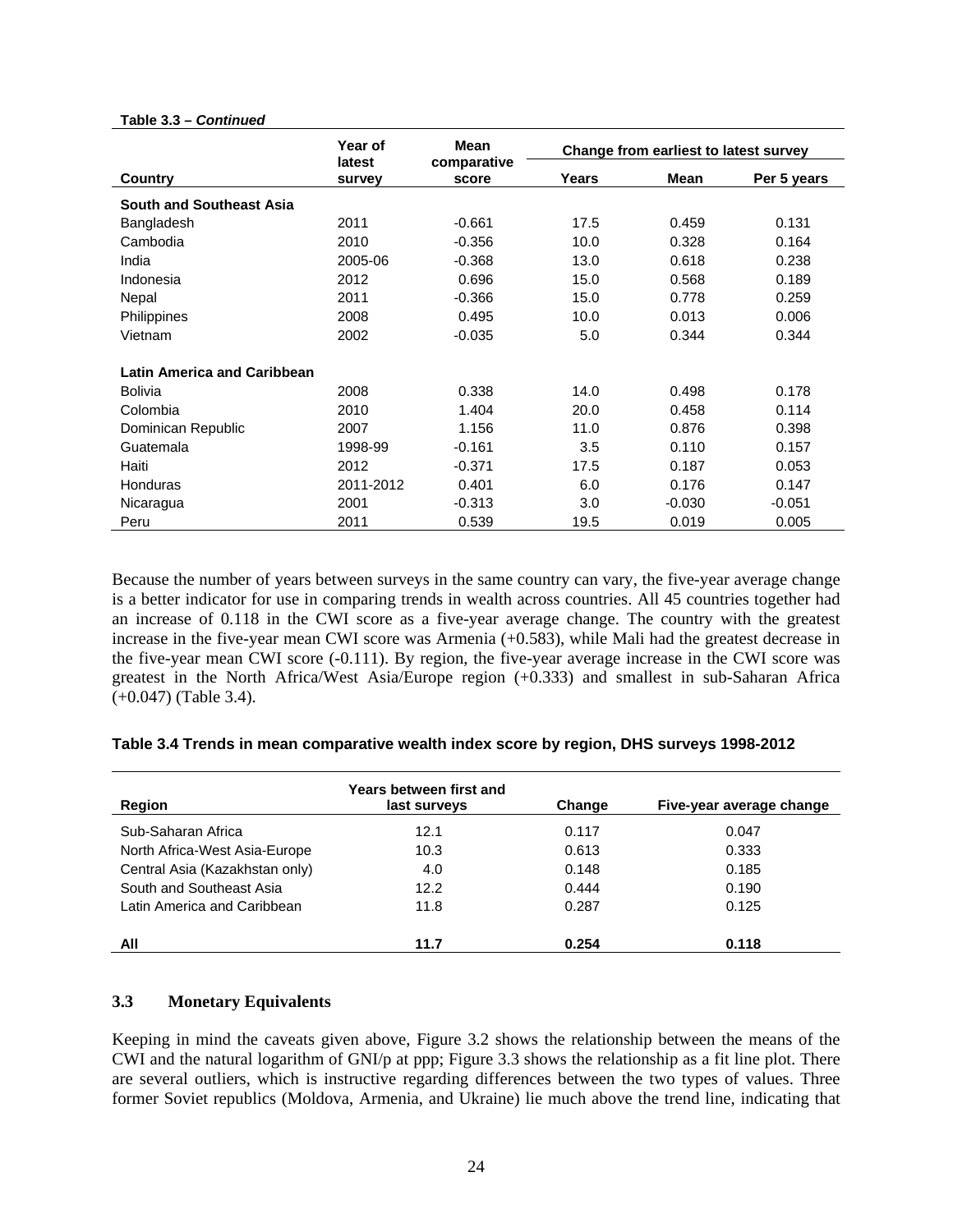**Table 3.3 – *Continued***

| Country | Year of latest survey | Mean comparative score | Change from earliest to latest survey | | |
|---|---|---|---|---|---|
| | | | Years | Mean | Per 5 years |
| **South and Southeast Asia** | | | | | |
| Bangladesh | 2011 | -0.661 | 17.5 | 0.459 | 0.131 |
| Cambodia | 2010 | -0.356 | 10.0 | 0.328 | 0.164 |
| India | 2005-06 | -0.368 | 13.0 | 0.618 | 0.238 |
| Indonesia | 2012 | 0.696 | 15.0 | 0.568 | 0.189 |
| Nepal | 2011 | -0.366 | 15.0 | 0.778 | 0.259 |
| Philippines | 2008 | 0.495 | 10.0 | 0.013 | 0.006 |
| Vietnam | 2002 | -0.035 | 5.0 | 0.344 | 0.344 |
| **Latin America and Caribbean** | | | | | |
| Bolivia | 2008 | 0.338 | 14.0 | 0.498 | 0.178 |
| Colombia | 2010 | 1.404 | 20.0 | 0.458 | 0.114 |
| Dominican Republic | 2007 | 1.156 | 11.0 | 0.876 | 0.398 |
| Guatemala | 1998-99 | -0.161 | 3.5 | 0.110 | 0.157 |
| Haiti | 2012 | -0.371 | 17.5 | 0.187 | 0.053 |
| Honduras | 2011-2012 | 0.401 | 6.0 | 0.176 | 0.147 |
| Nicaragua | 2001 | -0.313 | 3.0 | -0.030 | -0.051 |
| Peru | 2011 | 0.539 | 19.5 | 0.019 | 0.005 |

Because the number of years between surveys in the same country can vary, the five-year average change is a better indicator for use in comparing trends in wealth across countries. All 45 countries together had an increase of 0.118 in the CWI score as a five-year average change. The country with the greatest increase in the five-year mean CWI score was Armenia (+0.583), while Mali had the greatest decrease in the five-year mean CWI score (-0.111). By region, the five-year average increase in the CWI score was greatest in the North Africa/West Asia/Europe region (+0.333) and smallest in sub-Saharan Africa (+0.047) (Table 3.4).

**Table 3.4 Trends in mean comparative wealth index score by region, DHS surveys 1998-2012**

| Region | Years between first and last surveys | Change | Five-year average change |
|---|---|---|---|
| Sub-Saharan Africa | 12.1 | 0.117 | 0.047 |
| North Africa-West Asia-Europe | 10.3 | 0.613 | 0.333 |
| Central Asia (Kazakhstan only) | 4.0 | 0.148 | 0.185 |
| South and Southeast Asia | 12.2 | 0.444 | 0.190 |
| Latin America and Caribbean | 11.8 | 0.287 | 0.125 |
| **All** | **11.7** | **0.254** | **0.118** |

### 3.3 Monetary Equivalents

Keeping in mind the caveats given above, Figure 3.2 shows the relationship between the means of the CWI and the natural logarithm of GNI/p at ppp; Figure 3.3 shows the relationship as a fit line plot. There are several outliers, which is instructive regarding differences between the two types of values. Three former Soviet republics (Moldova, Armenia, and Ukraine) lie much above the trend line, indicating that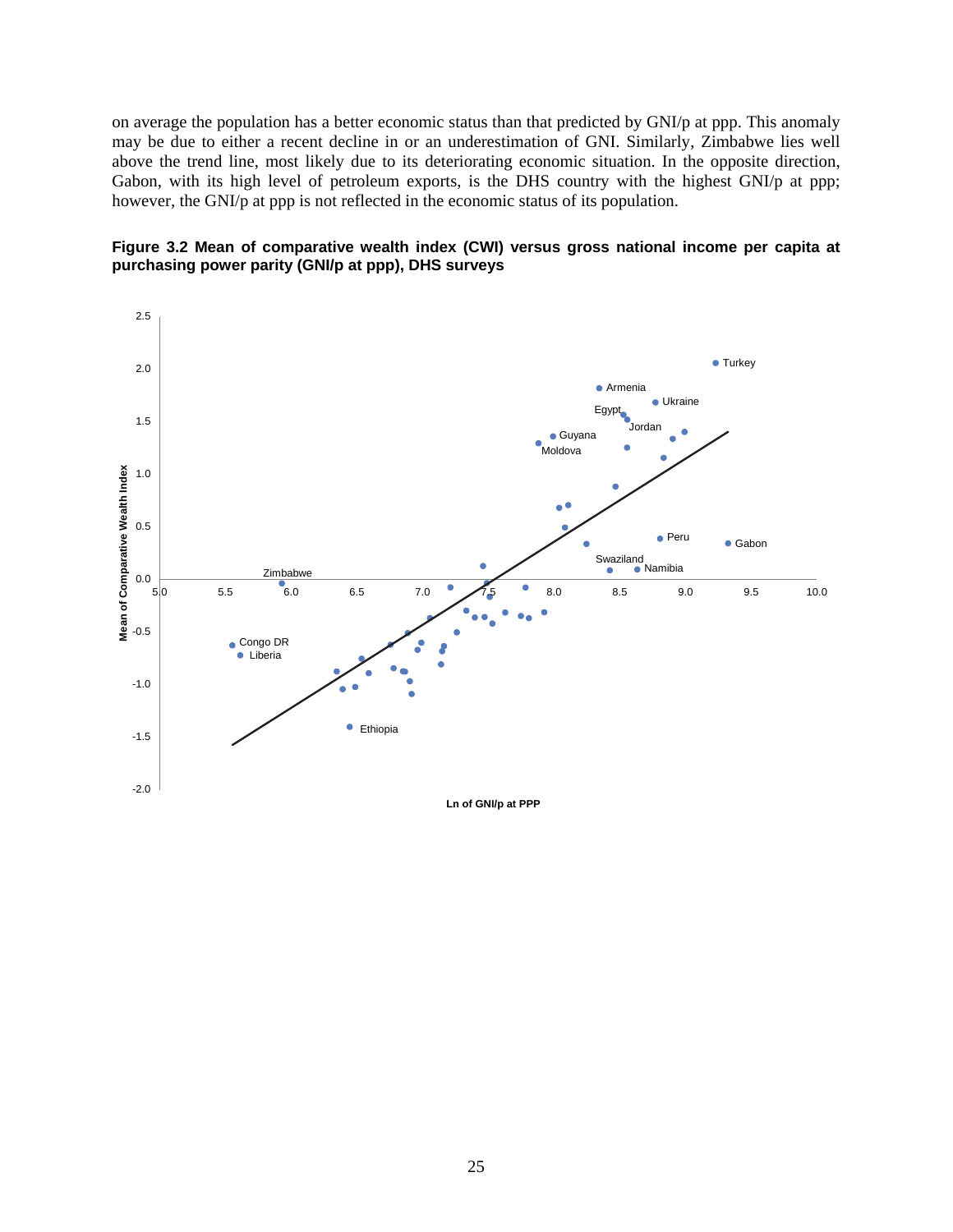on average the population has a better economic status than that predicted by GNI/p at ppp. This anomaly may be due to either a recent decline in or an underestimation of GNI. Similarly, Zimbabwe lies well above the trend line, most likely due to its deteriorating economic situation. In the opposite direction, Gabon, with its high level of petroleum exports, is the DHS country with the highest GNI/p at ppp; however, the GNI/p at ppp is not reflected in the economic status of its population.

**Figure 3.2 Mean of comparative wealth index (CWI) versus gross national income per capita at purchasing power parity (GNI/p at ppp), DHS surveys**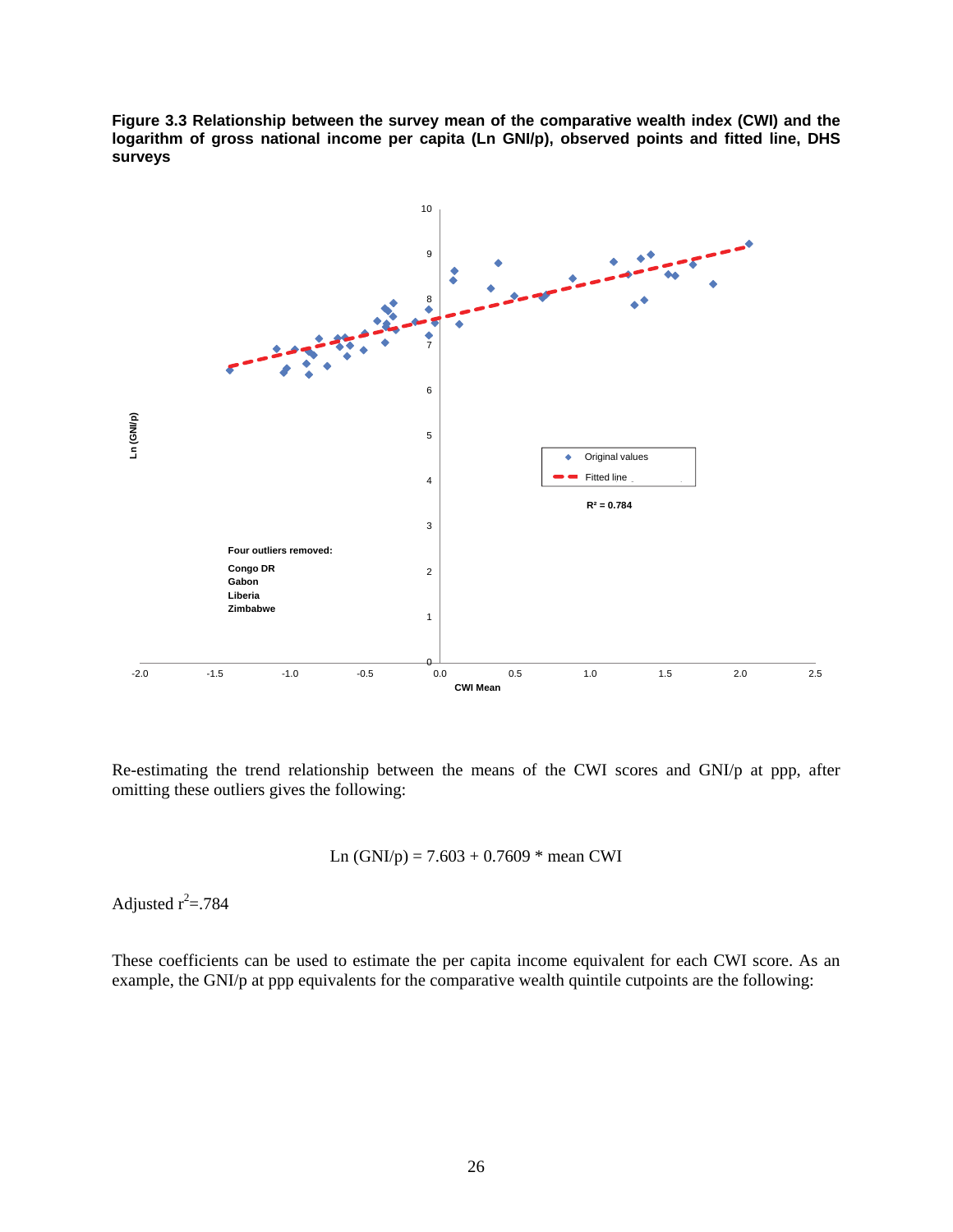**Figure 3.3 Relationship between the survey mean of the comparative wealth index (CWI) and the logarithm of gross national income per capita (Ln GNI/p), observed points and fitted line, DHS surveys**

Four outliers removed:
Congo DR
Gabon
Liberia
Zimbabwe

$R^2 = 0.784$

Re-estimating the trend relationship between the means of the CWI scores and GNI/p at ppp, after omitting these outliers gives the following:

$$\text{Ln (GNI/p)} = 7.603 + 0.7609 * \text{mean CWI}$$

Adjusted $r^2$=.784

These coefficients can be used to estimate the per capita income equivalent for each CWI score. As an example, the GNI/p at ppp equivalents for the comparative wealth quintile cutpoints are the following: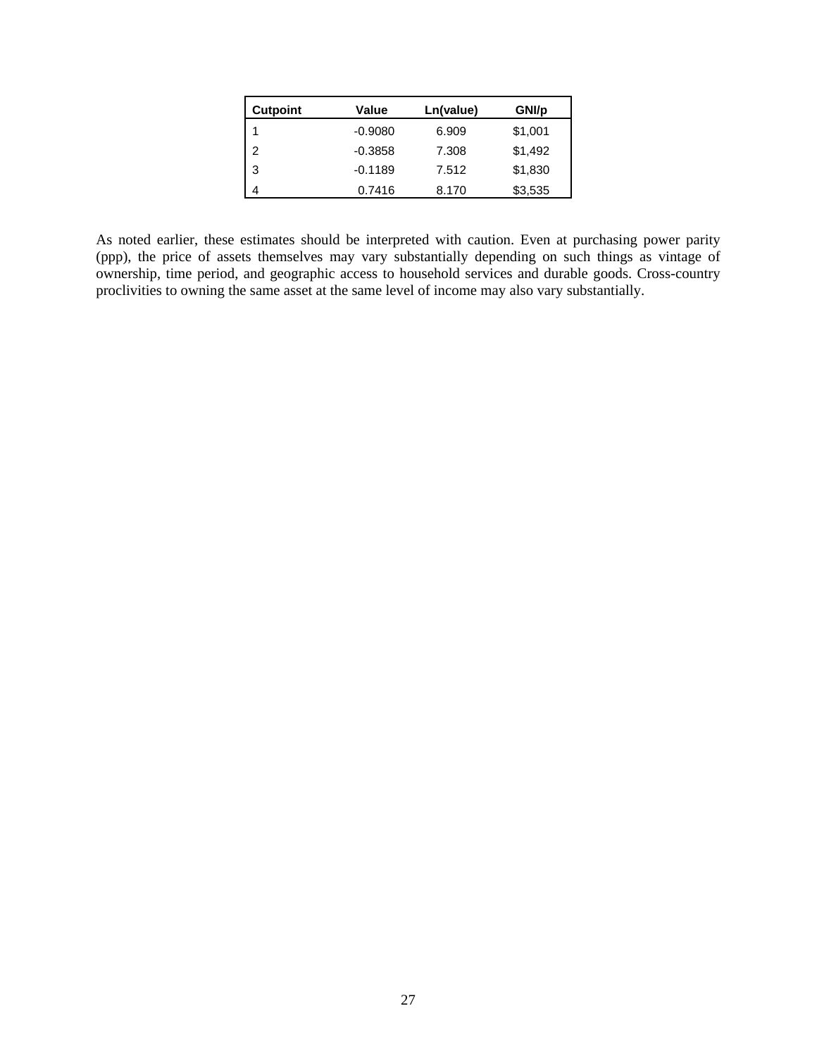| Cutpoint | Value | Ln(value) | GNI/p |
|---|---|---|---|
| 1 | -0.9080 | 6.909 | $1,001 |
| 2 | -0.3858 | 7.308 | $1,492 |
| 3 | -0.1189 | 7.512 | $1,830 |
| 4 | 0.7416 | 8.170 | $3,535 |

As noted earlier, these estimates should be interpreted with caution. Even at purchasing power parity (ppp), the price of assets themselves may vary substantially depending on such things as vintage of ownership, time period, and geographic access to household services and durable goods. Cross-country proclivities to owning the same asset at the same level of income may also vary substantially.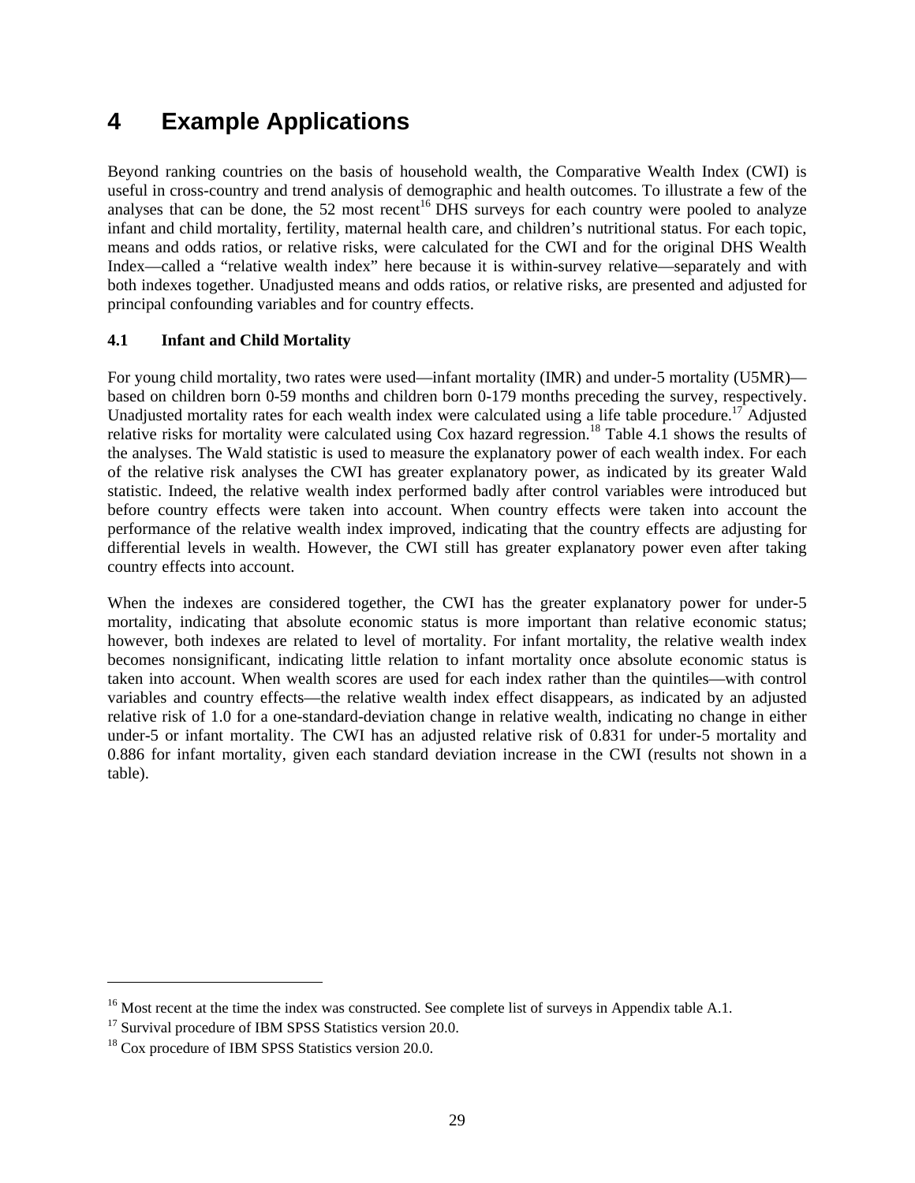# 4 Example Applications

Beyond ranking countries on the basis of household wealth, the Comparative Wealth Index (CWI) is useful in cross-country and trend analysis of demographic and health outcomes. To illustrate a few of the analyses that can be done, the 52 most recent[16] DHS surveys for each country were pooled to analyze infant and child mortality, fertility, maternal health care, and children's nutritional status. For each topic, means and odds ratios, or relative risks, were calculated for the CWI and for the original DHS Wealth Index—called a "relative wealth index" here because it is within-survey relative—separately and with both indexes together. Unadjusted means and odds ratios, or relative risks, are presented and adjusted for principal confounding variables and for country effects.

### 4.1 Infant and Child Mortality

For young child mortality, two rates were used—infant mortality (IMR) and under-5 mortality (U5MR)—based on children born 0-59 months and children born 0-179 months preceding the survey, respectively. Unadjusted mortality rates for each wealth index were calculated using a life table procedure.[17] Adjusted relative risks for mortality were calculated using Cox hazard regression.[18] Table 4.1 shows the results of the analyses. The Wald statistic is used to measure the explanatory power of each wealth index. For each of the relative risk analyses the CWI has greater explanatory power, as indicated by its greater Wald statistic. Indeed, the relative wealth index performed badly after control variables were introduced but before country effects were taken into account. When country effects were taken into account the performance of the relative wealth index improved, indicating that the country effects are adjusting for differential levels in wealth. However, the CWI still has greater explanatory power even after taking country effects into account.

When the indexes are considered together, the CWI has the greater explanatory power for under-5 mortality, indicating that absolute economic status is more important than relative economic status; however, both indexes are related to level of mortality. For infant mortality, the relative wealth index becomes nonsignificant, indicating little relation to infant mortality once absolute economic status is taken into account. When wealth scores are used for each index rather than the quintiles—with control variables and country effects—the relative wealth index effect disappears, as indicated by an adjusted relative risk of 1.0 for a one-standard-deviation change in relative wealth, indicating no change in either under-5 or infant mortality. The CWI has an adjusted relative risk of 0.831 for under-5 mortality and 0.886 for infant mortality, given each standard deviation increase in the CWI (results not shown in a table).

---

[16] Most recent at the time the index was constructed. See complete list of surveys in Appendix table A.1.

[17] Survival procedure of IBM SPSS Statistics version 20.0.

[18] Cox procedure of IBM SPSS Statistics version 20.0.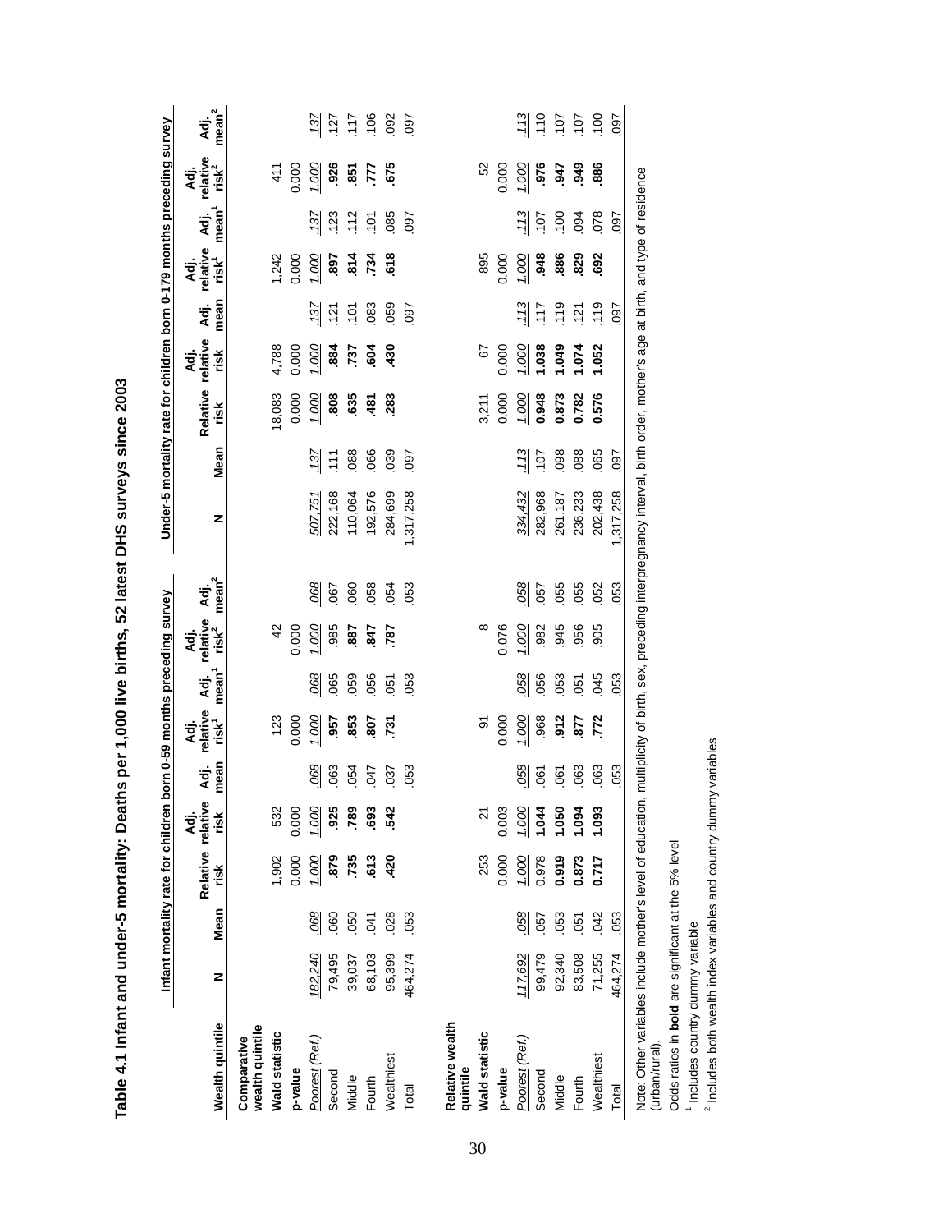# Table 4.1 Infant and under-5 mortality: Deaths per 1,000 live births, 52 latest DHS surveys since 2003

| Wealth quintile | Infant mortality rate for children born 0-59 months preceding survey | | | | | | | | | Under-5 mortality rate for children born 0-179 months preceding survey | | | | | | | | |
|---|---|---|---|---|---|---|---|---|---|---|---|---|---|---|---|---|---|---|
| | N | Mean | Relative risk | Adj. relative risk | Adj. mean | Adj. relative risk[1] | Adj. mean[1] | Adj. relative risk[2] | Adj. mean[2] | N | Mean | Relative risk | Adj. relative risk | Adj. mean | Adj. relative risk[1] | Adj. mean[1] | Adj. relative risk[2] | Adj. mean[2] |
| **Comparative wealth quintile** | | | | | | | | | | | | | | | | | | |
| **Wald statistic** | | | 1,902 | 532 | | 123 | | 42 | | | | 18,083 | 4,788 | | 1,242 | | 411 | |
| **p-value** | | | 0.000 | 0.000 | | 0.000 | | 0.000 | | | | 0.000 | 0.000 | | 0.000 | | 0.000 | |
| *Poorest (Ref.)* | *182,240* | *.068* | *1.000* | *1.000* | *.068* | *1.000* | *.068* | *1.000* | *.068* | *507,751* | *.137* | *1.000* | *1.000* | *.137* | *1.000* | *.137* | *1.000* | *.137* |
| Second | 79,495 | .060 | **.879** | **.925** | .063 | **.957** | .065 | .985 | .067 | 222,168 | .111 | **.808** | **.884** | .121 | **.897** | .123 | **.926** | .127 |
| Middle | 39,037 | .050 | **.735** | **.789** | .054 | **.853** | .059 | **.887** | .060 | 110,064 | .088 | **.635** | **.737** | .101 | **.814** | .112 | **.851** | .117 |
| Fourth | 68,103 | .041 | **.613** | **.693** | .047 | **.807** | .056 | **.847** | .058 | 192,576 | .066 | **.481** | **.604** | .083 | **.734** | .101 | **.777** | .106 |
| Wealthiest | 95,399 | .028 | **.420** | **.542** | .037 | **.731** | .051 | **.787** | .054 | 284,699 | .039 | **.283** | **.430** | .059 | **.618** | .085 | **.675** | .092 |
| Total | 464,274 | .053 | | | .053 | | .053 | | .053 | 1,317,258 | .097 | | | .097 | | .097 | | .097 |
| **Relative wealth quintile** | | | | | | | | | | | | | | | | | | |
| **Wald statistic** | | | 253 | 21 | | 91 | | 8 | | | | 3,211 | 67 | | 895 | | 52 | |
| **p-value** | | | 0.000 | 0.003 | | 0.000 | | 0.076 | | | | 0.000 | 0.000 | | 0.000 | | 0.000 | |
| *Poorest (Ref.)* | *117,692* | *.058* | *1.000* | *1.000* | *.058* | *1.000* | *.058* | *1.000* | *.058* | *334,432* | *.113* | *1.000* | *1.000* | *.113* | *1.000* | *.113* | *1.000* | *.113* |
| Second | 99,479 | .057 | 0.978 | **1.044** | .061 | .968 | .056 | .982 | .057 | 282,968 | .107 | **0.948** | **1.038** | .117 | **.948** | .107 | **.976** | .110 |
| Middle | 92,340 | .053 | **0.919** | **1.050** | .061 | **.912** | .053 | .945 | .055 | 261,187 | .098 | **0.873** | **1.049** | .119 | **.886** | .100 | **.947** | .107 |
| Fourth | 83,508 | .051 | **0.873** | **1.094** | .063 | **.877** | .051 | .956 | .055 | 236,233 | .088 | **0.782** | **1.074** | .121 | **.829** | .094 | **.949** | .107 |
| Wealthiest | 71,255 | .042 | **0.717** | **1.093** | .063 | **.772** | .045 | .905 | .052 | 202,438 | .065 | **0.576** | **1.052** | .119 | **.692** | .078 | **.886** | .100 |
| Total | 464,274 | .053 | | | .053 | | .053 | | .053 | 1,317,258 | .097 | | | .097 | | .097 | | .097 |

Note: Other variables include mother's level of education, multiplicity of birth, sex, preceding interpregnancy interval, birth order, mother's age at birth, and type of residence (urban/rural).

Odds ratios in **bold** are significant at the 5% level

[1] Includes country dummy variable

[2] Includes both wealth index variables and country dummy variables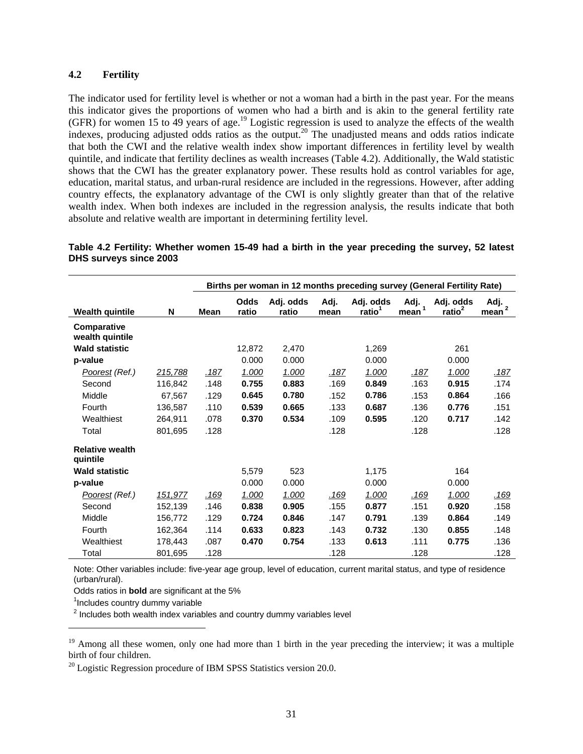### 4.2 Fertility

The indicator used for fertility level is whether or not a woman had a birth in the past year. For the means this indicator gives the proportions of women who had a birth and is akin to the general fertility rate (GFR) for women 15 to 49 years of age.[19] Logistic regression is used to analyze the effects of the wealth indexes, producing adjusted odds ratios as the output.[20] The unadjusted means and odds ratios indicate that both the CWI and the relative wealth index show important differences in fertility level by wealth quintile, and indicate that fertility declines as wealth increases (Table 4.2). Additionally, the Wald statistic shows that the CWI has the greater explanatory power. These results hold as control variables for age, education, marital status, and urban-rural residence are included in the regressions. However, after adding country effects, the explanatory advantage of the CWI is only slightly greater than that of the relative wealth index. When both indexes are included in the regression analysis, the results indicate that both absolute and relative wealth are important in determining fertility level.

**Table 4.2 Fertility: Whether women 15-49 had a birth in the year preceding the survey, 52 latest DHS surveys since 2003**

| | | Births per woman in 12 months preceding survey (General Fertility Rate) | | | | | | | | |
|---|---|---|---|---|---|---|---|---|---|---|
| **Wealth quintile** | **N** | **Mean** | **Odds ratio** | **Adj. odds ratio** | **Adj. mean** | **Adj. odds ratio[1]** | **Adj. mean[1]** | **Adj. odds ratio[2]** | **Adj. mean[2]** |
| **Comparative wealth quintile** | | | | | | | | | |
| **Wald statistic** | | | 12,872 | 2,470 | | 1,269 | | 261 | |
| **p-value** | | | 0.000 | 0.000 | | 0.000 | | 0.000 | |
| *Poorest (Ref.)* | *215,788* | *.187* | *1.000* | *1.000* | *.187* | *1.000* | *.187* | *1.000* | *.187* |
| Second | 116,842 | .148 | **0.755** | **0.883** | .169 | **0.849** | .163 | **0.915** | .174 |
| Middle | 67,567 | .129 | **0.645** | **0.780** | .152 | **0.786** | .153 | **0.864** | .166 |
| Fourth | 136,587 | .110 | **0.539** | **0.665** | .133 | **0.687** | .136 | **0.776** | .151 |
| Wealthiest | 264,911 | .078 | **0.370** | **0.534** | .109 | **0.595** | .120 | **0.717** | .142 |
| Total | 801,695 | .128 | | | .128 | | .128 | | .128 |
| **Relative wealth quintile** | | | | | | | | | |
| **Wald statistic** | | | 5,579 | 523 | | 1,175 | | 164 | |
| **p-value** | | | 0.000 | 0.000 | | 0.000 | | 0.000 | |
| *Poorest (Ref.)* | *151,977* | *.169* | *1.000* | *1.000* | *.169* | *1.000* | *.169* | *1.000* | *.169* |
| Second | 152,139 | .146 | **0.838** | **0.905** | .155 | **0.877** | .151 | **0.920** | .158 |
| Middle | 156,772 | .129 | **0.724** | **0.846** | .147 | **0.791** | .139 | **0.864** | .149 |
| Fourth | 162,364 | .114 | **0.633** | **0.823** | .143 | **0.732** | .130 | **0.855** | .148 |
| Wealthiest | 178,443 | .087 | **0.470** | **0.754** | .133 | **0.613** | .111 | **0.775** | .136 |
| Total | 801,695 | .128 | | | .128 | | .128 | | .128 |

Note: Other variables include: five-year age group, level of education, current marital status, and type of residence (urban/rural).

Odds ratios in **bold** are significant at the 5%

[1]Includes country dummy variable

[2] Includes both wealth index variables and country dummy variables level

[19] Among all these women, only one had more than 1 birth in the year preceding the interview; it was a multiple birth of four children.

[20] Logistic Regression procedure of IBM SPSS Statistics version 20.0.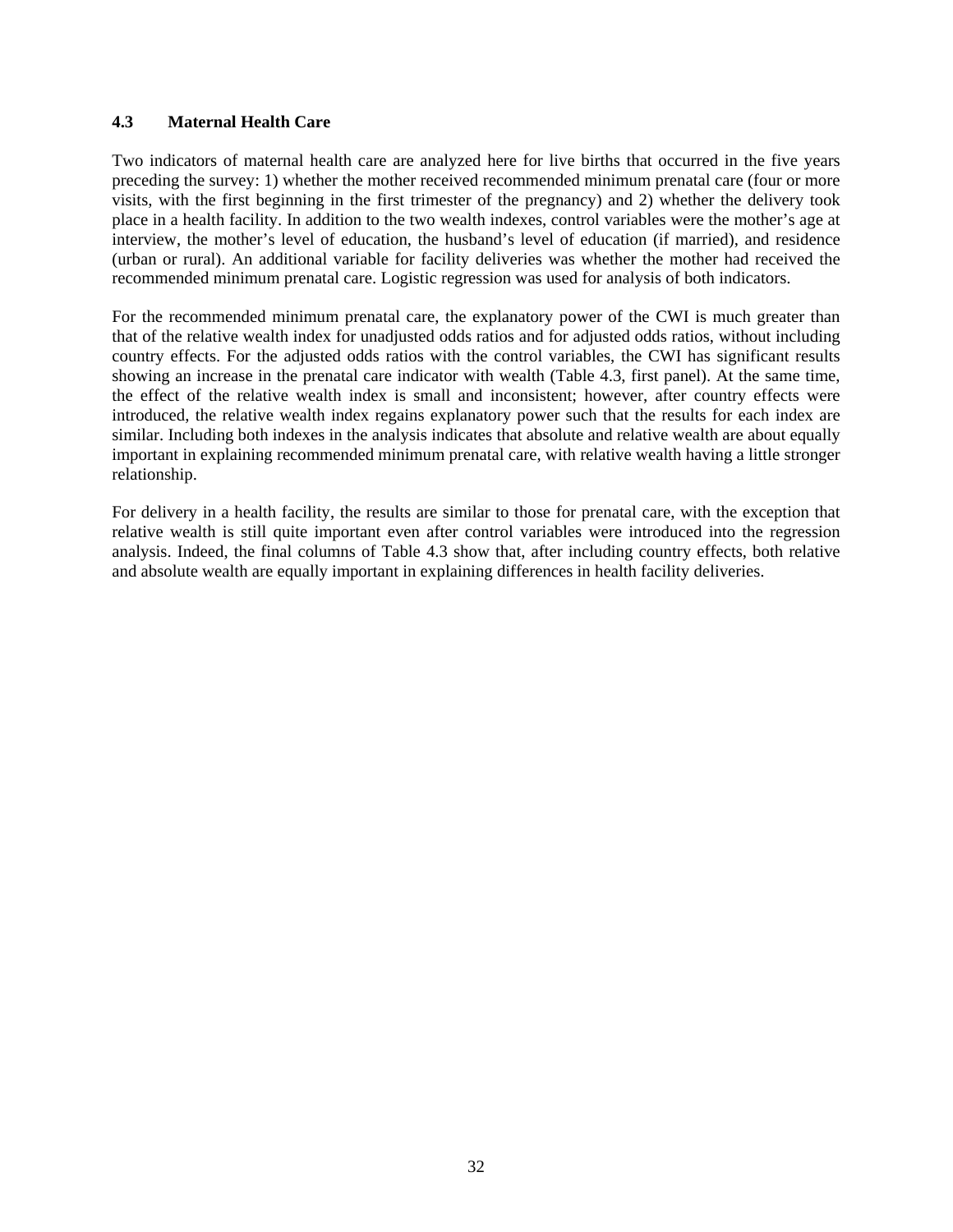### 4.3 Maternal Health Care

Two indicators of maternal health care are analyzed here for live births that occurred in the five years preceding the survey: 1) whether the mother received recommended minimum prenatal care (four or more visits, with the first beginning in the first trimester of the pregnancy) and 2) whether the delivery took place in a health facility. In addition to the two wealth indexes, control variables were the mother's age at interview, the mother's level of education, the husband's level of education (if married), and residence (urban or rural). An additional variable for facility deliveries was whether the mother had received the recommended minimum prenatal care. Logistic regression was used for analysis of both indicators.

For the recommended minimum prenatal care, the explanatory power of the CWI is much greater than that of the relative wealth index for unadjusted odds ratios and for adjusted odds ratios, without including country effects. For the adjusted odds ratios with the control variables, the CWI has significant results showing an increase in the prenatal care indicator with wealth (Table 4.3, first panel). At the same time, the effect of the relative wealth index is small and inconsistent; however, after country effects were introduced, the relative wealth index regains explanatory power such that the results for each index are similar. Including both indexes in the analysis indicates that absolute and relative wealth are about equally important in explaining recommended minimum prenatal care, with relative wealth having a little stronger relationship.

For delivery in a health facility, the results are similar to those for prenatal care, with the exception that relative wealth is still quite important even after control variables were introduced into the regression analysis. Indeed, the final columns of Table 4.3 show that, after including country effects, both relative and absolute wealth are equally important in explaining differences in health facility deliveries.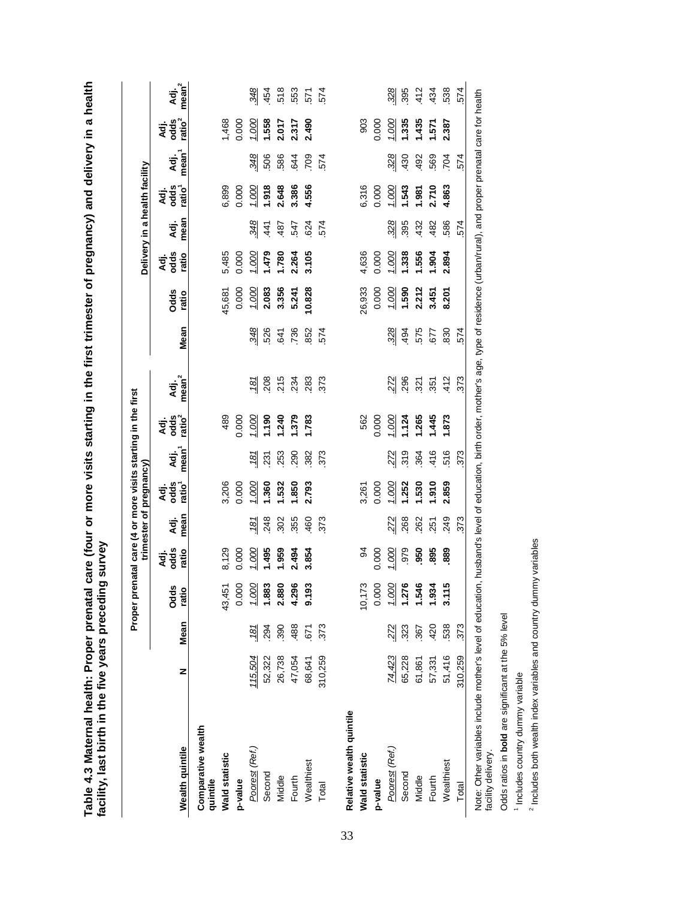**Table 4.3 Maternal health: Proper prenatal care (four or more visits starting in the first trimester of pregnancy) and delivery in a health facility, last birth in the five years preceding survey**

| Wealth quintile | N | Proper prenatal care (4 or more visits starting in the first trimester of pregnancy) | | | | | | | Delivery in a health facility | | | | | | |
|---|---|---|---|---|---|---|---|---|---|---|---|---|---|---|---|
| | | Mean | Odds ratio | Adj. odds ratio | Adj. mean | Adj. odds ratio[1] | Adj. mean[1] | Adj. odds ratio[2] | Adj. mean[2] | Mean | Odds ratio | Adj. odds ratio | Adj. mean | Adj. odds ratio[1] | Adj. mean[1] | Adj. odds ratio[2] | Adj. mean[2] |
| **Comparative wealth quintile** | | | | | | | | | | | | | | | | | |
| **Wald statistic** | | | 43,451 | 8,129 | | 3,206 | | 489 | | | 45,681 | 5,485 | | 6,899 | | 1,468 | |
| **p-value** | | | 0.000 | 0.000 | | 0.000 | | 0.000 | | | 0.000 | 0.000 | | 0.000 | | 0.000 | |
| *Poorest (Ref.)* | 115,504 | .181 | 1.000 | 1.000 | .181 | 1.000 | .181 | 1.000 | .181 | .348 | 1.000 | 1.000 | .348 | 1.000 | .348 | 1.000 | .348 |
| Second | 52,322 | .294 | **1.883** | **1.495** | .248 | **1.360** | .231 | **1.190** | .208 | .526 | **2.083** | **1.479** | .441 | **1.918** | .506 | **1.558** | .454 |
| Middle | 26,738 | .390 | **2.880** | **1.959** | .302 | **1.532** | .253 | **1.240** | .215 | .641 | **3.356** | **1.780** | .487 | **2.648** | .586 | **2.017** | .518 |
| Fourth | 47,054 | .488 | **4.296** | **2.494** | .355 | **1.850** | .290 | **1.379** | .234 | .736 | **5.241** | **2.264** | .547 | **3.386** | .644 | **2.317** | .553 |
| Wealthiest | 68,641 | .671 | **9.193** | **3.854** | .460 | **2.793** | .382 | **1.783** | .283 | .852 | **10.828** | **3.105** | .624 | **4.556** | .709 | **2.490** | .571 |
| Total | 310,259 | .373 | | | .373 | | .373 | | .373 | .574 | | | .574 | | .574 | | .574 |
| **Relative wealth quintile** | | | | | | | | | | | | | | | | | |
| **Wald statistic** | | | 10,173 | 94 | | 3,261 | | 562 | | | 26,933 | 4,636 | | 6,316 | | 903 | |
| **p-value** | | | 0.000 | 0.000 | | 0.000 | | 0.000 | | | 0.000 | 0.000 | | 0.000 | | 0.000 | |
| *Poorest (Ref.)* | 74,423 | .272 | 1.000 | 1.000 | .272 | 1.000 | .272 | 1.000 | .272 | .328 | 1.000 | 1.000 | .328 | 1.000 | .328 | 1.000 | .328 |
| Second | 65,228 | .323 | **1.276** | .979 | .268 | **1.252** | .319 | **1.124** | .296 | .494 | **1.590** | **1.338** | .395 | **1.543** | .430 | **1.335** | .395 |
| Middle | 61,861 | .367 | **1.546** | **.950** | .262 | **1.530** | .364 | **1.265** | .321 | .575 | **2.212** | **1.556** | .432 | **1.981** | .492 | **1.435** | .412 |
| Fourth | 57,331 | .420 | **1.934** | **.895** | .251 | **1.910** | .416 | **1.445** | .351 | .677 | **3.451** | **1.904** | .482 | **2.710** | .569 | **1.571** | .434 |
| Wealthiest | 51,416 | .538 | **3.115** | **.889** | .249 | **2.859** | .516 | **1.873** | .412 | .830 | **8.201** | **2.894** | .586 | **4.863** | .704 | **2.387** | .538 |
| Total | 310,259 | .373 | | | .373 | | .373 | | .373 | .574 | | | .574 | | .574 | | .574 |

Note: Other variables include mother's level of education, husband's level of education, birth order, mother's age, type of residence (urban/rural), and proper prenatal care for health facility delivery.

Odds ratios in **bold** are significant at the 5% level

[1] Includes country dummy variable

[2] Includes both wealth index variables and country dummy variables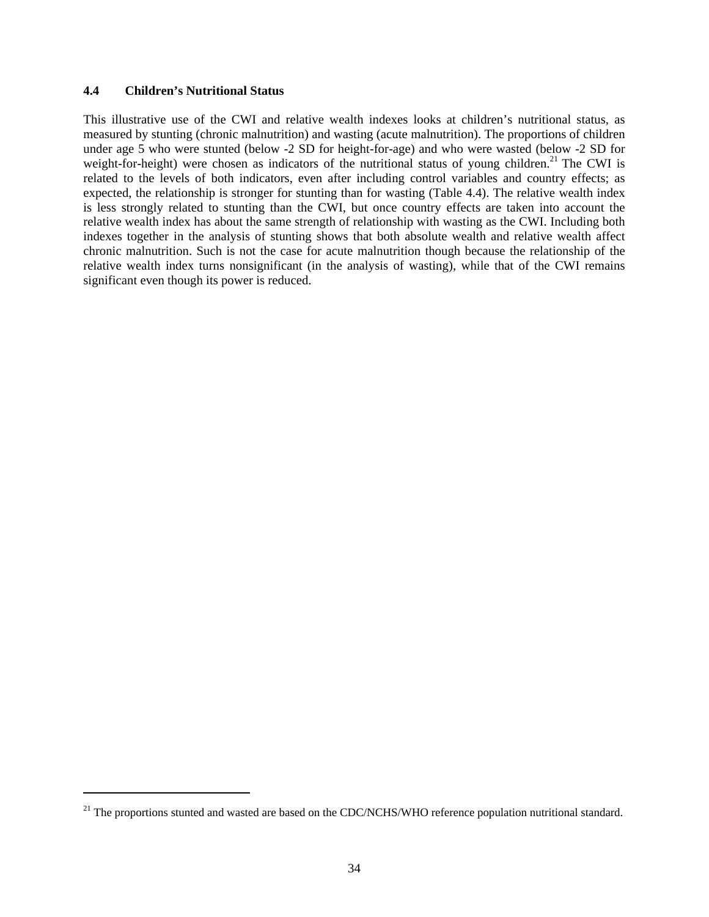### 4.4 Children's Nutritional Status

This illustrative use of the CWI and relative wealth indexes looks at children's nutritional status, as measured by stunting (chronic malnutrition) and wasting (acute malnutrition). The proportions of children under age 5 who were stunted (below -2 SD for height-for-age) and who were wasted (below -2 SD for weight-for-height) were chosen as indicators of the nutritional status of young children.[21] The CWI is related to the levels of both indicators, even after including control variables and country effects; as expected, the relationship is stronger for stunting than for wasting (Table 4.4). The relative wealth index is less strongly related to stunting than the CWI, but once country effects are taken into account the relative wealth index has about the same strength of relationship with wasting as the CWI. Including both indexes together in the analysis of stunting shows that both absolute wealth and relative wealth affect chronic malnutrition. Such is not the case for acute malnutrition though because the relationship of the relative wealth index turns nonsignificant (in the analysis of wasting), while that of the CWI remains significant even though its power is reduced.

---

[21] The proportions stunted and wasted are based on the CDC/NCHS/WHO reference population nutritional standard.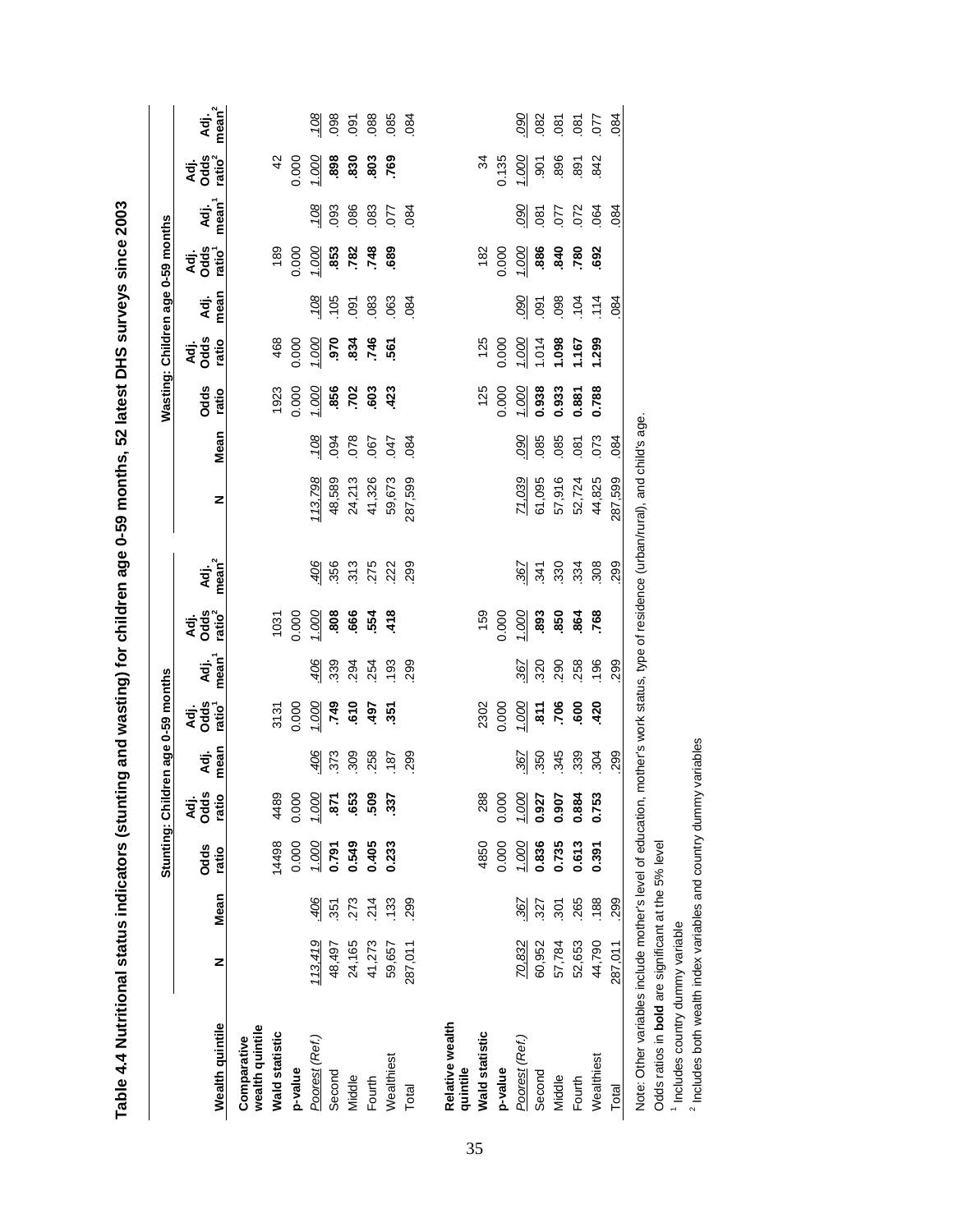# Table 4.4 Nutritional status indicators (stunting and wasting) for children age 0-59 months, 52 latest DHS surveys since 2003

| Wealth quintile | Stunting: Children age 0-59 months | | | | | | | | Wasting: Children age 0-59 months | | | | | | | |
|---|---|---|---|---|---|---|---|---|---|---|---|---|---|---|---|---|
| | N | Mean | Odds ratio | Adj. Odds ratio | Adj. mean | Adj. Odds ratio[1] | Adj. mean[1] | Adj. Odds ratio[2] | Adj. mean[2] | N | Mean | Odds ratio | Adj. Odds ratio | Adj. mean | Adj. Odds ratio[1] | Adj. mean[1] | Adj. Odds ratio[2] | Adj. mean[2] |
| **Comparative wealth quintile** | | | | | | | | | | | | | | | | | | |
| **Wald statistic** | | | 14498 | 4489 | | 3131 | | 1031 | | | | 1923 | 468 | | 189 | | 42 | |
| **p-value** | | | 0.000 | 0.000 | | 0.000 | | 0.000 | | | | 0.000 | 0.000 | | 0.000 | | 0.000 | |
| *Poorest (Ref.)* | *113,419* | *.406* | *1.000* | *1.000* | *.406* | *1.000* | *.406* | *1.000* | *.406* | *113,798* | *.108* | *1.000* | *1.000* | *.108* | *1.000* | *.108* | *1.000* | *.108* |
| Second | 48,497 | .351 | **0.791** | **.871** | .373 | **.749** | .339 | **.808** | .356 | 48,589 | .094 | **.856** | **.970** | .105 | **.853** | .093 | **.898** | .098 |
| Middle | 24,165 | .273 | **0.549** | **.653** | .309 | **.610** | .294 | **.666** | .313 | 24,213 | .078 | **.702** | **.834** | .091 | **.782** | .086 | **.830** | .091 |
| Fourth | 41,273 | .214 | **0.405** | **.509** | .258 | **.497** | .254 | **.554** | .275 | 41,326 | .067 | **.603** | **.746** | .083 | **.748** | .083 | **.803** | .088 |
| Wealthiest | 59,657 | .133 | **0.233** | **.337** | .187 | **.351** | .193 | **.418** | .222 | 59,673 | .047 | **.423** | **.561** | .063 | **.689** | .077 | **.769** | .085 |
| Total | 287,011 | .299 | | | .299 | | .299 | | .299 | 287,599 | .084 | | | .084 | | .084 | | .084 |
| **Relative wealth quintile** | | | | | | | | | | | | | | | | | | |
| **Wald statistic** | | | 4850 | 288 | | 2302 | | 159 | | | | 125 | 125 | | 182 | | 34 | |
| **p-value** | | | 0.000 | 0.000 | | 0.000 | | 0.000 | | | | 0.000 | 0.000 | | 0.000 | | 0.135 | |
| *Poorest (Ref.)* | *70,832* | *.367* | *1.000* | *1.000* | *.367* | *1.000* | *.367* | *1.000* | *.367* | *71,039* | *.090* | *1.000* | *1.000* | *.090* | *1.000* | *.090* | *1.000* | *.090* |
| Second | 60,952 | .327 | **0.836** | **0.927** | .350 | **.811** | .320 | **.893** | .341 | 61,095 | .085 | **0.938** | 1.014 | .091 | **.886** | .081 | .901 | .082 |
| Middle | 57,784 | .301 | **0.735** | **0.907** | .345 | **.706** | .290 | **.850** | .330 | 57,916 | .085 | **0.933** | **1.098** | .098 | **.840** | .077 | .896 | .081 |
| Fourth | 52,653 | .265 | **0.613** | **0.884** | .339 | **.600** | .258 | **.864** | .334 | 52,724 | .081 | **0.881** | **1.167** | .104 | **.780** | .072 | .891 | .081 |
| Wealthiest | 44,790 | .188 | **0.391** | **0.753** | .304 | **.420** | .196 | **.768** | .308 | 44,825 | .073 | **0.788** | **1.299** | .114 | **.692** | .064 | .842 | .077 |
| Total | 287,011 | .299 | | | .299 | | .299 | | .299 | 287,599 | .084 | | | .084 | | .084 | | .084 |

Note: Other variables include mother's level of education, mother's work status, type of residence (urban/rural), and child's age.

Odds ratios in **bold** are significant at the 5% level

[1] Includes country dummy variable

[2] Includes both wealth index variables and country dummy variables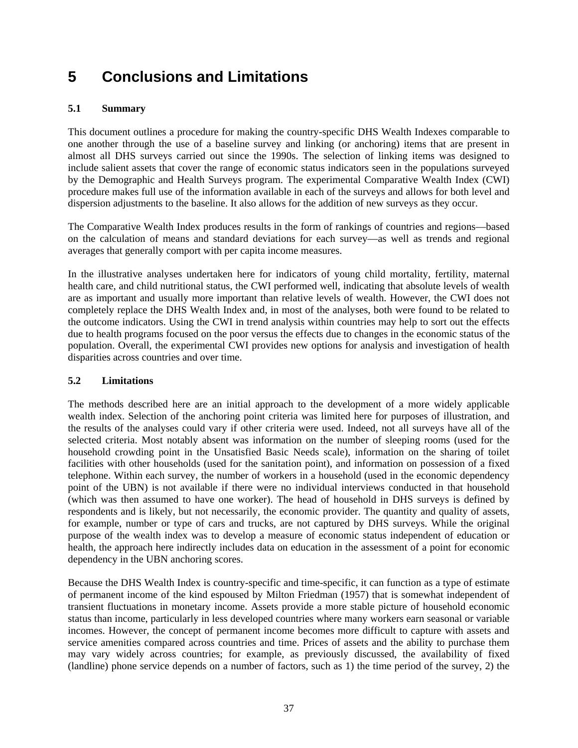# 5 Conclusions and Limitations

## 5.1 Summary

This document outlines a procedure for making the country-specific DHS Wealth Indexes comparable to one another through the use of a baseline survey and linking (or anchoring) items that are present in almost all DHS surveys carried out since the 1990s. The selection of linking items was designed to include salient assets that cover the range of economic status indicators seen in the populations surveyed by the Demographic and Health Surveys program. The experimental Comparative Wealth Index (CWI) procedure makes full use of the information available in each of the surveys and allows for both level and dispersion adjustments to the baseline. It also allows for the addition of new surveys as they occur.

The Comparative Wealth Index produces results in the form of rankings of countries and regions—based on the calculation of means and standard deviations for each survey—as well as trends and regional averages that generally comport with per capita income measures.

In the illustrative analyses undertaken here for indicators of young child mortality, fertility, maternal health care, and child nutritional status, the CWI performed well, indicating that absolute levels of wealth are as important and usually more important than relative levels of wealth. However, the CWI does not completely replace the DHS Wealth Index and, in most of the analyses, both were found to be related to the outcome indicators. Using the CWI in trend analysis within countries may help to sort out the effects due to health programs focused on the poor versus the effects due to changes in the economic status of the population. Overall, the experimental CWI provides new options for analysis and investigation of health disparities across countries and over time.

## 5.2 Limitations

The methods described here are an initial approach to the development of a more widely applicable wealth index. Selection of the anchoring point criteria was limited here for purposes of illustration, and the results of the analyses could vary if other criteria were used. Indeed, not all surveys have all of the selected criteria. Most notably absent was information on the number of sleeping rooms (used for the household crowding point in the Unsatisfied Basic Needs scale), information on the sharing of toilet facilities with other households (used for the sanitation point), and information on possession of a fixed telephone. Within each survey, the number of workers in a household (used in the economic dependency point of the UBN) is not available if there were no individual interviews conducted in that household (which was then assumed to have one worker). The head of household in DHS surveys is defined by respondents and is likely, but not necessarily, the economic provider. The quantity and quality of assets, for example, number or type of cars and trucks, are not captured by DHS surveys. While the original purpose of the wealth index was to develop a measure of economic status independent of education or health, the approach here indirectly includes data on education in the assessment of a point for economic dependency in the UBN anchoring scores.

Because the DHS Wealth Index is country-specific and time-specific, it can function as a type of estimate of permanent income of the kind espoused by Milton Friedman (1957) that is somewhat independent of transient fluctuations in monetary income. Assets provide a more stable picture of household economic status than income, particularly in less developed countries where many workers earn seasonal or variable incomes. However, the concept of permanent income becomes more difficult to capture with assets and service amenities compared across countries and time. Prices of assets and the ability to purchase them may vary widely across countries; for example, as previously discussed, the availability of fixed (landline) phone service depends on a number of factors, such as 1) the time period of the survey, 2) the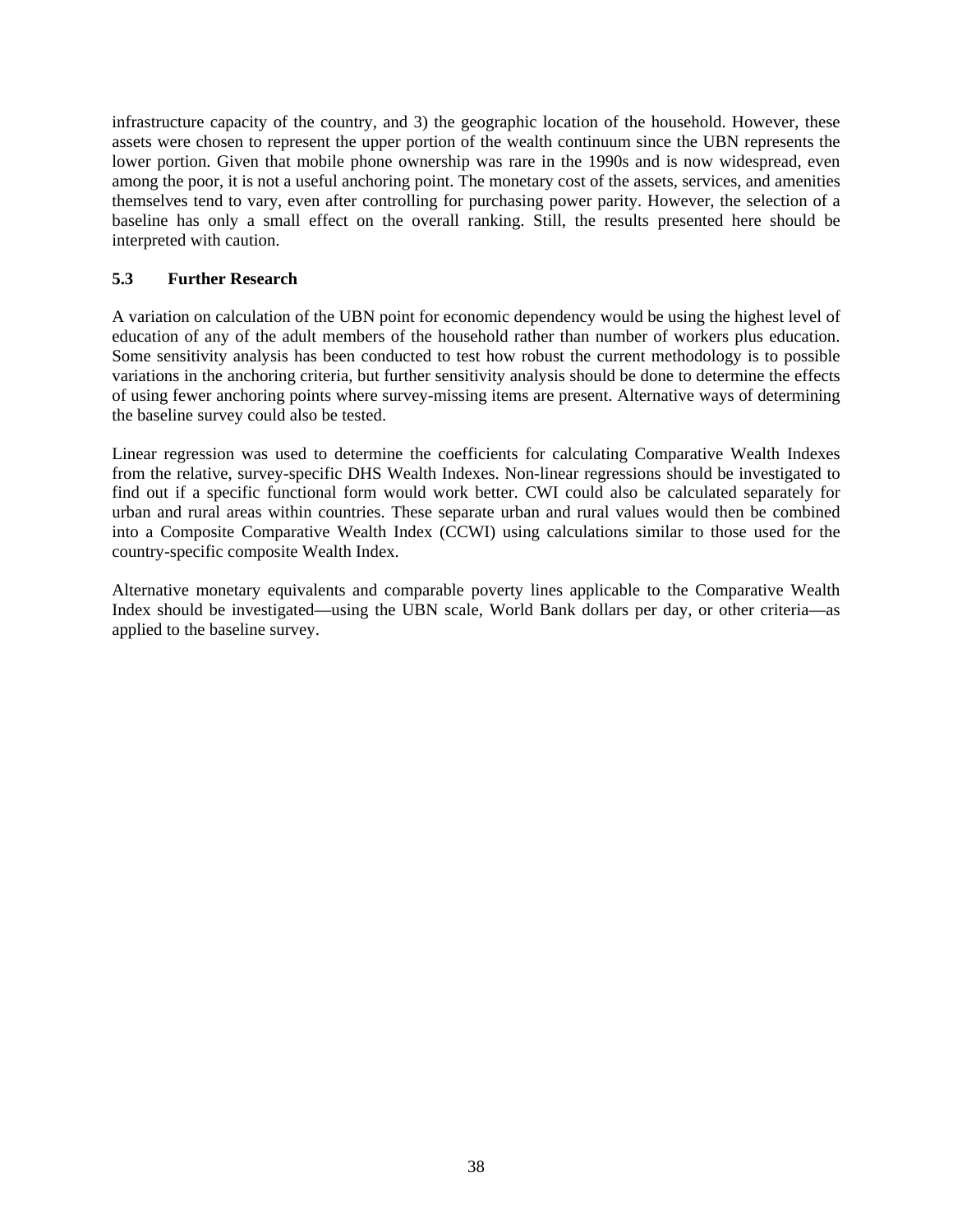infrastructure capacity of the country, and 3) the geographic location of the household. However, these assets were chosen to represent the upper portion of the wealth continuum since the UBN represents the lower portion. Given that mobile phone ownership was rare in the 1990s and is now widespread, even among the poor, it is not a useful anchoring point. The monetary cost of the assets, services, and amenities themselves tend to vary, even after controlling for purchasing power parity. However, the selection of a baseline has only a small effect on the overall ranking. Still, the results presented here should be interpreted with caution.

### 5.3 Further Research

A variation on calculation of the UBN point for economic dependency would be using the highest level of education of any of the adult members of the household rather than number of workers plus education. Some sensitivity analysis has been conducted to test how robust the current methodology is to possible variations in the anchoring criteria, but further sensitivity analysis should be done to determine the effects of using fewer anchoring points where survey-missing items are present. Alternative ways of determining the baseline survey could also be tested.

Linear regression was used to determine the coefficients for calculating Comparative Wealth Indexes from the relative, survey-specific DHS Wealth Indexes. Non-linear regressions should be investigated to find out if a specific functional form would work better. CWI could also be calculated separately for urban and rural areas within countries. These separate urban and rural values would then be combined into a Composite Comparative Wealth Index (CCWI) using calculations similar to those used for the country-specific composite Wealth Index.

Alternative monetary equivalents and comparable poverty lines applicable to the Comparative Wealth Index should be investigated—using the UBN scale, World Bank dollars per day, or other criteria—as applied to the baseline survey.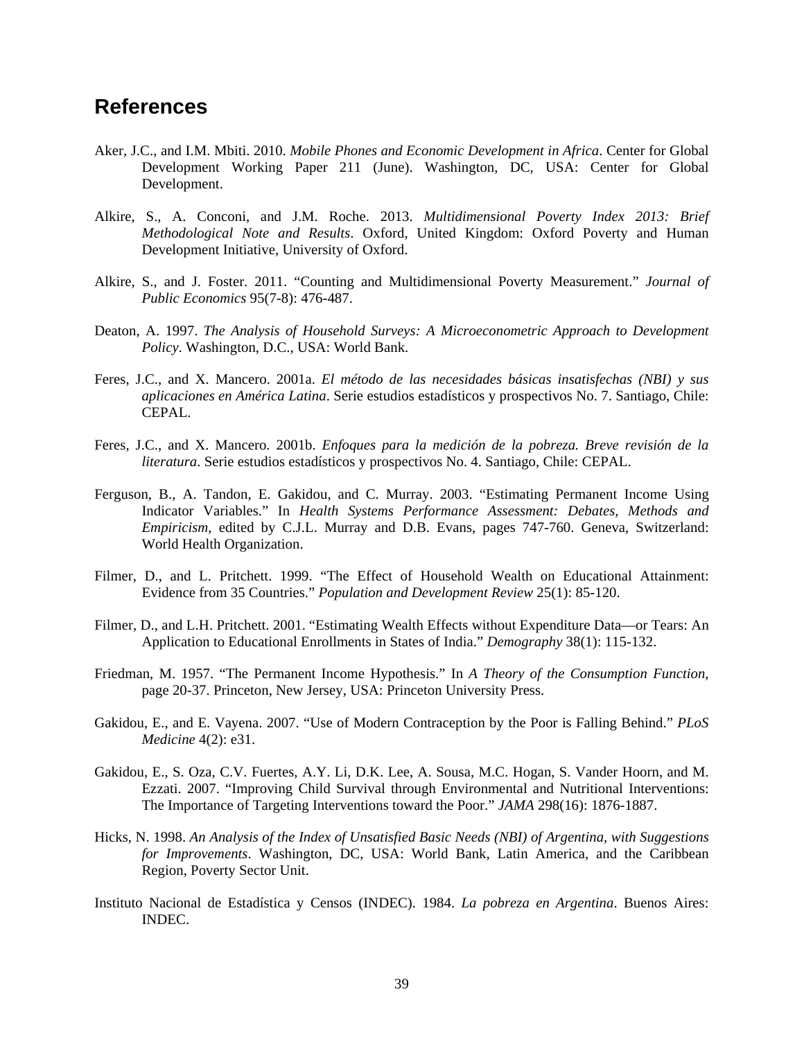## References

Aker, J.C., and I.M. Mbiti. 2010. *Mobile Phones and Economic Development in Africa*. Center for Global Development Working Paper 211 (June). Washington, DC, USA: Center for Global Development.

Alkire, S., A. Conconi, and J.M. Roche. 2013. *Multidimensional Poverty Index 2013: Brief Methodological Note and Results*. Oxford, United Kingdom: Oxford Poverty and Human Development Initiative, University of Oxford.

Alkire, S., and J. Foster. 2011. "Counting and Multidimensional Poverty Measurement." *Journal of Public Economics* 95(7-8): 476-487.

Deaton, A. 1997. *The Analysis of Household Surveys: A Microeconometric Approach to Development Policy*. Washington, D.C., USA: World Bank.

Feres, J.C., and X. Mancero. 2001a. *El método de las necesidades básicas insatisfechas (NBI) y sus aplicaciones en América Latina*. Serie estudios estadísticos y prospectivos No. 7. Santiago, Chile: CEPAL.

Feres, J.C., and X. Mancero. 2001b. *Enfoques para la medición de la pobreza. Breve revisión de la literatura*. Serie estudios estadísticos y prospectivos No. 4. Santiago, Chile: CEPAL.

Ferguson, B., A. Tandon, E. Gakidou, and C. Murray. 2003. "Estimating Permanent Income Using Indicator Variables." In *Health Systems Performance Assessment: Debates, Methods and Empiricism*, edited by C.J.L. Murray and D.B. Evans, pages 747-760. Geneva, Switzerland: World Health Organization.

Filmer, D., and L. Pritchett. 1999. "The Effect of Household Wealth on Educational Attainment: Evidence from 35 Countries." *Population and Development Review* 25(1): 85-120.

Filmer, D., and L.H. Pritchett. 2001. "Estimating Wealth Effects without Expenditure Data—or Tears: An Application to Educational Enrollments in States of India." *Demography* 38(1): 115-132.

Friedman, M. 1957. "The Permanent Income Hypothesis." In *A Theory of the Consumption Function*, page 20-37. Princeton, New Jersey, USA: Princeton University Press.

Gakidou, E., and E. Vayena. 2007. "Use of Modern Contraception by the Poor is Falling Behind." *PLoS Medicine* 4(2): e31.

Gakidou, E., S. Oza, C.V. Fuertes, A.Y. Li, D.K. Lee, A. Sousa, M.C. Hogan, S. Vander Hoorn, and M. Ezzati. 2007. "Improving Child Survival through Environmental and Nutritional Interventions: The Importance of Targeting Interventions toward the Poor." *JAMA* 298(16): 1876-1887.

Hicks, N. 1998. *An Analysis of the Index of Unsatisfied Basic Needs (NBI) of Argentina, with Suggestions for Improvements*. Washington, DC, USA: World Bank, Latin America, and the Caribbean Region, Poverty Sector Unit.

Instituto Nacional de Estadística y Censos (INDEC). 1984. *La pobreza en Argentina*. Buenos Aires: INDEC.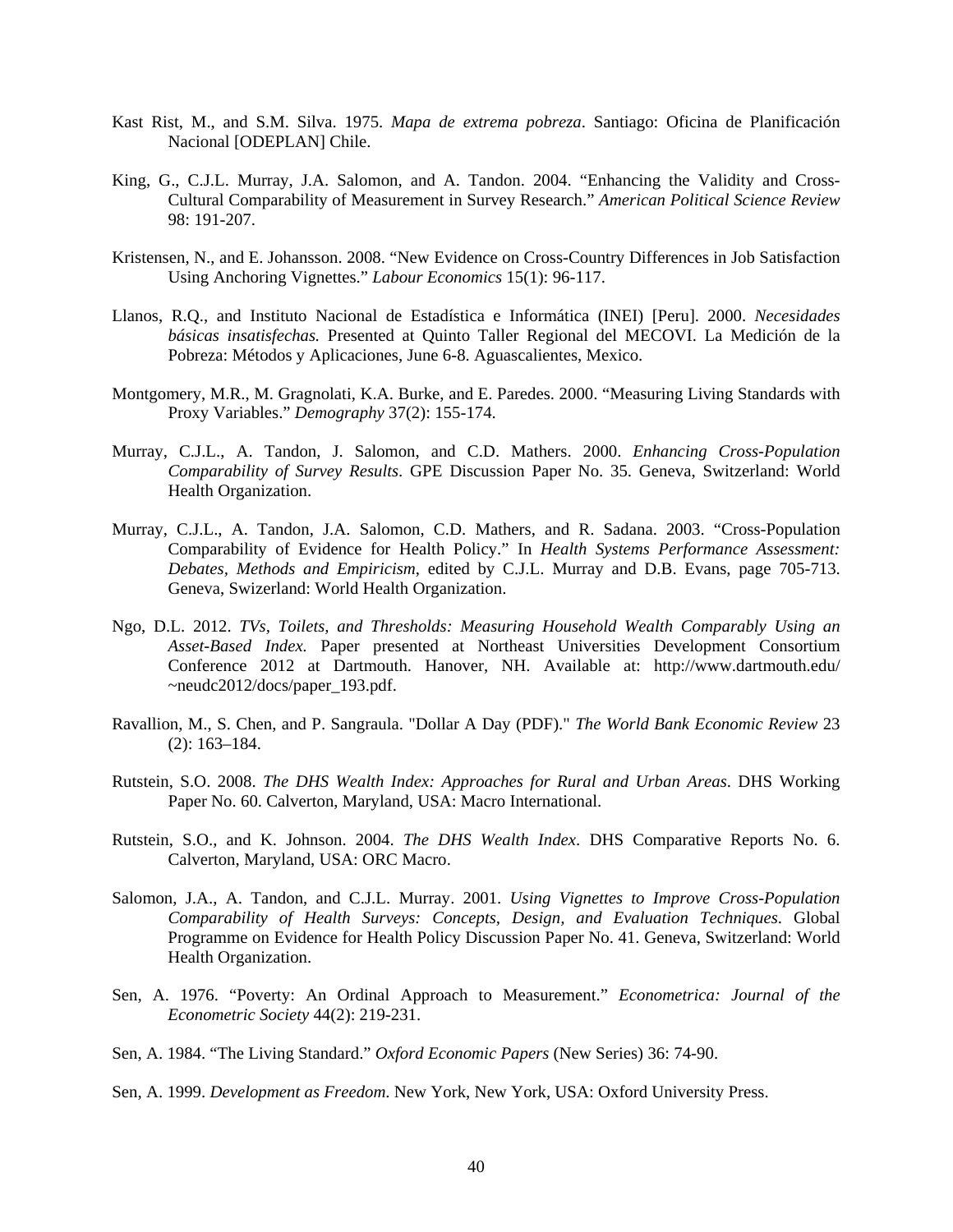Kast Rist, M., and S.M. Silva. 1975. *Mapa de extrema pobreza*. Santiago: Oficina de Planificación Nacional [ODEPLAN] Chile.

King, G., C.J.L. Murray, J.A. Salomon, and A. Tandon. 2004. "Enhancing the Validity and Cross-Cultural Comparability of Measurement in Survey Research." *American Political Science Review* 98: 191-207.

Kristensen, N., and E. Johansson. 2008. "New Evidence on Cross-Country Differences in Job Satisfaction Using Anchoring Vignettes." *Labour Economics* 15(1): 96-117.

Llanos, R.Q., and Instituto Nacional de Estadística e Informática (INEI) [Peru]. 2000. *Necesidades básicas insatisfechas.* Presented at Quinto Taller Regional del MECOVI. La Medición de la Pobreza: Métodos y Aplicaciones, June 6-8. Aguascalientes, Mexico.

Montgomery, M.R., M. Gragnolati, K.A. Burke, and E. Paredes. 2000. "Measuring Living Standards with Proxy Variables." *Demography* 37(2): 155-174.

Murray, C.J.L., A. Tandon, J. Salomon, and C.D. Mathers. 2000. *Enhancing Cross-Population Comparability of Survey Results*. GPE Discussion Paper No. 35. Geneva, Switzerland: World Health Organization.

Murray, C.J.L., A. Tandon, J.A. Salomon, C.D. Mathers, and R. Sadana. 2003. "Cross-Population Comparability of Evidence for Health Policy." In *Health Systems Performance Assessment: Debates, Methods and Empiricism*, edited by C.J.L. Murray and D.B. Evans, page 705-713. Geneva, Swizerland: World Health Organization.

Ngo, D.L. 2012. *TVs, Toilets, and Thresholds: Measuring Household Wealth Comparably Using an Asset-Based Index.* Paper presented at Northeast Universities Development Consortium Conference 2012 at Dartmouth. Hanover, NH. Available at: http://www.dartmouth.edu/~neudc2012/docs/paper_193.pdf.

Ravallion, M., S. Chen, and P. Sangraula. "Dollar A Day (PDF)." *The World Bank Economic Review* 23 (2): 163–184.

Rutstein, S.O. 2008. *The DHS Wealth Index: Approaches for Rural and Urban Areas*. DHS Working Paper No. 60. Calverton, Maryland, USA: Macro International.

Rutstein, S.O., and K. Johnson. 2004. *The DHS Wealth Index*. DHS Comparative Reports No. 6. Calverton, Maryland, USA: ORC Macro.

Salomon, J.A., A. Tandon, and C.J.L. Murray. 2001. *Using Vignettes to Improve Cross-Population Comparability of Health Surveys: Concepts, Design, and Evaluation Techniques*. Global Programme on Evidence for Health Policy Discussion Paper No. 41. Geneva, Switzerland: World Health Organization.

Sen, A. 1976. "Poverty: An Ordinal Approach to Measurement." *Econometrica: Journal of the Econometric Society* 44(2): 219-231.

Sen, A. 1984. "The Living Standard." *Oxford Economic Papers* (New Series) 36: 74-90.

Sen, A. 1999. *Development as Freedom*. New York, New York, USA: Oxford University Press.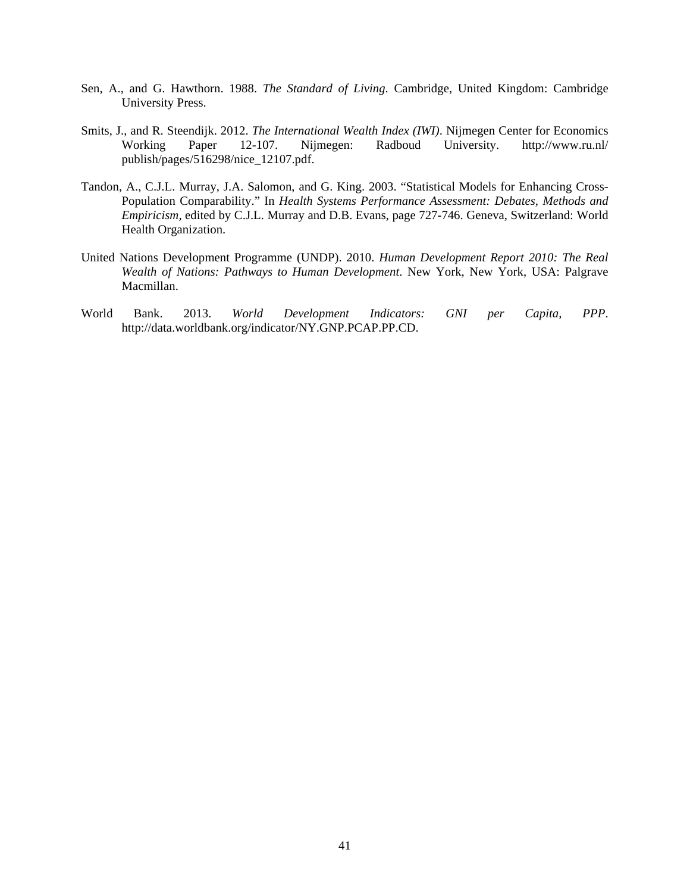Sen, A., and G. Hawthorn. 1988. *The Standard of Living*. Cambridge, United Kingdom: Cambridge University Press.

Smits, J., and R. Steendijk. 2012. *The International Wealth Index (IWI)*. Nijmegen Center for Economics Working Paper 12-107. Nijmegen: Radboud University. http://www.ru.nl/publish/pages/516298/nice_12107.pdf.

Tandon, A., C.J.L. Murray, J.A. Salomon, and G. King. 2003. "Statistical Models for Enhancing Cross-Population Comparability." In *Health Systems Performance Assessment: Debates, Methods and Empiricism*, edited by C.J.L. Murray and D.B. Evans, page 727-746. Geneva, Switzerland: World Health Organization.

United Nations Development Programme (UNDP). 2010. *Human Development Report 2010: The Real Wealth of Nations: Pathways to Human Development*. New York, New York, USA: Palgrave Macmillan.

World Bank. 2013. *World Development Indicators: GNI per Capita, PPP*. http://data.worldbank.org/indicator/NY.GNP.PCAP.PP.CD.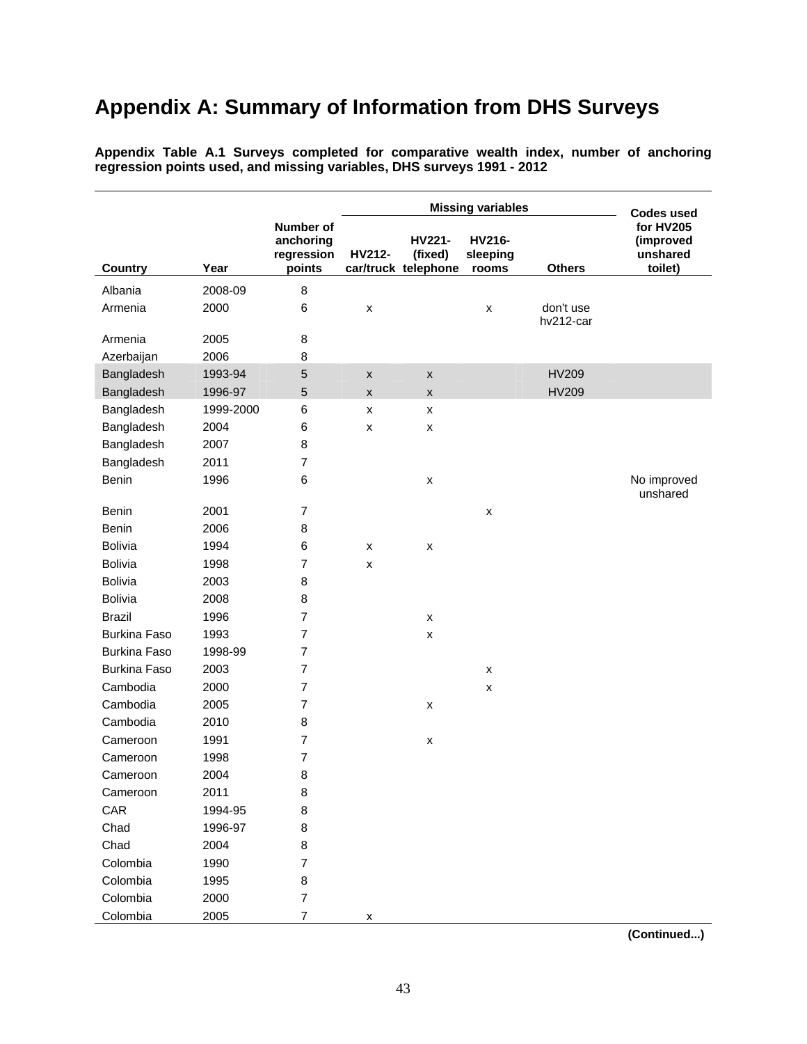# Appendix A: Summary of Information from DHS Surveys

**Appendix Table A.1 Surveys completed for comparative wealth index, number of anchoring regression points used, and missing variables, DHS surveys 1991 - 2012**

| Country | Year | Number of anchoring regression points | Missing variables | | | | Codes used for HV205 (improved unshared toilet) |
|---|---|---|---|---|---|---|---|
| | | | HV212-car/truck | HV221-(fixed) telephone | HV216-sleeping rooms | Others | |
| Albania | 2008-09 | 8 | | | | | |
| Armenia | 2000 | 6 | x | | x | don't use hv212-car | |
| Armenia | 2005 | 8 | | | | | |
| Azerbaijan | 2006 | 8 | | | | | |
| Bangladesh | 1993-94 | 5 | x | x | | HV209 | |
| Bangladesh | 1996-97 | 5 | x | x | | HV209 | |
| Bangladesh | 1999-2000 | 6 | x | x | | | |
| Bangladesh | 2004 | 6 | x | x | | | |
| Bangladesh | 2007 | 8 | | | | | |
| Bangladesh | 2011 | 7 | | | | | |
| Benin | 1996 | 6 | | x | | | No improved unshared |
| Benin | 2001 | 7 | | | x | | |
| Benin | 2006 | 8 | | | | | |
| Bolivia | 1994 | 6 | x | x | | | |
| Bolivia | 1998 | 7 | x | | | | |
| Bolivia | 2003 | 8 | | | | | |
| Bolivia | 2008 | 8 | | | | | |
| Brazil | 1996 | 7 | | x | | | |
| Burkina Faso | 1993 | 7 | | x | | | |
| Burkina Faso | 1998-99 | 7 | | | | | |
| Burkina Faso | 2003 | 7 | | | x | | |
| Cambodia | 2000 | 7 | | | x | | |
| Cambodia | 2005 | 7 | | x | | | |
| Cambodia | 2010 | 8 | | | | | |
| Cameroon | 1991 | 7 | | x | | | |
| Cameroon | 1998 | 7 | | | | | |
| Cameroon | 2004 | 8 | | | | | |
| Cameroon | 2011 | 8 | | | | | |
| CAR | 1994-95 | 8 | | | | | |
| Chad | 1996-97 | 8 | | | | | |
| Chad | 2004 | 8 | | | | | |
| Colombia | 1990 | 7 | | | | | |
| Colombia | 1995 | 8 | | | | | |
| Colombia | 2000 | 7 | | | | | |
| Colombia | 2005 | 7 | x | | | | |

**(Continued...)**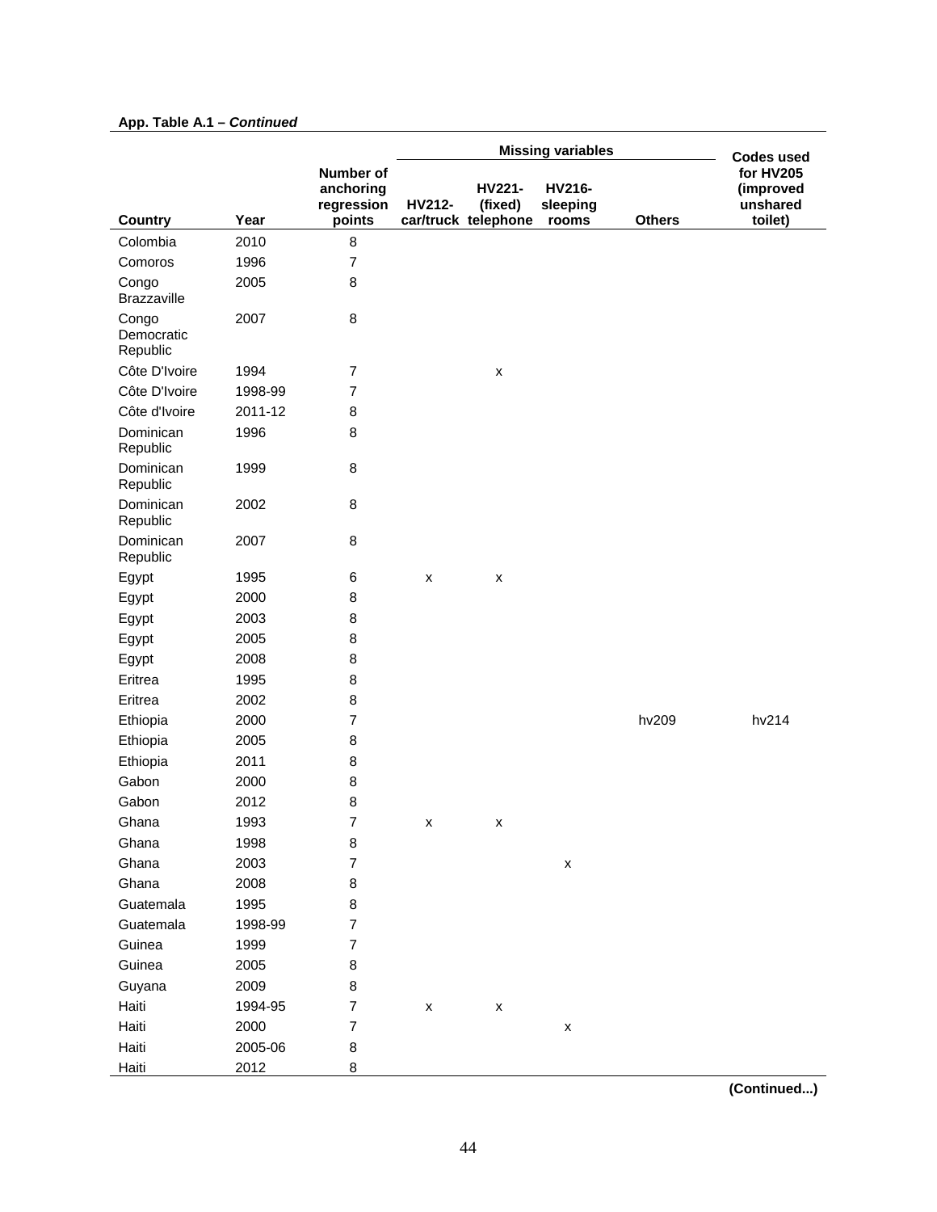**App. Table A.1 – *Continued***

| Country | Year | Number of anchoring regression points | Missing variables | | | | Codes used for HV205 (improved unshared toilet) |
|---|---|---|---|---|---|---|---|
| | | | HV212- car/truck | HV221- (fixed) telephone | HV216- sleeping rooms | Others | |
| Colombia | 2010 | 8 | | | | | |
| Comoros | 1996 | 7 | | | | | |
| Congo Brazzaville | 2005 | 8 | | | | | |
| Congo Democratic Republic | 2007 | 8 | | | | | |
| Côte D'Ivoire | 1994 | 7 | | x | | | |
| Côte D'Ivoire | 1998-99 | 7 | | | | | |
| Côte d'Ivoire | 2011-12 | 8 | | | | | |
| Dominican Republic | 1996 | 8 | | | | | |
| Dominican Republic | 1999 | 8 | | | | | |
| Dominican Republic | 2002 | 8 | | | | | |
| Dominican Republic | 2007 | 8 | | | | | |
| Egypt | 1995 | 6 | x | x | | | |
| Egypt | 2000 | 8 | | | | | |
| Egypt | 2003 | 8 | | | | | |
| Egypt | 2005 | 8 | | | | | |
| Egypt | 2008 | 8 | | | | | |
| Eritrea | 1995 | 8 | | | | | |
| Eritrea | 2002 | 8 | | | | | |
| Ethiopia | 2000 | 7 | | | | hv209 | hv214 |
| Ethiopia | 2005 | 8 | | | | | |
| Ethiopia | 2011 | 8 | | | | | |
| Gabon | 2000 | 8 | | | | | |
| Gabon | 2012 | 8 | | | | | |
| Ghana | 1993 | 7 | x | x | | | |
| Ghana | 1998 | 8 | | | | | |
| Ghana | 2003 | 7 | | | x | | |
| Ghana | 2008 | 8 | | | | | |
| Guatemala | 1995 | 8 | | | | | |
| Guatemala | 1998-99 | 7 | | | | | |
| Guinea | 1999 | 7 | | | | | |
| Guinea | 2005 | 8 | | | | | |
| Guyana | 2009 | 8 | | | | | |
| Haiti | 1994-95 | 7 | x | x | | | |
| Haiti | 2000 | 7 | | | x | | |
| Haiti | 2005-06 | 8 | | | | | |
| Haiti | 2012 | 8 | | | | | |

**(Continued...)**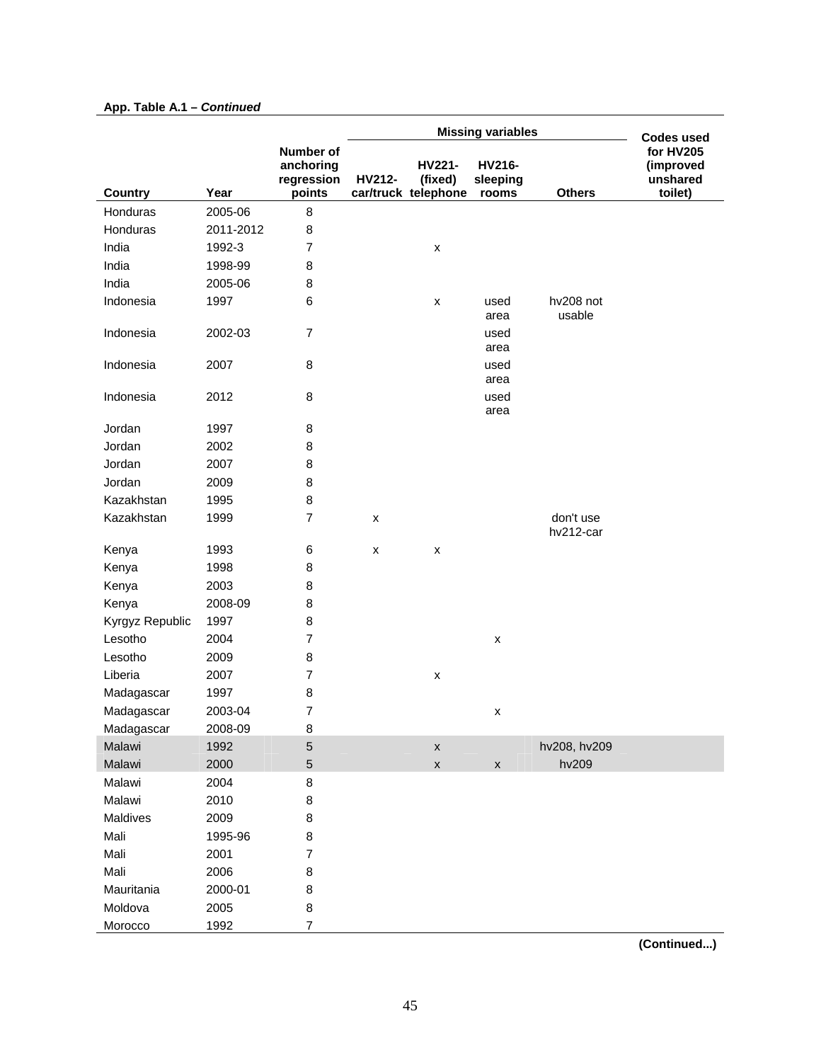**App. Table A.1 – *Continued***

| Country | Year | Number of anchoring regression points | Missing variables | | | | Codes used for HV205 (improved unshared toilet) |
|---|---|---|---|---|---|---|---|
| | | | HV212- car/truck | HV221- (fixed) telephone | HV216- sleeping rooms | Others | |
| Honduras | 2005-06 | 8 | | | | | |
| Honduras | 2011-2012 | 8 | | | | | |
| India | 1992-3 | 7 | | x | | | |
| India | 1998-99 | 8 | | | | | |
| India | 2005-06 | 8 | | | | | |
| Indonesia | 1997 | 6 | | x | used area | hv208 not usable | |
| Indonesia | 2002-03 | 7 | | | used area | | |
| Indonesia | 2007 | 8 | | | used area | | |
| Indonesia | 2012 | 8 | | | used area | | |
| Jordan | 1997 | 8 | | | | | |
| Jordan | 2002 | 8 | | | | | |
| Jordan | 2007 | 8 | | | | | |
| Jordan | 2009 | 8 | | | | | |
| Kazakhstan | 1995 | 8 | | | | | |
| Kazakhstan | 1999 | 7 | x | | | don't use hv212-car | |
| Kenya | 1993 | 6 | x | x | | | |
| Kenya | 1998 | 8 | | | | | |
| Kenya | 2003 | 8 | | | | | |
| Kenya | 2008-09 | 8 | | | | | |
| Kyrgyz Republic | 1997 | 8 | | | | | |
| Lesotho | 2004 | 7 | | | x | | |
| Lesotho | 2009 | 8 | | | | | |
| Liberia | 2007 | 7 | | x | | | |
| Madagascar | 1997 | 8 | | | | | |
| Madagascar | 2003-04 | 7 | | | x | | |
| Madagascar | 2008-09 | 8 | | | | | |
| Malawi | 1992 | 5 | | x | | hv208, hv209 | |
| Malawi | 2000 | 5 | | x | x | hv209 | |
| Malawi | 2004 | 8 | | | | | |
| Malawi | 2010 | 8 | | | | | |
| Maldives | 2009 | 8 | | | | | |
| Mali | 1995-96 | 8 | | | | | |
| Mali | 2001 | 7 | | | | | |
| Mali | 2006 | 8 | | | | | |
| Mauritania | 2000-01 | 8 | | | | | |
| Moldova | 2005 | 8 | | | | | |
| Morocco | 1992 | 7 | | | | | |

**(Continued...)**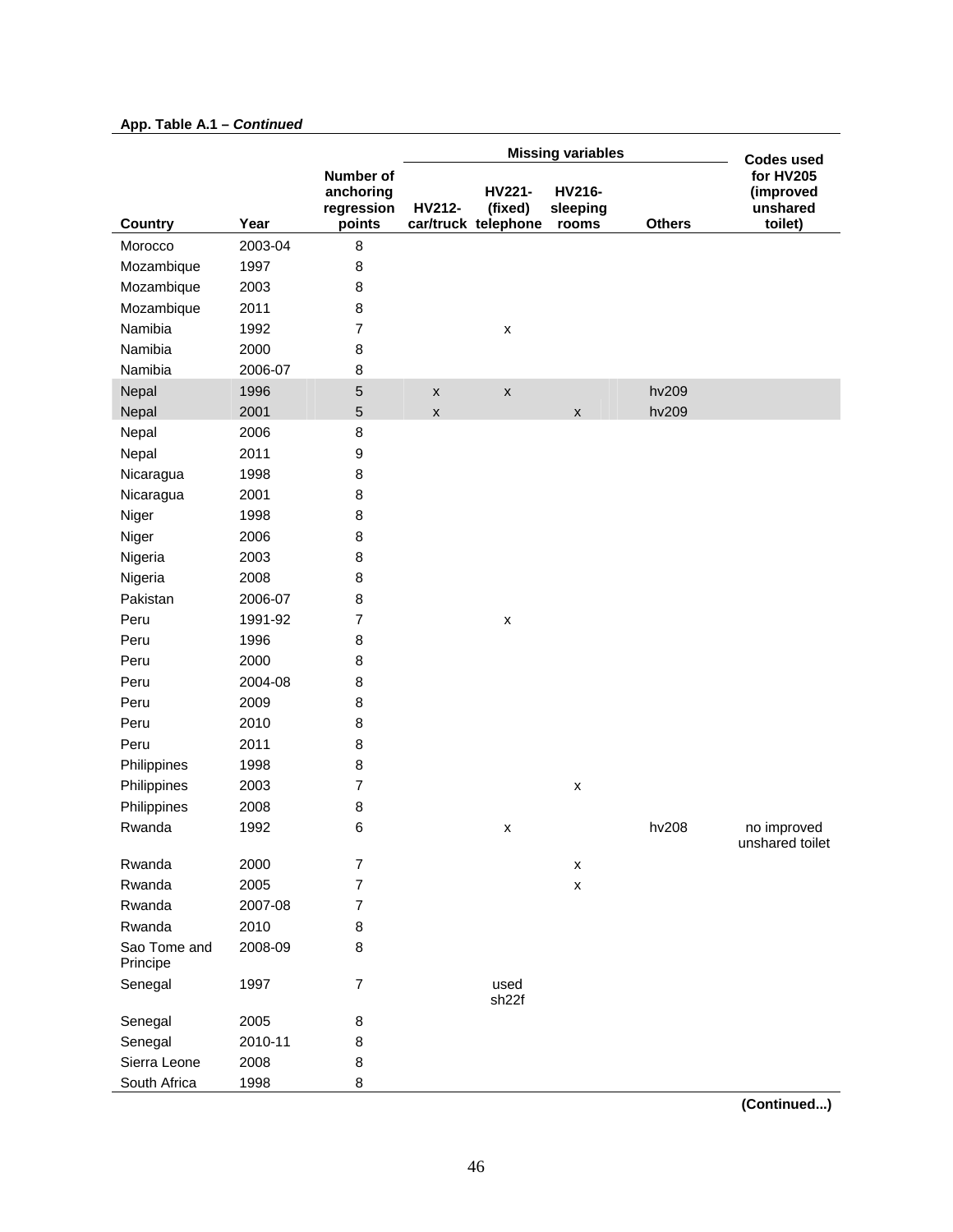**App. Table A.1 – *Continued***

| Country | Year | Number of anchoring regression points | Missing variables | | | | Codes used for HV205 (improved unshared toilet) |
|---|---|---|---|---|---|---|---|
| | | | HV212- car/truck | HV221- (fixed) telephone | HV216- sleeping rooms | Others | |
| Morocco | 2003-04 | 8 | | | | | |
| Mozambique | 1997 | 8 | | | | | |
| Mozambique | 2003 | 8 | | | | | |
| Mozambique | 2011 | 8 | | | | | |
| Namibia | 1992 | 7 | | x | | | |
| Namibia | 2000 | 8 | | | | | |
| Namibia | 2006-07 | 8 | | | | | |
| Nepal | 1996 | 5 | x | x | | hv209 | |
| Nepal | 2001 | 5 | x | | x | hv209 | |
| Nepal | 2006 | 8 | | | | | |
| Nepal | 2011 | 9 | | | | | |
| Nicaragua | 1998 | 8 | | | | | |
| Nicaragua | 2001 | 8 | | | | | |
| Niger | 1998 | 8 | | | | | |
| Niger | 2006 | 8 | | | | | |
| Nigeria | 2003 | 8 | | | | | |
| Nigeria | 2008 | 8 | | | | | |
| Pakistan | 2006-07 | 8 | | | | | |
| Peru | 1991-92 | 7 | | x | | | |
| Peru | 1996 | 8 | | | | | |
| Peru | 2000 | 8 | | | | | |
| Peru | 2004-08 | 8 | | | | | |
| Peru | 2009 | 8 | | | | | |
| Peru | 2010 | 8 | | | | | |
| Peru | 2011 | 8 | | | | | |
| Philippines | 1998 | 8 | | | | | |
| Philippines | 2003 | 7 | | | x | | |
| Philippines | 2008 | 8 | | | | | |
| Rwanda | 1992 | 6 | | x | | hv208 | no improved unshared toilet |
| Rwanda | 2000 | 7 | | | x | | |
| Rwanda | 2005 | 7 | | | x | | |
| Rwanda | 2007-08 | 7 | | | | | |
| Rwanda | 2010 | 8 | | | | | |
| Sao Tome and Principe | 2008-09 | 8 | | | | | |
| Senegal | 1997 | 7 | | used sh22f | | | |
| Senegal | 2005 | 8 | | | | | |
| Senegal | 2010-11 | 8 | | | | | |
| Sierra Leone | 2008 | 8 | | | | | |
| South Africa | 1998 | 8 | | | | | |

**(Continued...)**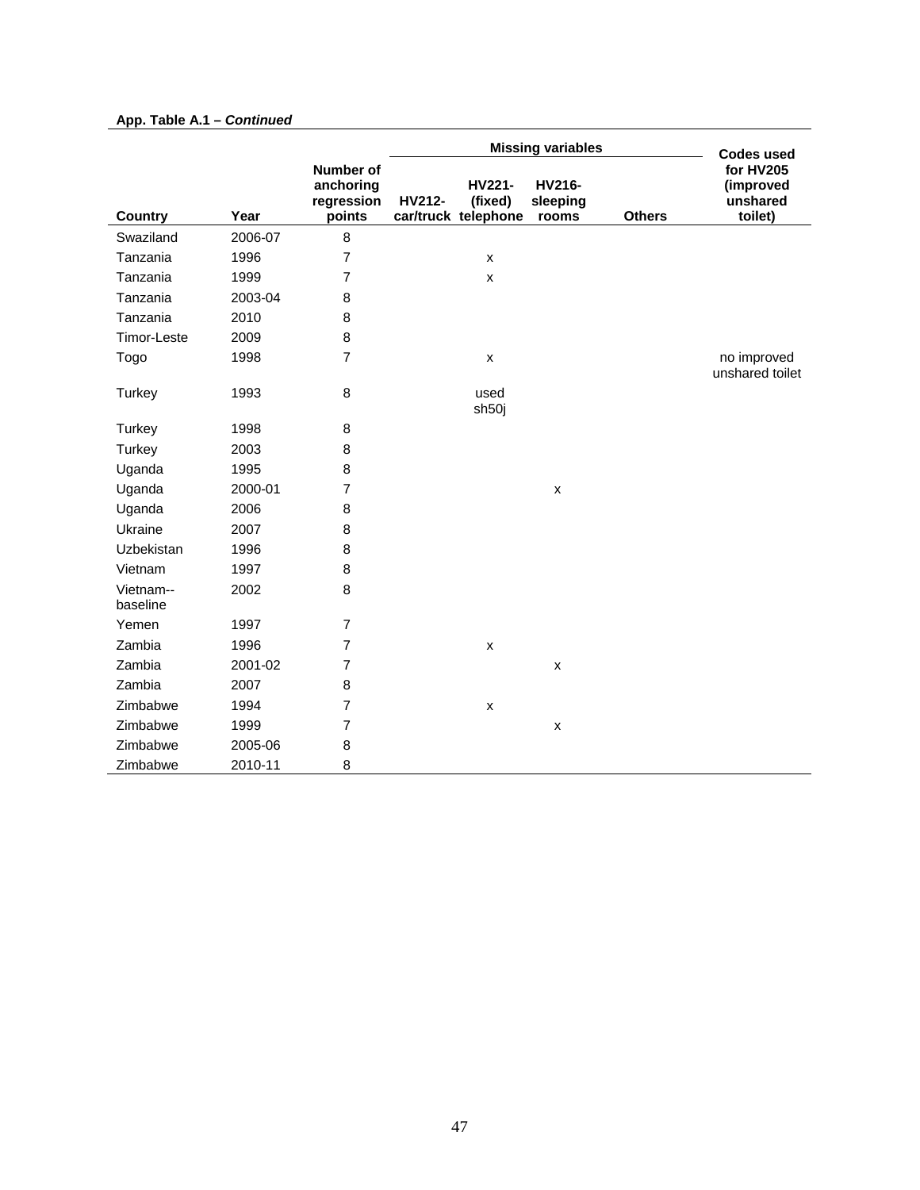**App. Table A.1 – *Continued***

| Country | Year | Number of anchoring regression points | Missing variables | | | | Codes used for HV205 (improved unshared toilet) |
|---|---|---|---|---|---|---|---|
| | | | HV212- car/truck | HV221- (fixed) telephone | HV216- sleeping rooms | Others | |
| Swaziland | 2006-07 | 8 | | | | | |
| Tanzania | 1996 | 7 | | x | | | |
| Tanzania | 1999 | 7 | | x | | | |
| Tanzania | 2003-04 | 8 | | | | | |
| Tanzania | 2010 | 8 | | | | | |
| Timor-Leste | 2009 | 8 | | | | | |
| Togo | 1998 | 7 | | x | | | no improved unshared toilet |
| Turkey | 1993 | 8 | | used sh50j | | | |
| Turkey | 1998 | 8 | | | | | |
| Turkey | 2003 | 8 | | | | | |
| Uganda | 1995 | 8 | | | | | |
| Uganda | 2000-01 | 7 | | | x | | |
| Uganda | 2006 | 8 | | | | | |
| Ukraine | 2007 | 8 | | | | | |
| Uzbekistan | 1996 | 8 | | | | | |
| Vietnam | 1997 | 8 | | | | | |
| Vietnam--baseline | 2002 | 8 | | | | | |
| Yemen | 1997 | 7 | | | | | |
| Zambia | 1996 | 7 | | x | | | |
| Zambia | 2001-02 | 7 | | | x | | |
| Zambia | 2007 | 8 | | | | | |
| Zimbabwe | 1994 | 7 | | x | | | |
| Zimbabwe | 1999 | 7 | | | x | | |
| Zimbabwe | 2005-06 | 8 | | | | | |
| Zimbabwe | 2010-11 | 8 | | | | | |